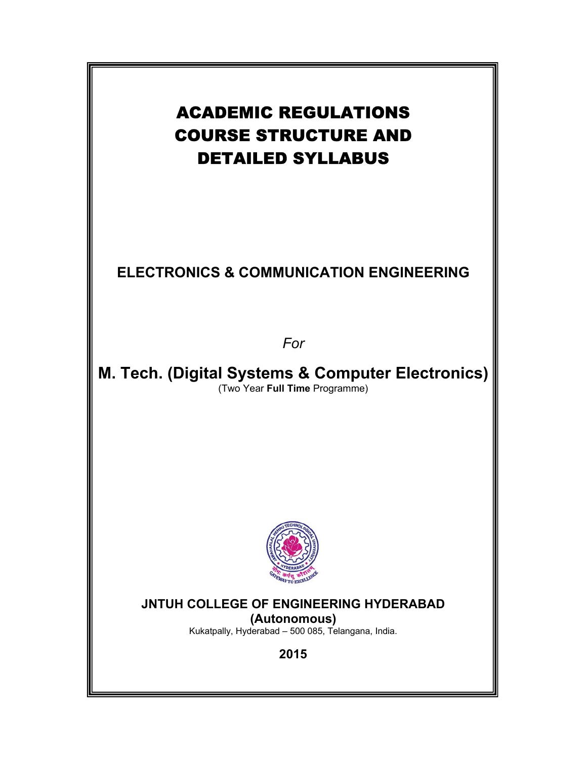# ACADEMIC REGULATIONS
# COURSE STRUCTURE AND
# DETAILED SYLLABUS

## ELECTRONICS & COMMUNICATION ENGINEERING

*For*

## M. Tech. (Digital Systems & Computer Electronics)

(Two Year **Full Time** Programme)

**JNTUH COLLEGE OF ENGINEERING HYDERABAD**

**(Autonomous)**

Kukatpally, Hyderabad – 500 085, Telangana, India.

**2015**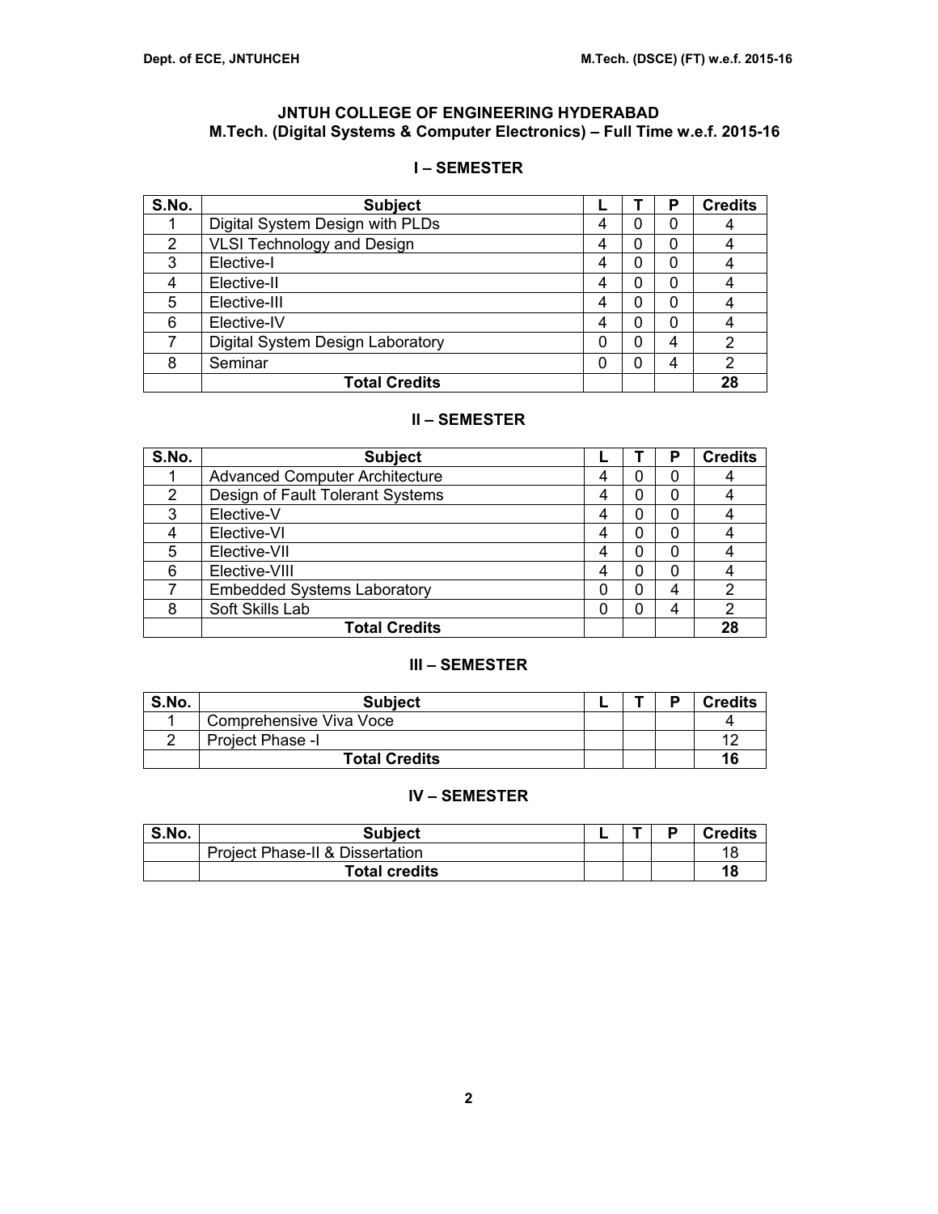# JNTUH COLLEGE OF ENGINEERING HYDERABAD
## M.Tech. (Digital Systems & Computer Electronics) – Full Time w.e.f. 2015-16

### I – SEMESTER

| S.No. | Subject | L | T | P | Credits |
|---|---|---|---|---|---|
| 1 | Digital System Design with PLDs | 4 | 0 | 0 | 4 |
| 2 | VLSI Technology and Design | 4 | 0 | 0 | 4 |
| 3 | Elective-I | 4 | 0 | 0 | 4 |
| 4 | Elective-II | 4 | 0 | 0 | 4 |
| 5 | Elective-III | 4 | 0 | 0 | 4 |
| 6 | Elective-IV | 4 | 0 | 0 | 4 |
| 7 | Digital System Design Laboratory | 0 | 0 | 4 | 2 |
| 8 | Seminar | 0 | 0 | 4 | 2 |
| | **Total Credits** | | | | **28** |

### II – SEMESTER

| S.No. | Subject | L | T | P | Credits |
|---|---|---|---|---|---|
| 1 | Advanced Computer Architecture | 4 | 0 | 0 | 4 |
| 2 | Design of Fault Tolerant Systems | 4 | 0 | 0 | 4 |
| 3 | Elective-V | 4 | 0 | 0 | 4 |
| 4 | Elective-VI | 4 | 0 | 0 | 4 |
| 5 | Elective-VII | 4 | 0 | 0 | 4 |
| 6 | Elective-VIII | 4 | 0 | 0 | 4 |
| 7 | Embedded Systems Laboratory | 0 | 0 | 4 | 2 |
| 8 | Soft Skills Lab | 0 | 0 | 4 | 2 |
| | **Total Credits** | | | | **28** |

### III – SEMESTER

| S.No. | Subject | L | T | P | Credits |
|---|---|---|---|---|---|
| 1 | Comprehensive Viva Voce | | | | 4 |
| 2 | Project Phase -I | | | | 12 |
| | **Total Credits** | | | | **16** |

### IV – SEMESTER

| S.No. | Subject | L | T | P | Credits |
|---|---|---|---|---|---|
| | Project Phase-II & Dissertation | | | | 18 |
| | **Total credits** | | | | **18** |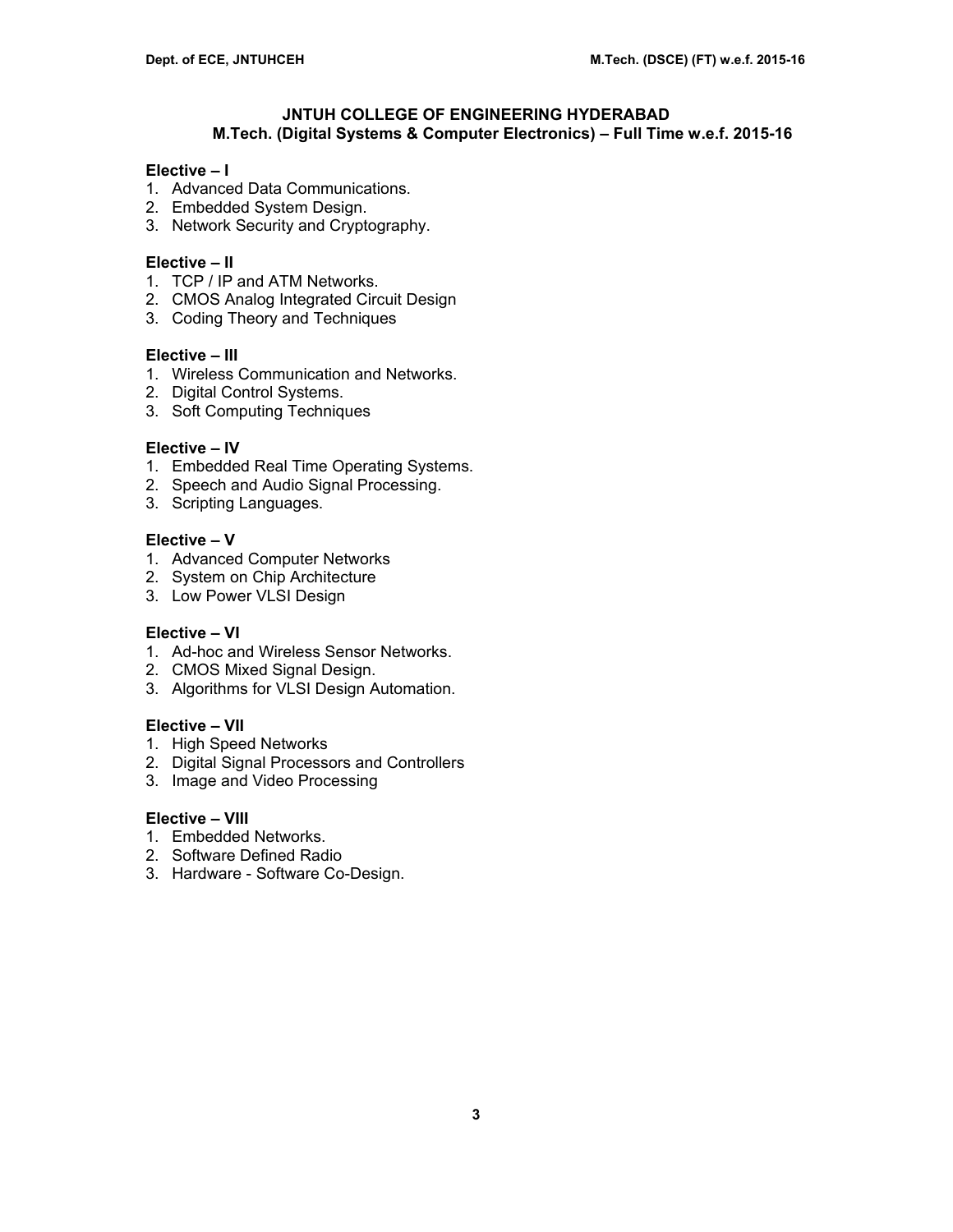# JNTUH COLLEGE OF ENGINEERING HYDERABAD
## M.Tech. (Digital Systems & Computer Electronics) – Full Time w.e.f. 2015-16

**Elective – I**
1. Advanced Data Communications.
2. Embedded System Design.
3. Network Security and Cryptography.

**Elective – II**
1. TCP / IP and ATM Networks.
2. CMOS Analog Integrated Circuit Design
3. Coding Theory and Techniques

**Elective – III**
1. Wireless Communication and Networks.
2. Digital Control Systems.
3. Soft Computing Techniques

**Elective – IV**
1. Embedded Real Time Operating Systems.
2. Speech and Audio Signal Processing.
3. Scripting Languages.

**Elective – V**
1. Advanced Computer Networks
2. System on Chip Architecture
3. Low Power VLSI Design

**Elective – VI**
1. Ad-hoc and Wireless Sensor Networks.
2. CMOS Mixed Signal Design.
3. Algorithms for VLSI Design Automation.

**Elective – VII**
1. High Speed Networks
2. Digital Signal Processors and Controllers
3. Image and Video Processing

**Elective – VIII**
1. Embedded Networks.
2. Software Defined Radio
3. Hardware - Software Co-Design.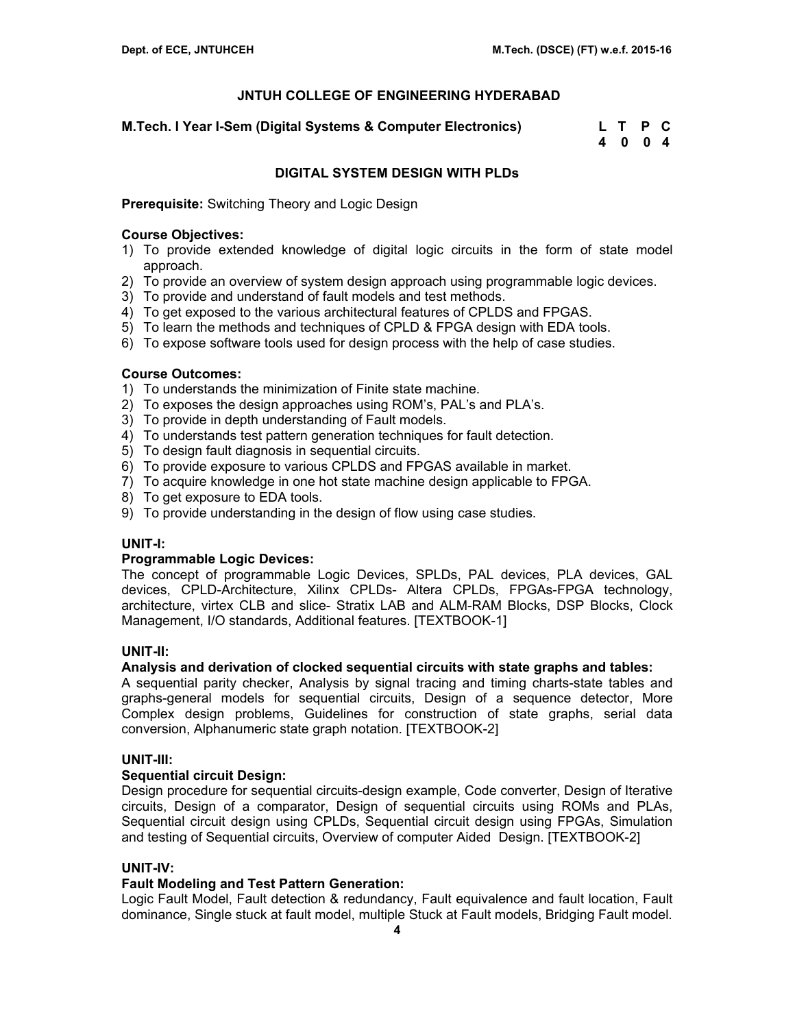## JNTUH COLLEGE OF ENGINEERING HYDERABAD

**M.Tech. I Year I-Sem (Digital Systems & Computer Electronics)**

| L | T | P | C |
|---|---|---|---|
| 4 | 0 | 0 | 4 |

### DIGITAL SYSTEM DESIGN WITH PLDs

**Prerequisite:** Switching Theory and Logic Design

**Course Objectives:**

1) To provide extended knowledge of digital logic circuits in the form of state model approach.
2) To provide an overview of system design approach using programmable logic devices.
3) To provide and understand of fault models and test methods.
4) To get exposed to the various architectural features of CPLDS and FPGAS.
5) To learn the methods and techniques of CPLD & FPGA design with EDA tools.
6) To expose software tools used for design process with the help of case studies.

**Course Outcomes:**

1) To understands the minimization of Finite state machine.
2) To exposes the design approaches using ROM's, PAL's and PLA's.
3) To provide in depth understanding of Fault models.
4) To understands test pattern generation techniques for fault detection.
5) To design fault diagnosis in sequential circuits.
6) To provide exposure to various CPLDS and FPGAS available in market.
7) To acquire knowledge in one hot state machine design applicable to FPGA.
8) To get exposure to EDA tools.
9) To provide understanding in the design of flow using case studies.

**UNIT-I:**

**Programmable Logic Devices:**

The concept of programmable Logic Devices, SPLDs, PAL devices, PLA devices, GAL devices, CPLD-Architecture, Xilinx CPLDs- Altera CPLDs, FPGAs-FPGA technology, architecture, virtex CLB and slice- Stratix LAB and ALM-RAM Blocks, DSP Blocks, Clock Management, I/O standards, Additional features. [TEXTBOOK-1]

**UNIT-II:**

**Analysis and derivation of clocked sequential circuits with state graphs and tables:**

A sequential parity checker, Analysis by signal tracing and timing charts-state tables and graphs-general models for sequential circuits, Design of a sequence detector, More Complex design problems, Guidelines for construction of state graphs, serial data conversion, Alphanumeric state graph notation. [TEXTBOOK-2]

**UNIT-III:**

**Sequential circuit Design:**

Design procedure for sequential circuits-design example, Code converter, Design of Iterative circuits, Design of a comparator, Design of sequential circuits using ROMs and PLAs, Sequential circuit design using CPLDs, Sequential circuit design using FPGAs, Simulation and testing of Sequential circuits, Overview of computer Aided Design. [TEXTBOOK-2]

**UNIT-IV:**

**Fault Modeling and Test Pattern Generation:**

Logic Fault Model, Fault detection & redundancy, Fault equivalence and fault location, Fault dominance, Single stuck at fault model, multiple Stuck at Fault models, Bridging Fault model.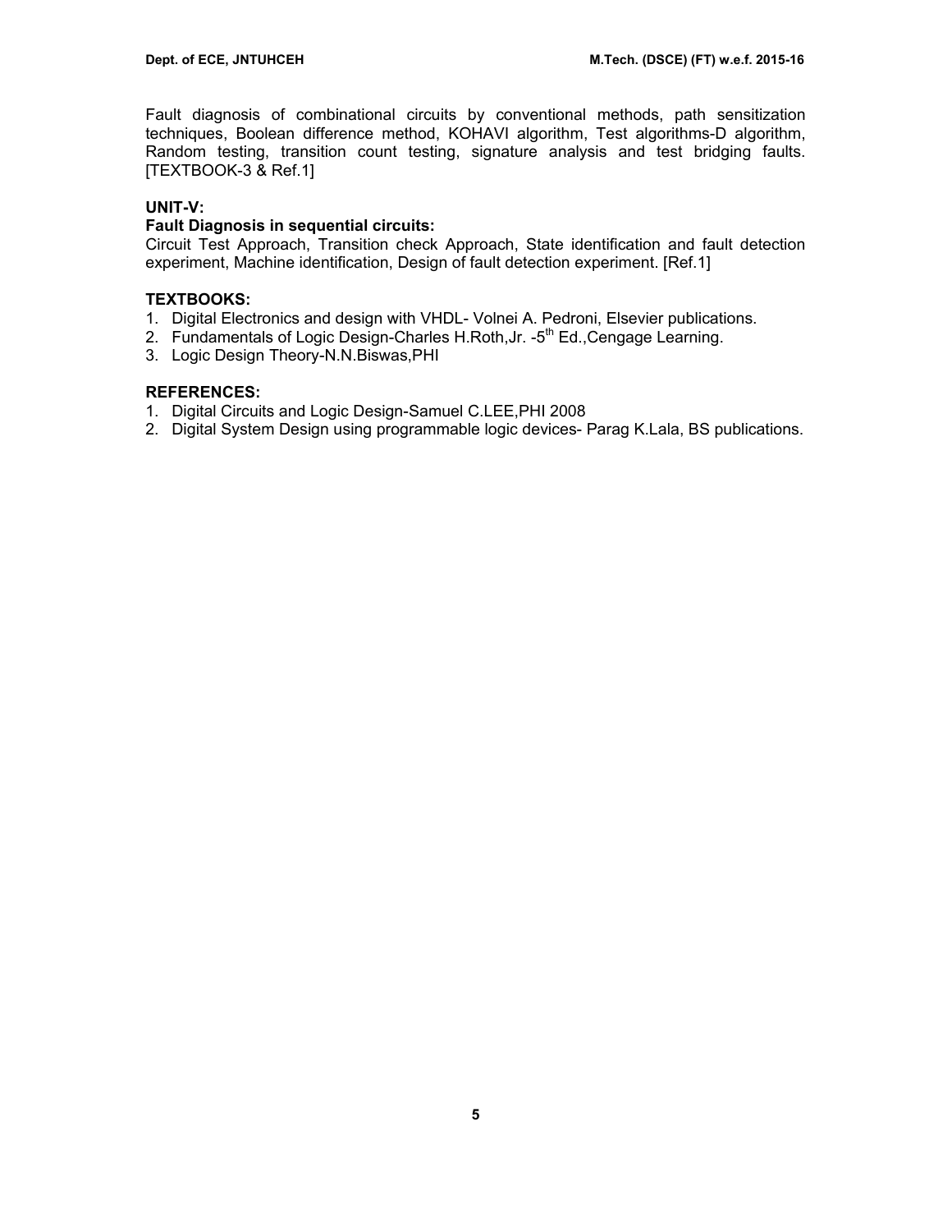Fault diagnosis of combinational circuits by conventional methods, path sensitization techniques, Boolean difference method, KOHAVI algorithm, Test algorithms-D algorithm, Random testing, transition count testing, signature analysis and test bridging faults. [TEXTBOOK-3 & Ref.1]

**UNIT-V:**

**Fault Diagnosis in sequential circuits:**

Circuit Test Approach, Transition check Approach, State identification and fault detection experiment, Machine identification, Design of fault detection experiment. [Ref.1]

**TEXTBOOKS:**

1. Digital Electronics and design with VHDL- Volnei A. Pedroni, Elsevier publications.
2. Fundamentals of Logic Design-Charles H.Roth,Jr. -5th Ed.,Cengage Learning.
3. Logic Design Theory-N.N.Biswas,PHI

**REFERENCES:**

1. Digital Circuits and Logic Design-Samuel C.LEE,PHI 2008
2. Digital System Design using programmable logic devices- Parag K.Lala, BS publications.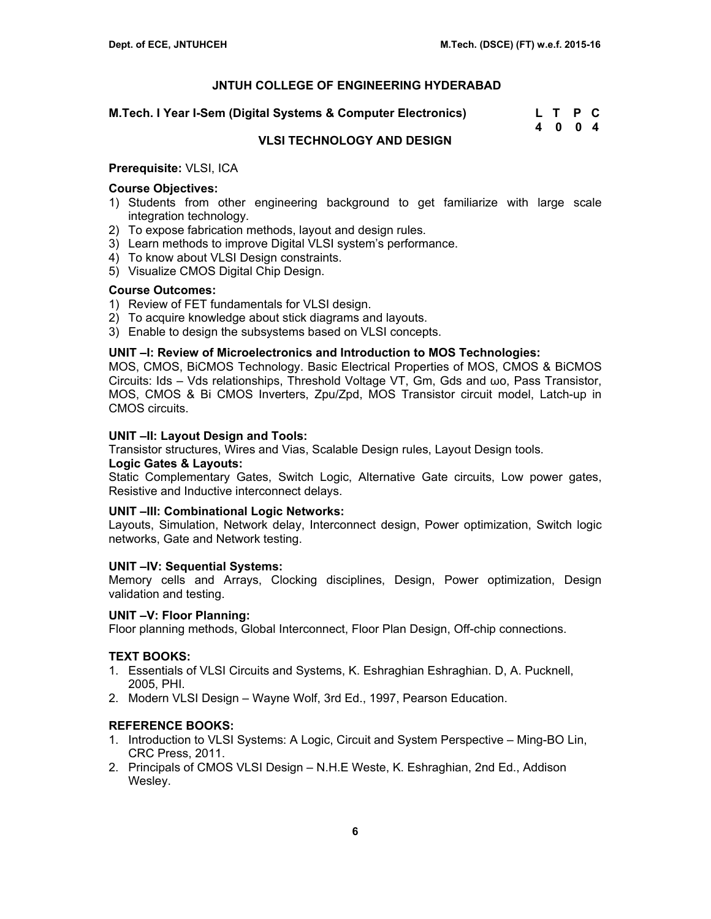# JNTUH COLLEGE OF ENGINEERING HYDERABAD

**M.Tech. I Year I-Sem (Digital Systems & Computer Electronics)**

| L | T | P | C |
|---|---|---|---|
| 4 | 0 | 0 | 4 |

## VLSI TECHNOLOGY AND DESIGN

**Prerequisite:** VLSI, ICA

**Course Objectives:**

1) Students from other engineering background to get familiarize with large scale integration technology.
2) To expose fabrication methods, layout and design rules.
3) Learn methods to improve Digital VLSI system's performance.
4) To know about VLSI Design constraints.
5) Visualize CMOS Digital Chip Design.

**Course Outcomes:**

1) Review of FET fundamentals for VLSI design.
2) To acquire knowledge about stick diagrams and layouts.
3) Enable to design the subsystems based on VLSI concepts.

**UNIT –I: Review of Microelectronics and Introduction to MOS Technologies:**
MOS, CMOS, BiCMOS Technology. Basic Electrical Properties of MOS, CMOS & BiCMOS Circuits: Ids – Vds relationships, Threshold Voltage VT, Gm, Gds and ωo, Pass Transistor, MOS, CMOS & Bi CMOS Inverters, Zpu/Zpd, MOS Transistor circuit model, Latch-up in CMOS circuits.

**UNIT –II: Layout Design and Tools:**
Transistor structures, Wires and Vias, Scalable Design rules, Layout Design tools.
**Logic Gates & Layouts:**
Static Complementary Gates, Switch Logic, Alternative Gate circuits, Low power gates, Resistive and Inductive interconnect delays.

**UNIT –III: Combinational Logic Networks:**
Layouts, Simulation, Network delay, Interconnect design, Power optimization, Switch logic networks, Gate and Network testing.

**UNIT –IV: Sequential Systems:**
Memory cells and Arrays, Clocking disciplines, Design, Power optimization, Design validation and testing.

**UNIT –V: Floor Planning:**
Floor planning methods, Global Interconnect, Floor Plan Design, Off-chip connections.

**TEXT BOOKS:**

1. Essentials of VLSI Circuits and Systems, K. Eshraghian Eshraghian. D, A. Pucknell, 2005, PHI.
2. Modern VLSI Design – Wayne Wolf, 3rd Ed., 1997, Pearson Education.

**REFERENCE BOOKS:**

1. Introduction to VLSI Systems: A Logic, Circuit and System Perspective – Ming-BO Lin, CRC Press, 2011.
2. Principals of CMOS VLSI Design – N.H.E Weste, K. Eshraghian, 2nd Ed., Addison Wesley.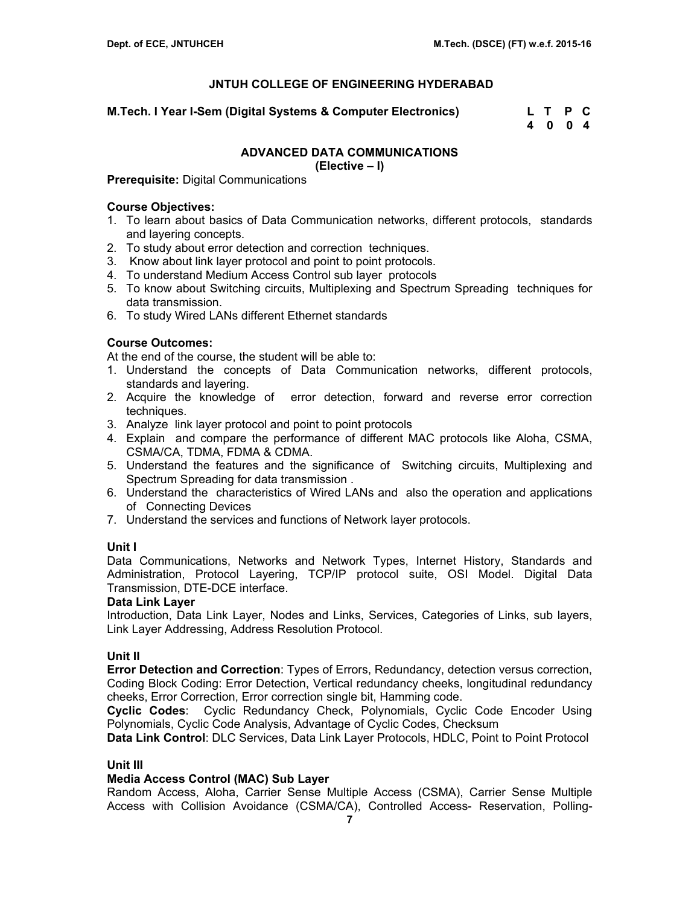## JNTUH COLLEGE OF ENGINEERING HYDERABAD

**M.Tech. I Year I-Sem (Digital Systems & Computer Electronics)**

| L | T | P | C |
|---|---|---|---|
| 4 | 0 | 0 | 4 |

### ADVANCED DATA COMMUNICATIONS
**(Elective – I)**

**Prerequisite:** Digital Communications

**Course Objectives:**

1. To learn about basics of Data Communication networks, different protocols, standards and layering concepts.
2. To study about error detection and correction techniques.
3. Know about link layer protocol and point to point protocols.
4. To understand Medium Access Control sub layer protocols
5. To know about Switching circuits, Multiplexing and Spectrum Spreading techniques for data transmission.
6. To study Wired LANs different Ethernet standards

**Course Outcomes:**

At the end of the course, the student will be able to:

1. Understand the concepts of Data Communication networks, different protocols, standards and layering.
2. Acquire the knowledge of error detection, forward and reverse error correction techniques.
3. Analyze link layer protocol and point to point protocols
4. Explain and compare the performance of different MAC protocols like Aloha, CSMA, CSMA/CA, TDMA, FDMA & CDMA.
5. Understand the features and the significance of Switching circuits, Multiplexing and Spectrum Spreading for data transmission .
6. Understand the characteristics of Wired LANs and also the operation and applications of Connecting Devices
7. Understand the services and functions of Network layer protocols.

**Unit I**

Data Communications, Networks and Network Types, Internet History, Standards and Administration, Protocol Layering, TCP/IP protocol suite, OSI Model. Digital Data Transmission, DTE-DCE interface.

**Data Link Layer**

Introduction, Data Link Layer, Nodes and Links, Services, Categories of Links, sub layers, Link Layer Addressing, Address Resolution Protocol.

**Unit II**

**Error Detection and Correction**: Types of Errors, Redundancy, detection versus correction, Coding Block Coding: Error Detection, Vertical redundancy cheeks, longitudinal redundancy cheeks, Error Correction, Error correction single bit, Hamming code.

**Cyclic Codes**: Cyclic Redundancy Check, Polynomials, Cyclic Code Encoder Using Polynomials, Cyclic Code Analysis, Advantage of Cyclic Codes, Checksum

**Data Link Control**: DLC Services, Data Link Layer Protocols, HDLC, Point to Point Protocol

**Unit III**

**Media Access Control (MAC) Sub Layer**

Random Access, Aloha, Carrier Sense Multiple Access (CSMA), Carrier Sense Multiple Access with Collision Avoidance (CSMA/CA), Controlled Access- Reservation, Polling-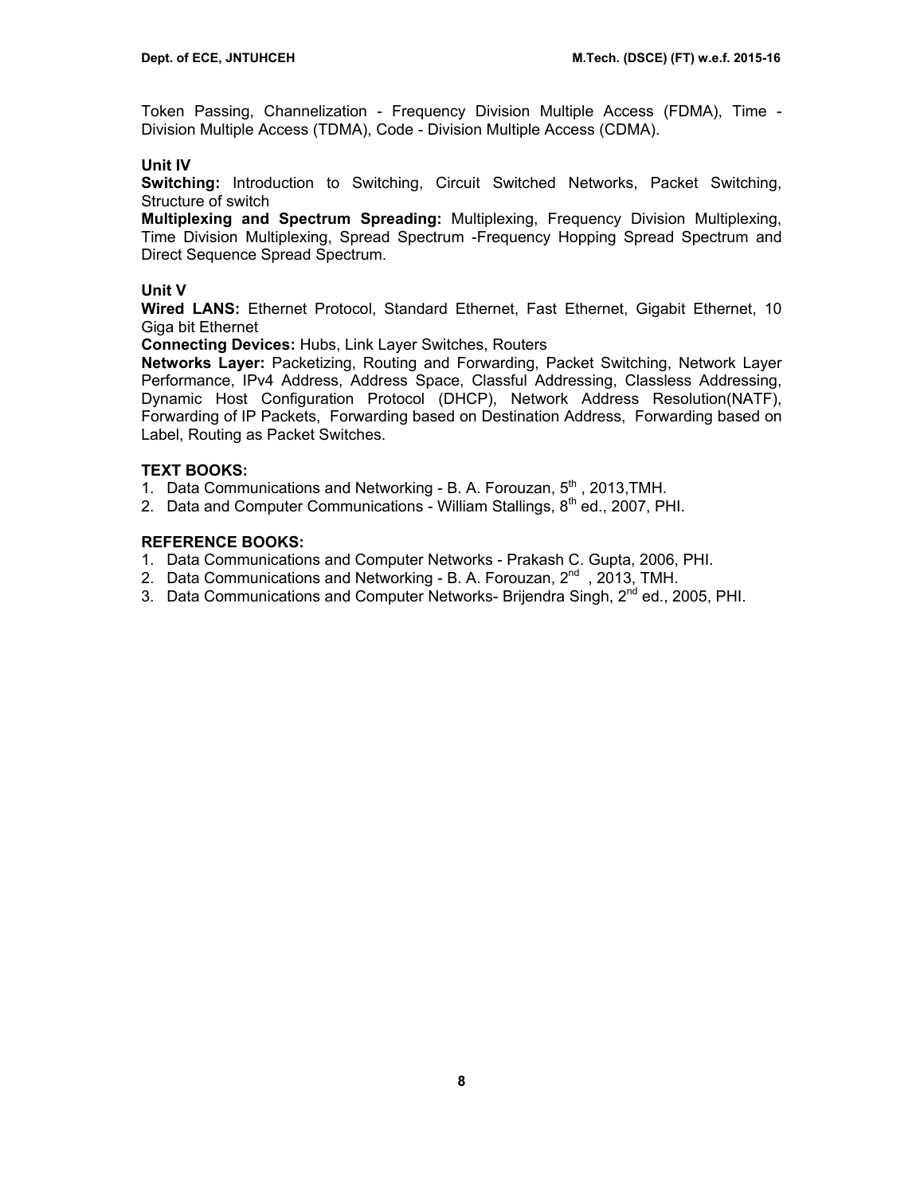Token Passing, Channelization - Frequency Division Multiple Access (FDMA), Time - Division Multiple Access (TDMA), Code - Division Multiple Access (CDMA).

**Unit IV**

**Switching:** Introduction to Switching, Circuit Switched Networks, Packet Switching, Structure of switch

**Multiplexing and Spectrum Spreading:** Multiplexing, Frequency Division Multiplexing, Time Division Multiplexing, Spread Spectrum -Frequency Hopping Spread Spectrum and Direct Sequence Spread Spectrum.

**Unit V**

**Wired LANS:** Ethernet Protocol, Standard Ethernet, Fast Ethernet, Gigabit Ethernet, 10 Giga bit Ethernet

**Connecting Devices:** Hubs, Link Layer Switches, Routers

**Networks Layer:** Packetizing, Routing and Forwarding, Packet Switching, Network Layer Performance, IPv4 Address, Address Space, Classful Addressing, Classless Addressing, Dynamic Host Configuration Protocol (DHCP), Network Address Resolution(NATF), Forwarding of IP Packets, Forwarding based on Destination Address, Forwarding based on Label, Routing as Packet Switches.

**TEXT BOOKS:**

1. Data Communications and Networking - B. A. Forouzan, 5th , 2013,TMH.
2. Data and Computer Communications - William Stallings, 8th ed., 2007, PHI.

**REFERENCE BOOKS:**

1. Data Communications and Computer Networks - Prakash C. Gupta, 2006, PHI.
2. Data Communications and Networking - B. A. Forouzan, 2nd , 2013, TMH.
3. Data Communications and Computer Networks- Brijendra Singh, 2nd ed., 2005, PHI.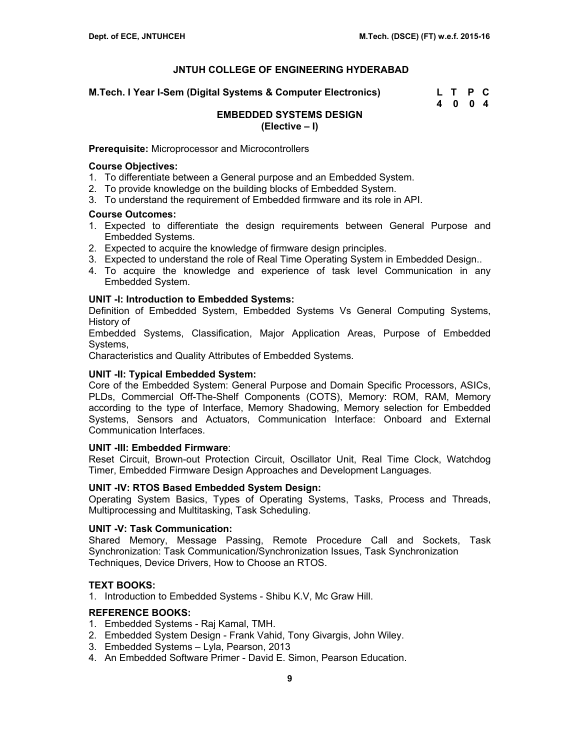# JNTUH COLLEGE OF ENGINEERING HYDERABAD

**M.Tech. I Year I-Sem (Digital Systems & Computer Electronics)**

| L | T | P | C |
|---|---|---|---|
| 4 | 0 | 0 | 4 |

## EMBEDDED SYSTEMS DESIGN
## (Elective – I)

**Prerequisite:** Microprocessor and Microcontrollers

**Course Objectives:**
1. To differentiate between a General purpose and an Embedded System.
2. To provide knowledge on the building blocks of Embedded System.
3. To understand the requirement of Embedded firmware and its role in API.

**Course Outcomes:**
1. Expected to differentiate the design requirements between General Purpose and Embedded Systems.
2. Expected to acquire the knowledge of firmware design principles.
3. Expected to understand the role of Real Time Operating System in Embedded Design..
4. To acquire the knowledge and experience of task level Communication in any Embedded System.

**UNIT -I: Introduction to Embedded Systems:**
Definition of Embedded System, Embedded Systems Vs General Computing Systems, History of Embedded Systems, Classification, Major Application Areas, Purpose of Embedded Systems, Characteristics and Quality Attributes of Embedded Systems.

**UNIT -II: Typical Embedded System:**
Core of the Embedded System: General Purpose and Domain Specific Processors, ASICs, PLDs, Commercial Off-The-Shelf Components (COTS), Memory: ROM, RAM, Memory according to the type of Interface, Memory Shadowing, Memory selection for Embedded Systems, Sensors and Actuators, Communication Interface: Onboard and External Communication Interfaces.

**UNIT -III: Embedded Firmware**:
Reset Circuit, Brown-out Protection Circuit, Oscillator Unit, Real Time Clock, Watchdog Timer, Embedded Firmware Design Approaches and Development Languages.

**UNIT -IV: RTOS Based Embedded System Design:**
Operating System Basics, Types of Operating Systems, Tasks, Process and Threads, Multiprocessing and Multitasking, Task Scheduling.

**UNIT -V: Task Communication:**
Shared Memory, Message Passing, Remote Procedure Call and Sockets, Task Synchronization: Task Communication/Synchronization Issues, Task Synchronization Techniques, Device Drivers, How to Choose an RTOS.

**TEXT BOOKS:**
1. Introduction to Embedded Systems - Shibu K.V, Mc Graw Hill.

**REFERENCE BOOKS:**
1. Embedded Systems - Raj Kamal, TMH.
2. Embedded System Design - Frank Vahid, Tony Givargis, John Wiley.
3. Embedded Systems – Lyla, Pearson, 2013
4. An Embedded Software Primer - David E. Simon, Pearson Education.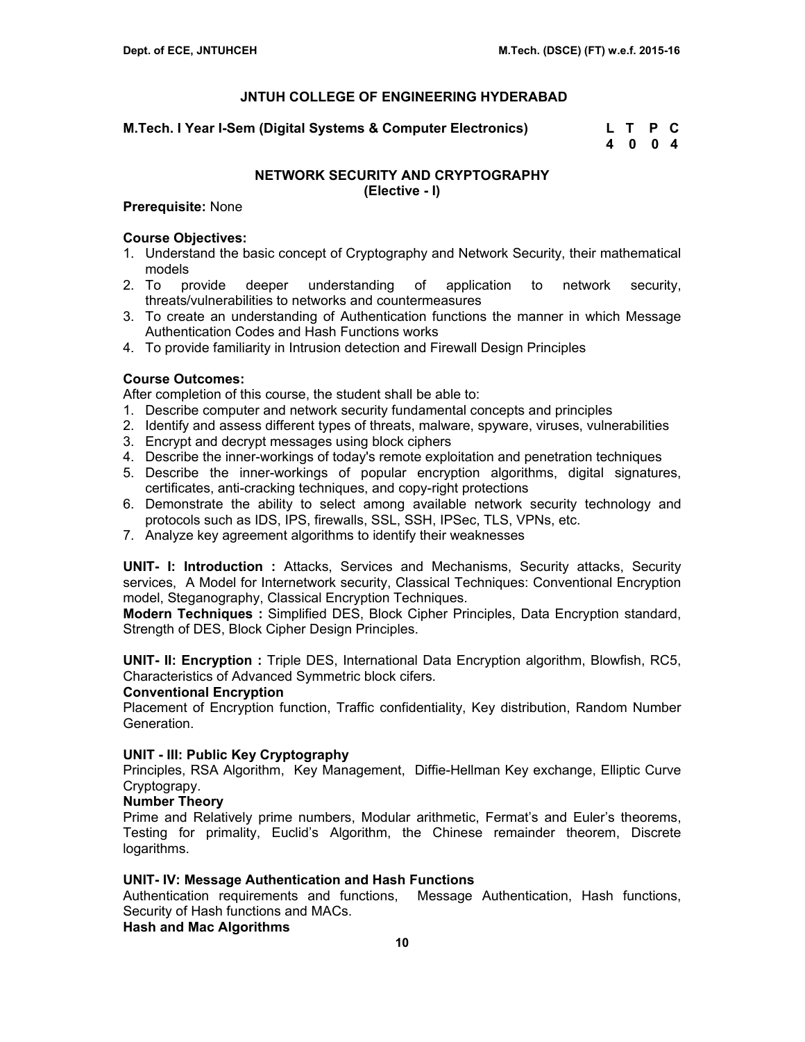## JNTUH COLLEGE OF ENGINEERING HYDERABAD

**M.Tech. I Year I-Sem (Digital Systems & Computer Electronics)**

| L | T | P | C |
|---|---|---|---|
| 4 | 0 | 0 | 4 |

### NETWORK SECURITY AND CRYPTOGRAPHY
**(Elective - I)**

**Prerequisite:** None

**Course Objectives:**
1. Understand the basic concept of Cryptography and Network Security, their mathematical models
2. To provide deeper understanding of application to network security, threats/vulnerabilities to networks and countermeasures
3. To create an understanding of Authentication functions the manner in which Message Authentication Codes and Hash Functions works
4. To provide familiarity in Intrusion detection and Firewall Design Principles

**Course Outcomes:**
After completion of this course, the student shall be able to:
1. Describe computer and network security fundamental concepts and principles
2. Identify and assess different types of threats, malware, spyware, viruses, vulnerabilities
3. Encrypt and decrypt messages using block ciphers
4. Describe the inner-workings of today's remote exploitation and penetration techniques
5. Describe the inner-workings of popular encryption algorithms, digital signatures, certificates, anti-cracking techniques, and copy-right protections
6. Demonstrate the ability to select among available network security technology and protocols such as IDS, IPS, firewalls, SSL, SSH, IPSec, TLS, VPNs, etc.
7. Analyze key agreement algorithms to identify their weaknesses

**UNIT- I: Introduction :** Attacks, Services and Mechanisms, Security attacks, Security services, A Model for Internetwork security, Classical Techniques: Conventional Encryption model, Steganography, Classical Encryption Techniques.
**Modern Techniques :** Simplified DES, Block Cipher Principles, Data Encryption standard, Strength of DES, Block Cipher Design Principles.

**UNIT- II: Encryption :** Triple DES, International Data Encryption algorithm, Blowfish, RC5, Characteristics of Advanced Symmetric block cifers.

**Conventional Encryption**
Placement of Encryption function, Traffic confidentiality, Key distribution, Random Number Generation.

**UNIT - III: Public Key Cryptography**
Principles, RSA Algorithm, Key Management, Diffie-Hellman Key exchange, Elliptic Curve Cryptograpy.

**Number Theory**
Prime and Relatively prime numbers, Modular arithmetic, Fermat's and Euler's theorems, Testing for primality, Euclid's Algorithm, the Chinese remainder theorem, Discrete logarithms.

**UNIT- IV: Message Authentication and Hash Functions**
Authentication requirements and functions, Message Authentication, Hash functions, Security of Hash functions and MACs.

**Hash and Mac Algorithms**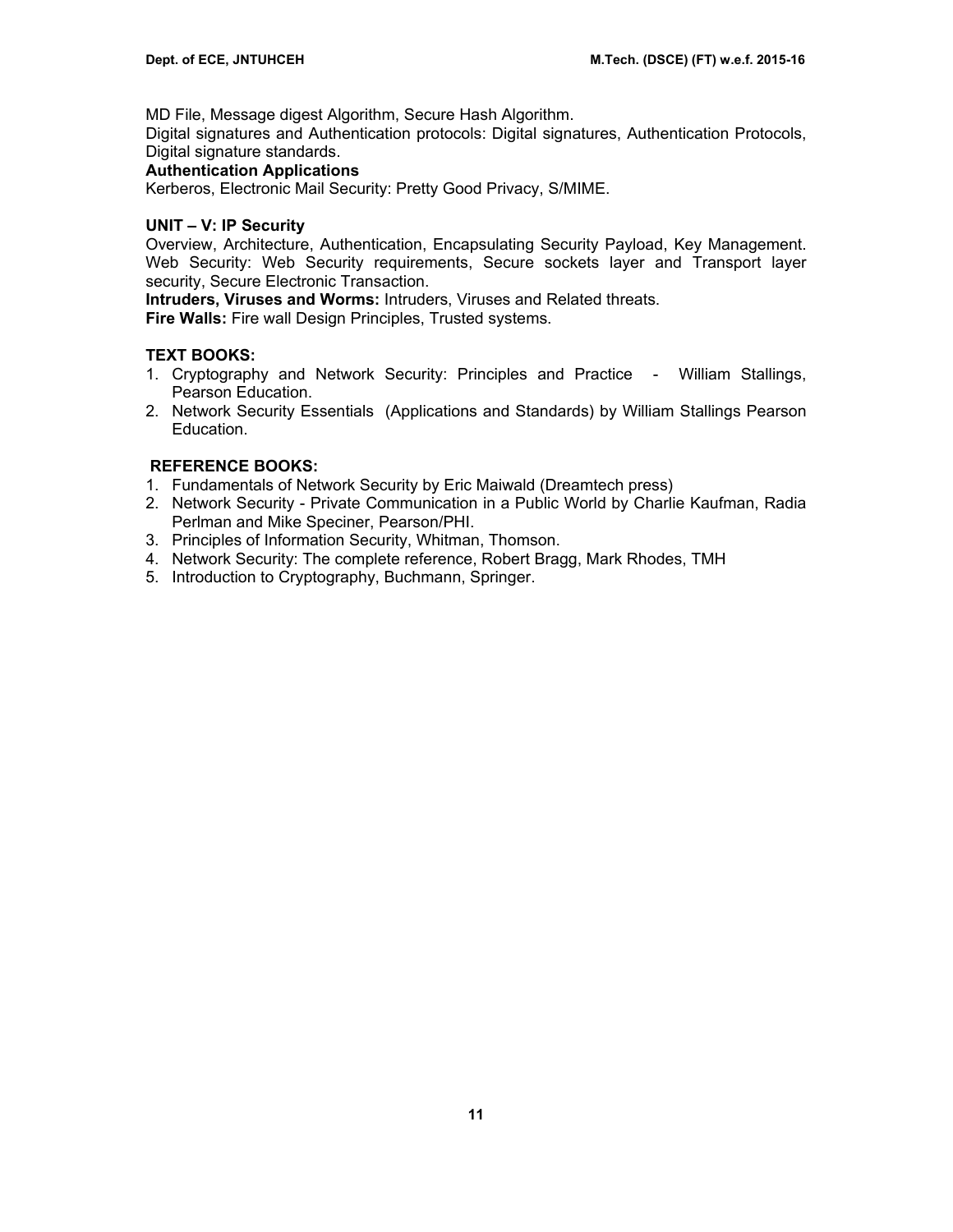MD File, Message digest Algorithm, Secure Hash Algorithm.
Digital signatures and Authentication protocols: Digital signatures, Authentication Protocols, Digital signature standards.

**Authentication Applications**
Kerberos, Electronic Mail Security: Pretty Good Privacy, S/MIME.

**UNIT – V: IP Security**
Overview, Architecture, Authentication, Encapsulating Security Payload, Key Management. Web Security: Web Security requirements, Secure sockets layer and Transport layer security, Secure Electronic Transaction.
**Intruders, Viruses and Worms:** Intruders, Viruses and Related threats.
**Fire Walls:** Fire wall Design Principles, Trusted systems.

**TEXT BOOKS:**
1. Cryptography and Network Security: Principles and Practice - William Stallings, Pearson Education.
2. Network Security Essentials (Applications and Standards) by William Stallings Pearson Education.

**REFERENCE BOOKS:**
1. Fundamentals of Network Security by Eric Maiwald (Dreamtech press)
2. Network Security - Private Communication in a Public World by Charlie Kaufman, Radia Perlman and Mike Speciner, Pearson/PHI.
3. Principles of Information Security, Whitman, Thomson.
4. Network Security: The complete reference, Robert Bragg, Mark Rhodes, TMH
5. Introduction to Cryptography, Buchmann, Springer.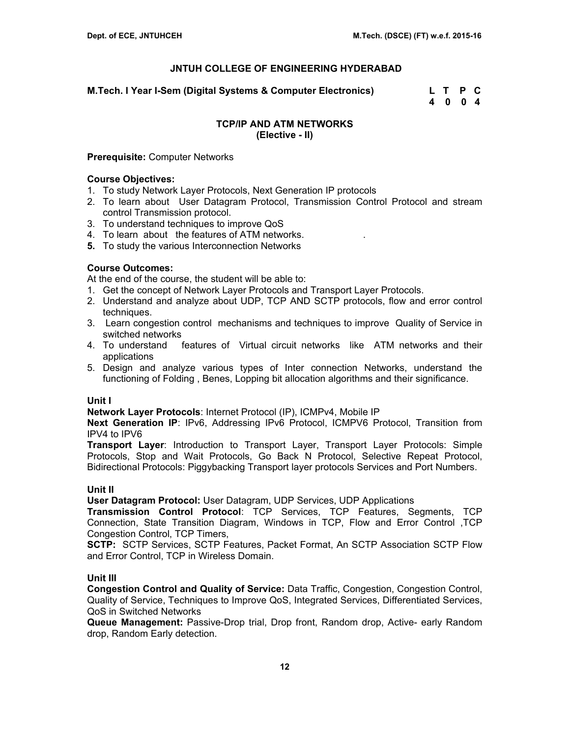# JNTUH COLLEGE OF ENGINEERING HYDERABAD

**M.Tech. I Year I-Sem (Digital Systems & Computer Electronics)**

| L | T | P | C |
|---|---|---|---|
| 4 | 0 | 0 | 4 |

## TCP/IP AND ATM NETWORKS
## (Elective - II)

**Prerequisite:** Computer Networks

**Course Objectives:**

1. To study Network Layer Protocols, Next Generation IP protocols
2. To learn about User Datagram Protocol, Transmission Control Protocol and stream control Transmission protocol.
3. To understand techniques to improve QoS
4. To learn about the features of ATM networks. .
5. To study the various Interconnection Networks

**Course Outcomes:**

At the end of the course, the student will be able to:

1. Get the concept of Network Layer Protocols and Transport Layer Protocols.
2. Understand and analyze about UDP, TCP AND SCTP protocols, flow and error control techniques.
3. Learn congestion control mechanisms and techniques to improve Quality of Service in switched networks
4. To understand features of Virtual circuit networks like ATM networks and their applications
5. Design and analyze various types of Inter connection Networks, understand the functioning of Folding , Benes, Lopping bit allocation algorithms and their significance.

**Unit I**

**Network Layer Protocols**: Internet Protocol (IP), ICMPv4, Mobile IP

**Next Generation IP**: IPv6, Addressing IPv6 Protocol, ICMPV6 Protocol, Transition from IPV4 to IPV6

**Transport Layer**: Introduction to Transport Layer, Transport Layer Protocols: Simple Protocols, Stop and Wait Protocols, Go Back N Protocol, Selective Repeat Protocol, Bidirectional Protocols: Piggybacking Transport layer protocols Services and Port Numbers.

**Unit II**

**User Datagram Protocol:** User Datagram, UDP Services, UDP Applications

**Transmission Control Protocol**: TCP Services, TCP Features, Segments, TCP Connection, State Transition Diagram, Windows in TCP, Flow and Error Control ,TCP Congestion Control, TCP Timers,

**SCTP:** SCTP Services, SCTP Features, Packet Format, An SCTP Association SCTP Flow and Error Control, TCP in Wireless Domain.

**Unit III**

**Congestion Control and Quality of Service:** Data Traffic, Congestion, Congestion Control, Quality of Service, Techniques to Improve QoS, Integrated Services, Differentiated Services, QoS in Switched Networks

**Queue Management:** Passive-Drop trial, Drop front, Random drop, Active- early Random drop, Random Early detection.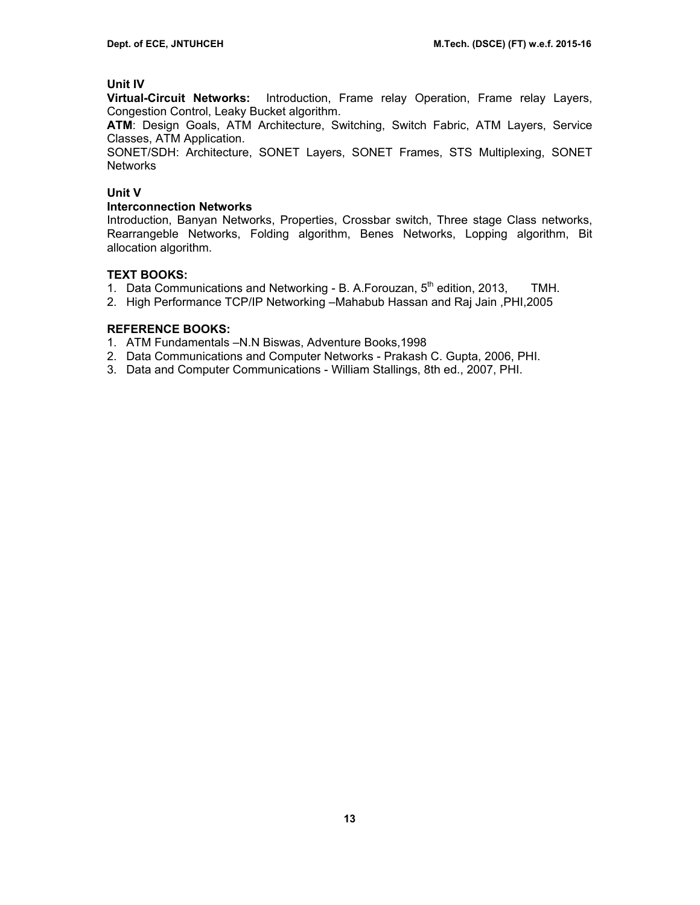### Unit IV

**Virtual-Circuit Networks:** Introduction, Frame relay Operation, Frame relay Layers, Congestion Control, Leaky Bucket algorithm.

**ATM**: Design Goals, ATM Architecture, Switching, Switch Fabric, ATM Layers, Service Classes, ATM Application.

SONET/SDH: Architecture, SONET Layers, SONET Frames, STS Multiplexing, SONET Networks

### Unit V

**Interconnection Networks**

Introduction, Banyan Networks, Properties, Crossbar switch, Three stage Class networks, Rearrangeble Networks, Folding algorithm, Benes Networks, Lopping algorithm, Bit allocation algorithm.

### TEXT BOOKS:

1. Data Communications and Networking - B. A.Forouzan, 5th edition, 2013, TMH.
2. High Performance TCP/IP Networking –Mahabub Hassan and Raj Jain ,PHI,2005

### REFERENCE BOOKS:

1. ATM Fundamentals –N.N Biswas, Adventure Books,1998
2. Data Communications and Computer Networks - Prakash C. Gupta, 2006, PHI.
3. Data and Computer Communications - William Stallings, 8th ed., 2007, PHI.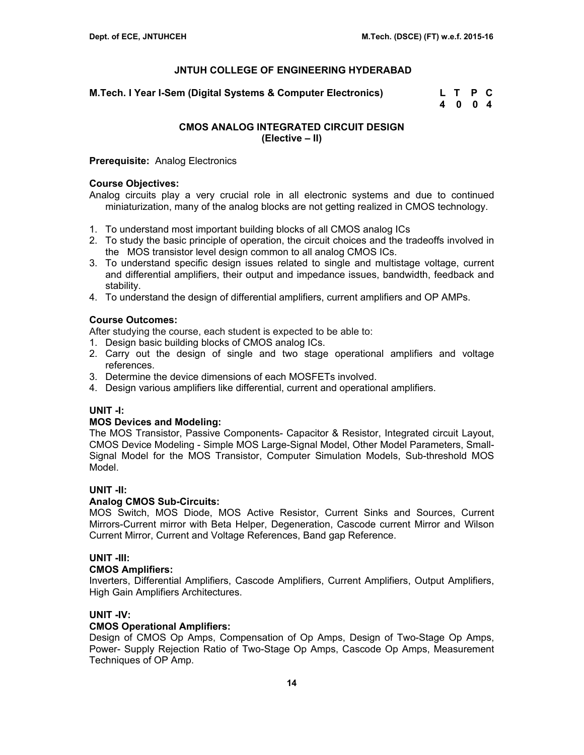# JNTUH COLLEGE OF ENGINEERING HYDERABAD

**M.Tech. I Year I-Sem (Digital Systems & Computer Electronics)**

| L | T | P | C |
|---|---|---|---|
| 4 | 0 | 0 | 4 |

## CMOS ANALOG INTEGRATED CIRCUIT DESIGN
## (Elective – II)

**Prerequisite:** Analog Electronics

**Course Objectives:**

Analog circuits play a very crucial role in all electronic systems and due to continued miniaturization, many of the analog blocks are not getting realized in CMOS technology.

1. To understand most important building blocks of all CMOS analog ICs
2. To study the basic principle of operation, the circuit choices and the tradeoffs involved in the MOS transistor level design common to all analog CMOS ICs.
3. To understand specific design issues related to single and multistage voltage, current and differential amplifiers, their output and impedance issues, bandwidth, feedback and stability.
4. To understand the design of differential amplifiers, current amplifiers and OP AMPs.

**Course Outcomes:**

After studying the course, each student is expected to be able to:

1. Design basic building blocks of CMOS analog ICs.
2. Carry out the design of single and two stage operational amplifiers and voltage references.
3. Determine the device dimensions of each MOSFETs involved.
4. Design various amplifiers like differential, current and operational amplifiers.

**UNIT -I:**

**MOS Devices and Modeling:**

The MOS Transistor, Passive Components- Capacitor & Resistor, Integrated circuit Layout, CMOS Device Modeling - Simple MOS Large-Signal Model, Other Model Parameters, Small-Signal Model for the MOS Transistor, Computer Simulation Models, Sub-threshold MOS Model.

**UNIT -II:**

**Analog CMOS Sub-Circuits:**

MOS Switch, MOS Diode, MOS Active Resistor, Current Sinks and Sources, Current Mirrors-Current mirror with Beta Helper, Degeneration, Cascode current Mirror and Wilson Current Mirror, Current and Voltage References, Band gap Reference.

**UNIT -III:**

**CMOS Amplifiers:**

Inverters, Differential Amplifiers, Cascode Amplifiers, Current Amplifiers, Output Amplifiers, High Gain Amplifiers Architectures.

**UNIT -IV:**

**CMOS Operational Amplifiers:**

Design of CMOS Op Amps, Compensation of Op Amps, Design of Two-Stage Op Amps, Power- Supply Rejection Ratio of Two-Stage Op Amps, Cascode Op Amps, Measurement Techniques of OP Amp.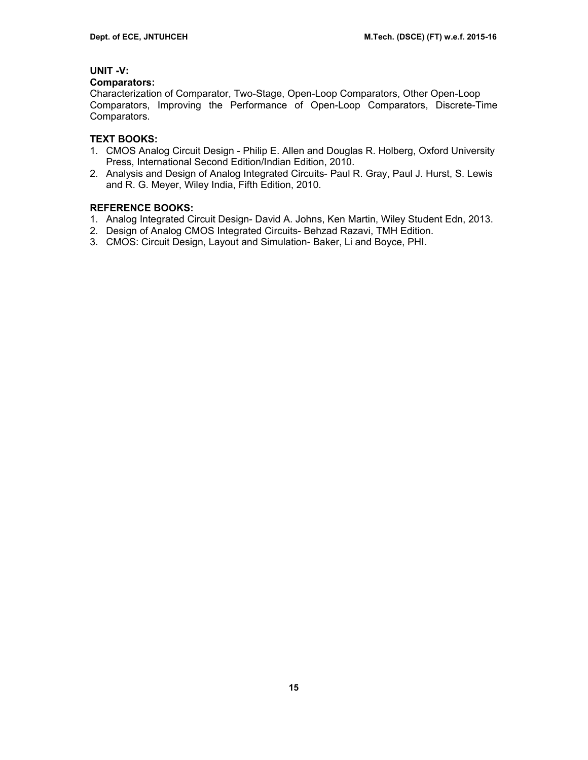**UNIT -V:**

**Comparators:**

Characterization of Comparator, Two-Stage, Open-Loop Comparators, Other Open-Loop Comparators, Improving the Performance of Open-Loop Comparators, Discrete-Time Comparators.

**TEXT BOOKS:**

1. CMOS Analog Circuit Design - Philip E. Allen and Douglas R. Holberg, Oxford University Press, International Second Edition/Indian Edition, 2010.
2. Analysis and Design of Analog Integrated Circuits- Paul R. Gray, Paul J. Hurst, S. Lewis and R. G. Meyer, Wiley India, Fifth Edition, 2010.

**REFERENCE BOOKS:**

1. Analog Integrated Circuit Design- David A. Johns, Ken Martin, Wiley Student Edn, 2013.
2. Design of Analog CMOS Integrated Circuits- Behzad Razavi, TMH Edition.
3. CMOS: Circuit Design, Layout and Simulation- Baker, Li and Boyce, PHI.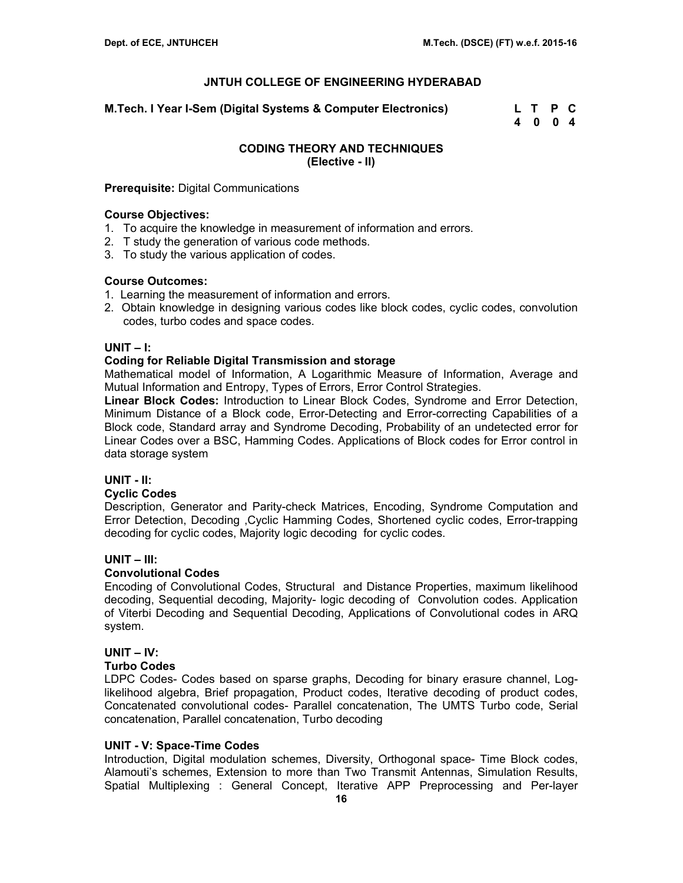# JNTUH COLLEGE OF ENGINEERING HYDERABAD

**M.Tech. I Year I-Sem (Digital Systems & Computer Electronics)**

| L | T | P | C |
|---|---|---|---|
| 4 | 0 | 0 | 4 |

## CODING THEORY AND TECHNIQUES
### (Elective - II)

**Prerequisite:** Digital Communications

**Course Objectives:**

1. To acquire the knowledge in measurement of information and errors.
2. T study the generation of various code methods.
3. To study the various application of codes.

**Course Outcomes:**

1. Learning the measurement of information and errors.
2. Obtain knowledge in designing various codes like block codes, cyclic codes, convolution codes, turbo codes and space codes.

**UNIT – I:**

**Coding for Reliable Digital Transmission and storage**

Mathematical model of Information, A Logarithmic Measure of Information, Average and Mutual Information and Entropy, Types of Errors, Error Control Strategies.

**Linear Block Codes:** Introduction to Linear Block Codes, Syndrome and Error Detection, Minimum Distance of a Block code, Error-Detecting and Error-correcting Capabilities of a Block code, Standard array and Syndrome Decoding, Probability of an undetected error for Linear Codes over a BSC, Hamming Codes. Applications of Block codes for Error control in data storage system

**UNIT - II:**

**Cyclic Codes**

Description, Generator and Parity-check Matrices, Encoding, Syndrome Computation and Error Detection, Decoding ,Cyclic Hamming Codes, Shortened cyclic codes, Error-trapping decoding for cyclic codes, Majority logic decoding for cyclic codes.

**UNIT – III:**

**Convolutional Codes**

Encoding of Convolutional Codes, Structural and Distance Properties, maximum likelihood decoding, Sequential decoding, Majority- logic decoding of Convolution codes. Application of Viterbi Decoding and Sequential Decoding, Applications of Convolutional codes in ARQ system.

**UNIT – IV:**

**Turbo Codes**

LDPC Codes- Codes based on sparse graphs, Decoding for binary erasure channel, Log-likelihood algebra, Brief propagation, Product codes, Iterative decoding of product codes, Concatenated convolutional codes- Parallel concatenation, The UMTS Turbo code, Serial concatenation, Parallel concatenation, Turbo decoding

**UNIT - V: Space-Time Codes**

Introduction, Digital modulation schemes, Diversity, Orthogonal space- Time Block codes, Alamouti's schemes, Extension to more than Two Transmit Antennas, Simulation Results, Spatial Multiplexing : General Concept, Iterative APP Preprocessing and Per-layer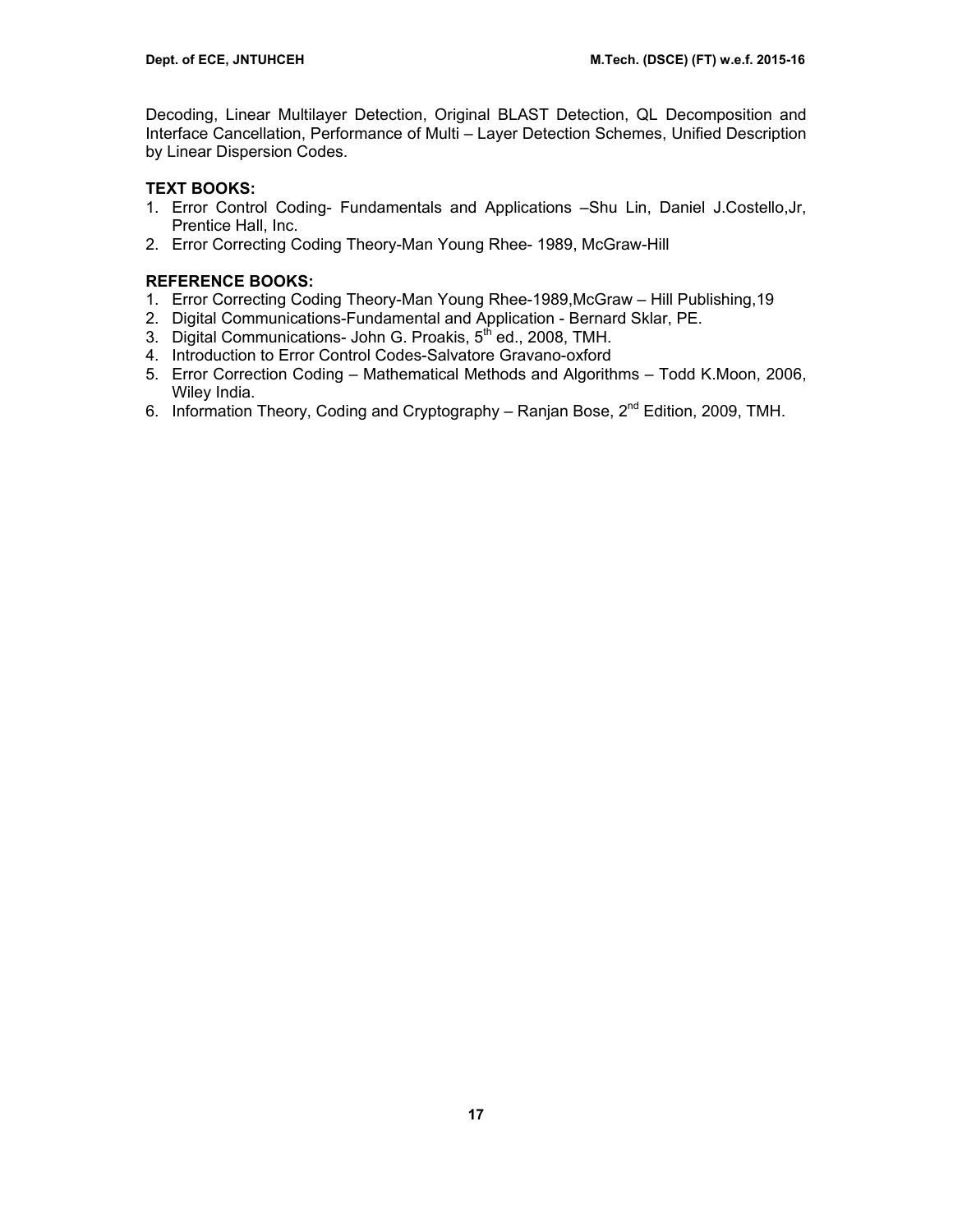Decoding, Linear Multilayer Detection, Original BLAST Detection, QL Decomposition and Interface Cancellation, Performance of Multi – Layer Detection Schemes, Unified Description by Linear Dispersion Codes.

**TEXT BOOKS:**

1. Error Control Coding- Fundamentals and Applications –Shu Lin, Daniel J.Costello,Jr, Prentice Hall, Inc.
2. Error Correcting Coding Theory-Man Young Rhee- 1989, McGraw-Hill

**REFERENCE BOOKS:**

1. Error Correcting Coding Theory-Man Young Rhee-1989,McGraw – Hill Publishing,19
2. Digital Communications-Fundamental and Application - Bernard Sklar, PE.
3. Digital Communications- John G. Proakis, 5th ed., 2008, TMH.
4. Introduction to Error Control Codes-Salvatore Gravano-oxford
5. Error Correction Coding – Mathematical Methods and Algorithms – Todd K.Moon, 2006, Wiley India.
6. Information Theory, Coding and Cryptography – Ranjan Bose, 2nd Edition, 2009, TMH.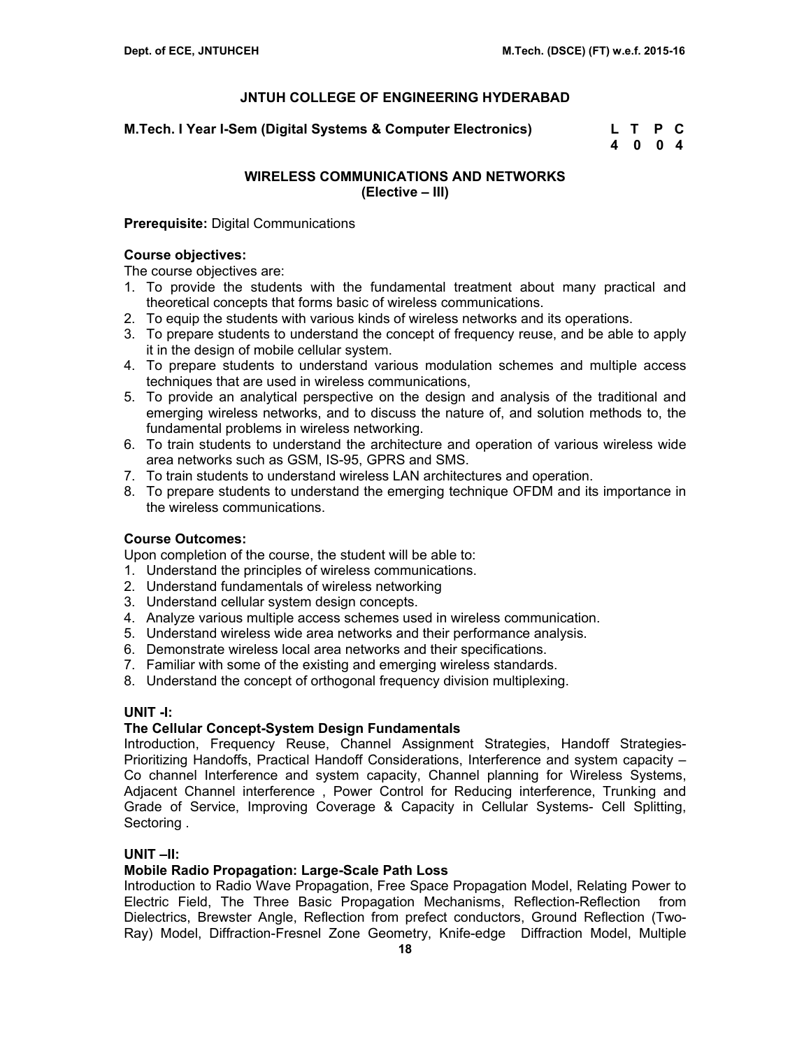# JNTUH COLLEGE OF ENGINEERING HYDERABAD

**M.Tech. I Year I-Sem (Digital Systems & Computer Electronics)**

| L | T | P | C |
|---|---|---|---|
| 4 | 0 | 0 | 4 |

## WIRELESS COMMUNICATIONS AND NETWORKS
## (Elective – III)

**Prerequisite:** Digital Communications

**Course objectives:**

The course objectives are:

1. To provide the students with the fundamental treatment about many practical and theoretical concepts that forms basic of wireless communications.
2. To equip the students with various kinds of wireless networks and its operations.
3. To prepare students to understand the concept of frequency reuse, and be able to apply it in the design of mobile cellular system.
4. To prepare students to understand various modulation schemes and multiple access techniques that are used in wireless communications,
5. To provide an analytical perspective on the design and analysis of the traditional and emerging wireless networks, and to discuss the nature of, and solution methods to, the fundamental problems in wireless networking.
6. To train students to understand the architecture and operation of various wireless wide area networks such as GSM, IS-95, GPRS and SMS.
7. To train students to understand wireless LAN architectures and operation.
8. To prepare students to understand the emerging technique OFDM and its importance in the wireless communications.

**Course Outcomes:**

Upon completion of the course, the student will be able to:

1. Understand the principles of wireless communications.
2. Understand fundamentals of wireless networking
3. Understand cellular system design concepts.
4. Analyze various multiple access schemes used in wireless communication.
5. Understand wireless wide area networks and their performance analysis.
6. Demonstrate wireless local area networks and their specifications.
7. Familiar with some of the existing and emerging wireless standards.
8. Understand the concept of orthogonal frequency division multiplexing.

**UNIT -I:**

**The Cellular Concept-System Design Fundamentals**

Introduction, Frequency Reuse, Channel Assignment Strategies, Handoff Strategies-Prioritizing Handoffs, Practical Handoff Considerations, Interference and system capacity – Co channel Interference and system capacity, Channel planning for Wireless Systems, Adjacent Channel interference , Power Control for Reducing interference, Trunking and Grade of Service, Improving Coverage & Capacity in Cellular Systems- Cell Splitting, Sectoring .

**UNIT –II:**

**Mobile Radio Propagation: Large-Scale Path Loss**

Introduction to Radio Wave Propagation, Free Space Propagation Model, Relating Power to Electric Field, The Three Basic Propagation Mechanisms, Reflection-Reflection from Dielectrics, Brewster Angle, Reflection from prefect conductors, Ground Reflection (Two-Ray) Model, Diffraction-Fresnel Zone Geometry, Knife-edge Diffraction Model, Multiple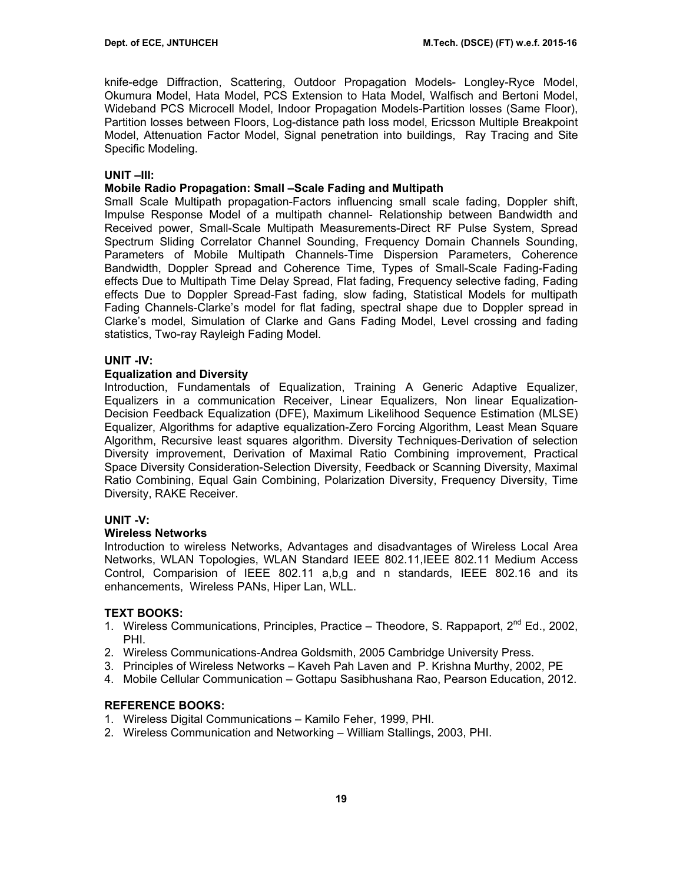knife-edge Diffraction, Scattering, Outdoor Propagation Models- Longley-Ryce Model, Okumura Model, Hata Model, PCS Extension to Hata Model, Walfisch and Bertoni Model, Wideband PCS Microcell Model, Indoor Propagation Models-Partition losses (Same Floor), Partition losses between Floors, Log-distance path loss model, Ericsson Multiple Breakpoint Model, Attenuation Factor Model, Signal penetration into buildings, Ray Tracing and Site Specific Modeling.

**UNIT –III:**

**Mobile Radio Propagation: Small –Scale Fading and Multipath**

Small Scale Multipath propagation-Factors influencing small scale fading, Doppler shift, Impulse Response Model of a multipath channel- Relationship between Bandwidth and Received power, Small-Scale Multipath Measurements-Direct RF Pulse System, Spread Spectrum Sliding Correlator Channel Sounding, Frequency Domain Channels Sounding, Parameters of Mobile Multipath Channels-Time Dispersion Parameters, Coherence Bandwidth, Doppler Spread and Coherence Time, Types of Small-Scale Fading-Fading effects Due to Multipath Time Delay Spread, Flat fading, Frequency selective fading, Fading effects Due to Doppler Spread-Fast fading, slow fading, Statistical Models for multipath Fading Channels-Clarke's model for flat fading, spectral shape due to Doppler spread in Clarke's model, Simulation of Clarke and Gans Fading Model, Level crossing and fading statistics, Two-ray Rayleigh Fading Model.

**UNIT -IV:**

**Equalization and Diversity**

Introduction, Fundamentals of Equalization, Training A Generic Adaptive Equalizer, Equalizers in a communication Receiver, Linear Equalizers, Non linear Equalization-Decision Feedback Equalization (DFE), Maximum Likelihood Sequence Estimation (MLSE) Equalizer, Algorithms for adaptive equalization-Zero Forcing Algorithm, Least Mean Square Algorithm, Recursive least squares algorithm. Diversity Techniques-Derivation of selection Diversity improvement, Derivation of Maximal Ratio Combining improvement, Practical Space Diversity Consideration-Selection Diversity, Feedback or Scanning Diversity, Maximal Ratio Combining, Equal Gain Combining, Polarization Diversity, Frequency Diversity, Time Diversity, RAKE Receiver.

**UNIT -V:**

**Wireless Networks**

Introduction to wireless Networks, Advantages and disadvantages of Wireless Local Area Networks, WLAN Topologies, WLAN Standard IEEE 802.11,IEEE 802.11 Medium Access Control, Comparision of IEEE 802.11 a,b,g and n standards, IEEE 802.16 and its enhancements, Wireless PANs, Hiper Lan, WLL.

**TEXT BOOKS:**

1. Wireless Communications, Principles, Practice – Theodore, S. Rappaport, 2nd Ed., 2002, PHI.
2. Wireless Communications-Andrea Goldsmith, 2005 Cambridge University Press.
3. Principles of Wireless Networks – Kaveh Pah Laven and P. Krishna Murthy, 2002, PE
4. Mobile Cellular Communication – Gottapu Sasibhushana Rao, Pearson Education, 2012.

**REFERENCE BOOKS:**

1. Wireless Digital Communications – Kamilo Feher, 1999, PHI.
2. Wireless Communication and Networking – William Stallings, 2003, PHI.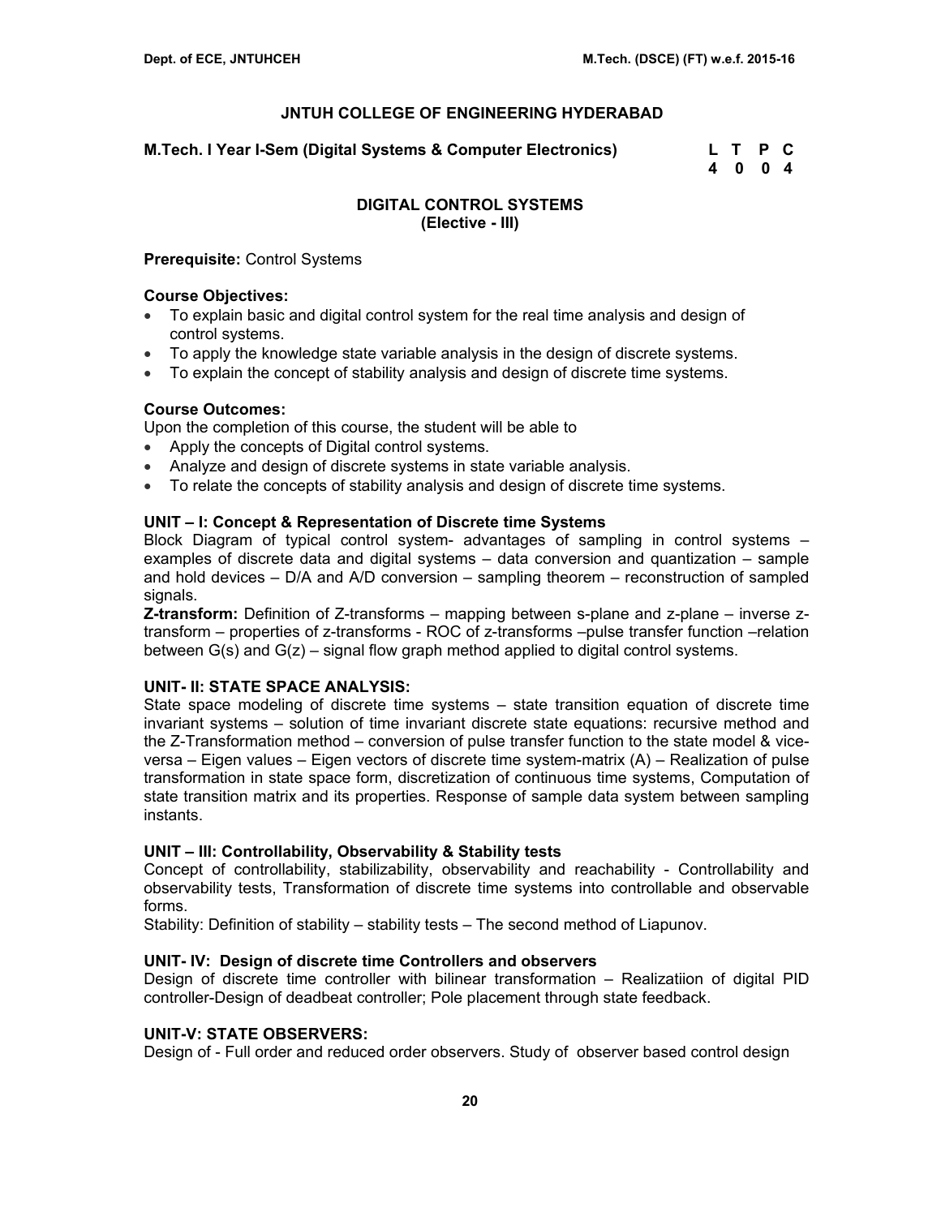**JNTUH COLLEGE OF ENGINEERING HYDERABAD**

**M.Tech. I Year I-Sem (Digital Systems & Computer Electronics)**

| L | T | P | C |
|---|---|---|---|
| 4 | 0 | 0 | 4 |

## DIGITAL CONTROL SYSTEMS
### (Elective - III)

**Prerequisite:** Control Systems

**Course Objectives:**

- To explain basic and digital control system for the real time analysis and design of control systems.
- To apply the knowledge state variable analysis in the design of discrete systems.
- To explain the concept of stability analysis and design of discrete time systems.

**Course Outcomes:**

Upon the completion of this course, the student will be able to

- Apply the concepts of Digital control systems.
- Analyze and design of discrete systems in state variable analysis.
- To relate the concepts of stability analysis and design of discrete time systems.

**UNIT – I: Concept & Representation of Discrete time Systems**

Block Diagram of typical control system- advantages of sampling in control systems – examples of discrete data and digital systems – data conversion and quantization – sample and hold devices – D/A and A/D conversion – sampling theorem – reconstruction of sampled signals.

**Z-transform:** Definition of Z-transforms – mapping between s-plane and z-plane – inverse z-transform – properties of z-transforms - ROC of z-transforms –pulse transfer function –relation between G(s) and G(z) – signal flow graph method applied to digital control systems.

**UNIT- II: STATE SPACE ANALYSIS:**

State space modeling of discrete time systems – state transition equation of discrete time invariant systems – solution of time invariant discrete state equations: recursive method and the Z-Transformation method – conversion of pulse transfer function to the state model & vice-versa – Eigen values – Eigen vectors of discrete time system-matrix (A) – Realization of pulse transformation in state space form, discretization of continuous time systems, Computation of state transition matrix and its properties. Response of sample data system between sampling instants.

**UNIT – III: Controllability, Observability & Stability tests**

Concept of controllability, stabilizability, observability and reachability - Controllability and observability tests, Transformation of discrete time systems into controllable and observable forms.

Stability: Definition of stability – stability tests – The second method of Liapunov.

**UNIT- IV: Design of discrete time Controllers and observers**

Design of discrete time controller with bilinear transformation – Realizatiion of digital PID controller-Design of deadbeat controller; Pole placement through state feedback.

**UNIT-V: STATE OBSERVERS:**

Design of - Full order and reduced order observers. Study of observer based control design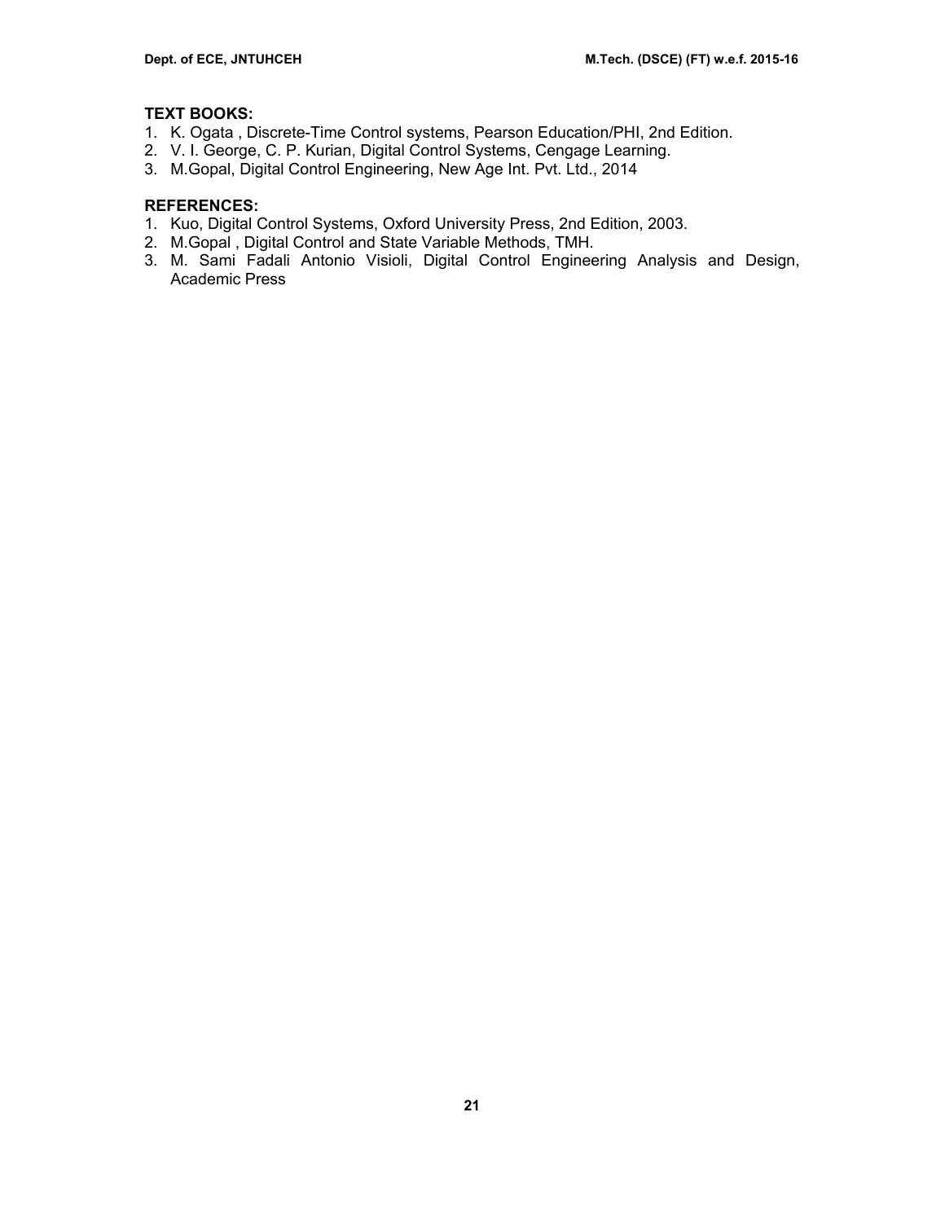**TEXT BOOKS:**

1. K. Ogata , Discrete-Time Control systems, Pearson Education/PHI, 2nd Edition.
2. V. I. George, C. P. Kurian, Digital Control Systems, Cengage Learning.
3. M.Gopal, Digital Control Engineering, New Age Int. Pvt. Ltd., 2014

**REFERENCES:**

1. Kuo, Digital Control Systems, Oxford University Press, 2nd Edition, 2003.
2. M.Gopal , Digital Control and State Variable Methods, TMH.
3. M. Sami Fadali Antonio Visioli, Digital Control Engineering Analysis and Design, Academic Press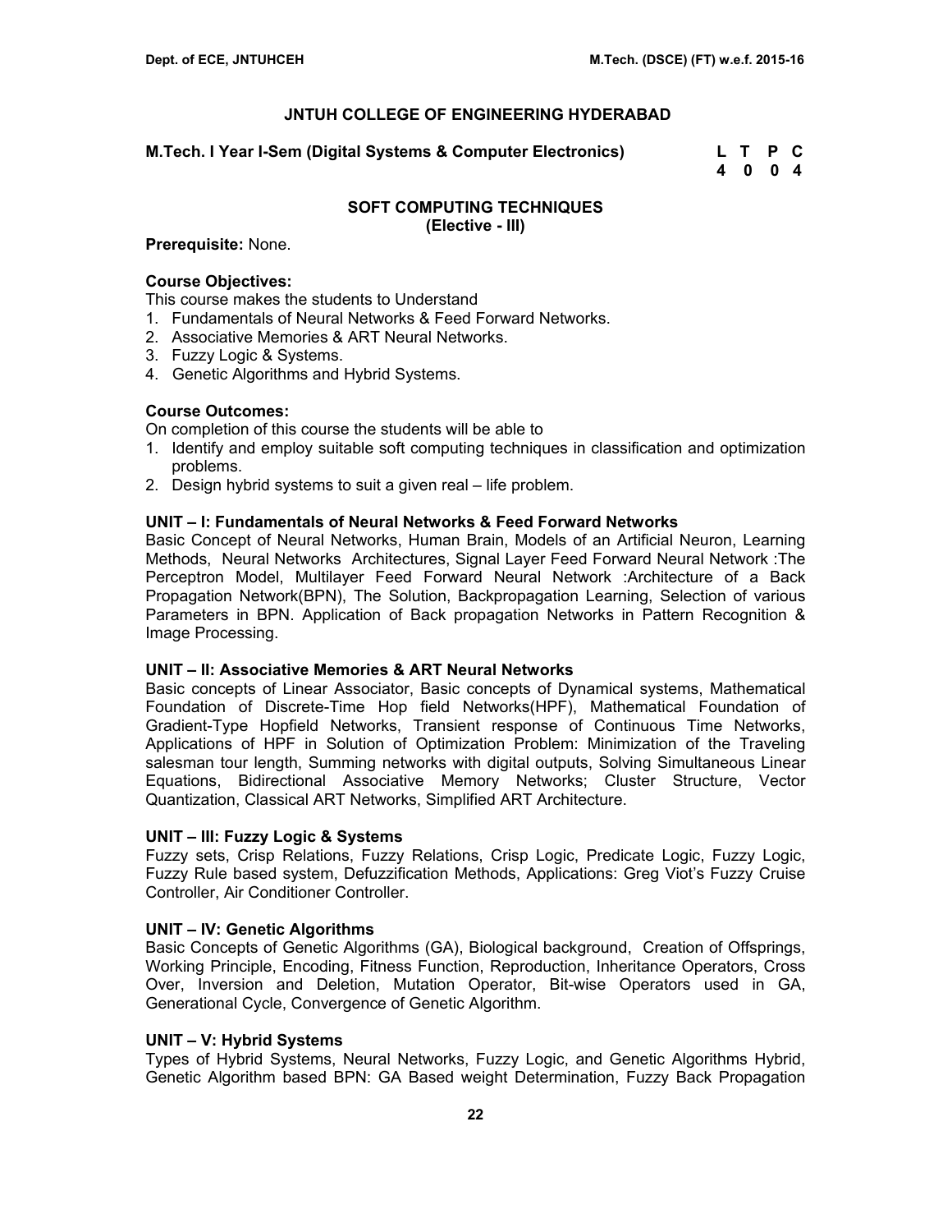# JNTUH COLLEGE OF ENGINEERING HYDERABAD

**M.Tech. I Year I-Sem (Digital Systems & Computer Electronics)**

| L | T | P | C |
|---|---|---|---|
| 4 | 0 | 0 | 4 |

## SOFT COMPUTING TECHNIQUES
### (Elective - III)

**Prerequisite:** None.

**Course Objectives:**
This course makes the students to Understand

1. Fundamentals of Neural Networks & Feed Forward Networks.
2. Associative Memories & ART Neural Networks.
3. Fuzzy Logic & Systems.
4. Genetic Algorithms and Hybrid Systems.

**Course Outcomes:**
On completion of this course the students will be able to

1. Identify and employ suitable soft computing techniques in classification and optimization problems.
2. Design hybrid systems to suit a given real – life problem.

**UNIT – I: Fundamentals of Neural Networks & Feed Forward Networks**
Basic Concept of Neural Networks, Human Brain, Models of an Artificial Neuron, Learning Methods, Neural Networks Architectures, Signal Layer Feed Forward Neural Network :The Perceptron Model, Multilayer Feed Forward Neural Network :Architecture of a Back Propagation Network(BPN), The Solution, Backpropagation Learning, Selection of various Parameters in BPN. Application of Back propagation Networks in Pattern Recognition & Image Processing.

**UNIT – II: Associative Memories & ART Neural Networks**
Basic concepts of Linear Associator, Basic concepts of Dynamical systems, Mathematical Foundation of Discrete-Time Hop field Networks(HPF), Mathematical Foundation of Gradient-Type Hopfield Networks, Transient response of Continuous Time Networks, Applications of HPF in Solution of Optimization Problem: Minimization of the Traveling salesman tour length, Summing networks with digital outputs, Solving Simultaneous Linear Equations, Bidirectional Associative Memory Networks; Cluster Structure, Vector Quantization, Classical ART Networks, Simplified ART Architecture.

**UNIT – III: Fuzzy Logic & Systems**
Fuzzy sets, Crisp Relations, Fuzzy Relations, Crisp Logic, Predicate Logic, Fuzzy Logic, Fuzzy Rule based system, Defuzzification Methods, Applications: Greg Viot's Fuzzy Cruise Controller, Air Conditioner Controller.

**UNIT – IV: Genetic Algorithms**
Basic Concepts of Genetic Algorithms (GA), Biological background, Creation of Offsprings, Working Principle, Encoding, Fitness Function, Reproduction, Inheritance Operators, Cross Over, Inversion and Deletion, Mutation Operator, Bit-wise Operators used in GA, Generational Cycle, Convergence of Genetic Algorithm.

**UNIT – V: Hybrid Systems**
Types of Hybrid Systems, Neural Networks, Fuzzy Logic, and Genetic Algorithms Hybrid, Genetic Algorithm based BPN: GA Based weight Determination, Fuzzy Back Propagation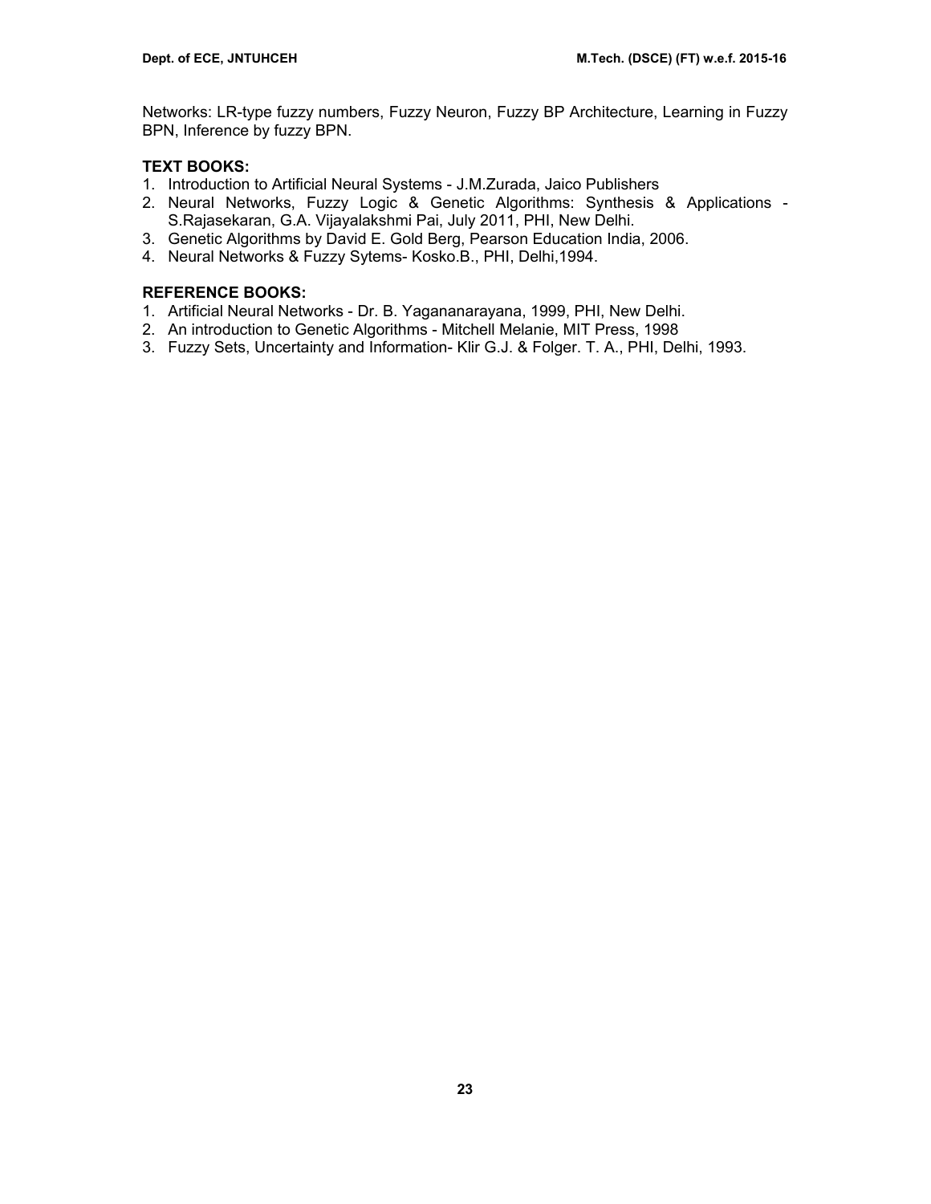Networks: LR-type fuzzy numbers, Fuzzy Neuron, Fuzzy BP Architecture, Learning in Fuzzy BPN, Inference by fuzzy BPN.

**TEXT BOOKS:**

1. Introduction to Artificial Neural Systems - J.M.Zurada, Jaico Publishers
2. Neural Networks, Fuzzy Logic & Genetic Algorithms: Synthesis & Applications - S.Rajasekaran, G.A. Vijayalakshmi Pai, July 2011, PHI, New Delhi.
3. Genetic Algorithms by David E. Gold Berg, Pearson Education India, 2006.
4. Neural Networks & Fuzzy Sytems- Kosko.B., PHI, Delhi,1994.

**REFERENCE BOOKS:**

1. Artificial Neural Networks - Dr. B. Yagananarayana, 1999, PHI, New Delhi.
2. An introduction to Genetic Algorithms - Mitchell Melanie, MIT Press, 1998
3. Fuzzy Sets, Uncertainty and Information- Klir G.J. & Folger. T. A., PHI, Delhi, 1993.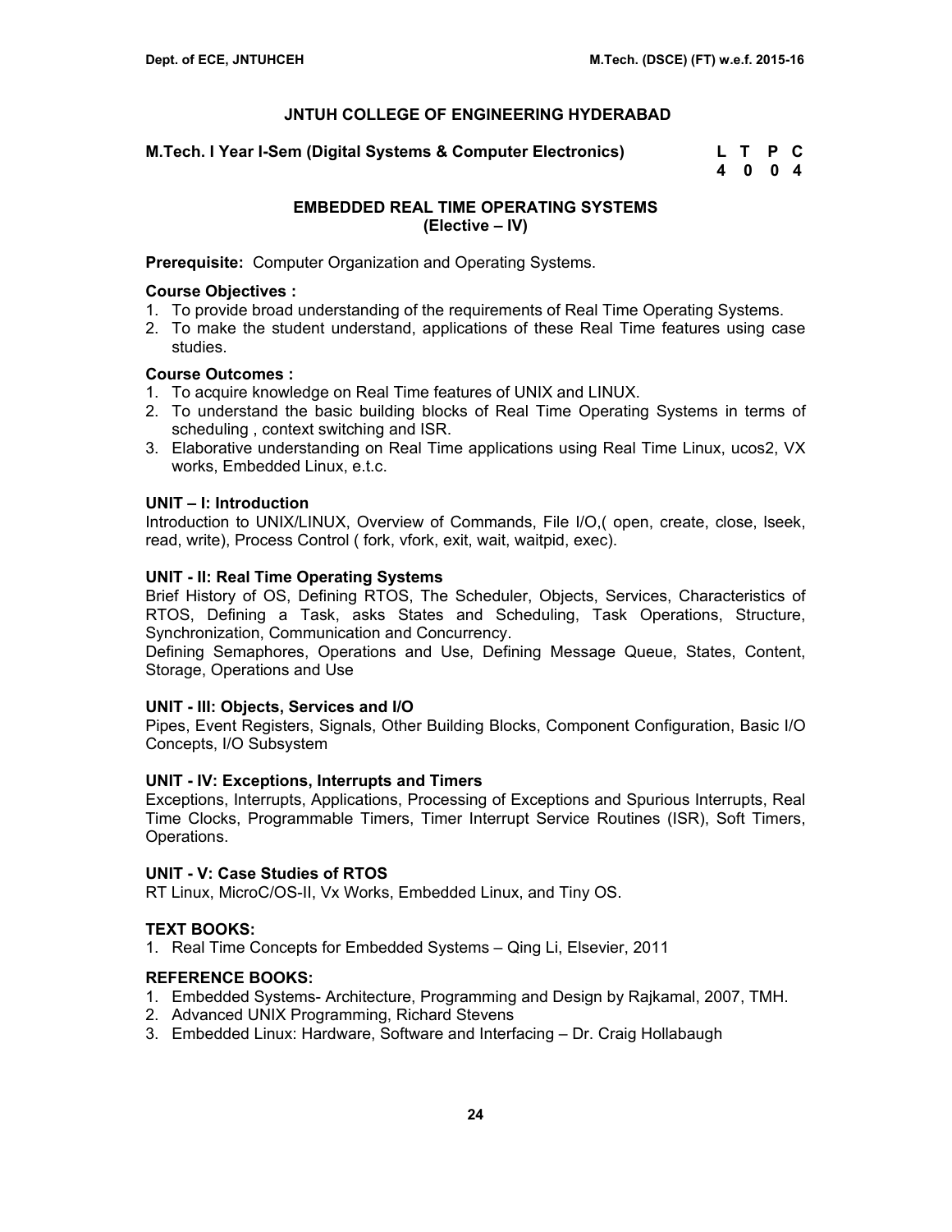## JNTUH COLLEGE OF ENGINEERING HYDERABAD

**M.Tech. I Year I-Sem (Digital Systems & Computer Electronics)**

| L | T | P | C |
|---|---|---|---|
| 4 | 0 | 0 | 4 |

### EMBEDDED REAL TIME OPERATING SYSTEMS
### (Elective – IV)

**Prerequisite:** Computer Organization and Operating Systems.

**Course Objectives :**

1. To provide broad understanding of the requirements of Real Time Operating Systems.
2. To make the student understand, applications of these Real Time features using case studies.

**Course Outcomes :**

1. To acquire knowledge on Real Time features of UNIX and LINUX.
2. To understand the basic building blocks of Real Time Operating Systems in terms of scheduling , context switching and ISR.
3. Elaborative understanding on Real Time applications using Real Time Linux, ucos2, VX works, Embedded Linux, e.t.c.

**UNIT – I: Introduction**

Introduction to UNIX/LINUX, Overview of Commands, File I/O,( open, create, close, lseek, read, write), Process Control ( fork, vfork, exit, wait, waitpid, exec).

**UNIT - II: Real Time Operating Systems**

Brief History of OS, Defining RTOS, The Scheduler, Objects, Services, Characteristics of RTOS, Defining a Task, asks States and Scheduling, Task Operations, Structure, Synchronization, Communication and Concurrency.

Defining Semaphores, Operations and Use, Defining Message Queue, States, Content, Storage, Operations and Use

**UNIT - III: Objects, Services and I/O**

Pipes, Event Registers, Signals, Other Building Blocks, Component Configuration, Basic I/O Concepts, I/O Subsystem

**UNIT - IV: Exceptions, Interrupts and Timers**

Exceptions, Interrupts, Applications, Processing of Exceptions and Spurious Interrupts, Real Time Clocks, Programmable Timers, Timer Interrupt Service Routines (ISR), Soft Timers, Operations.

**UNIT - V: Case Studies of RTOS**

RT Linux, MicroC/OS-II, Vx Works, Embedded Linux, and Tiny OS.

**TEXT BOOKS:**

1. Real Time Concepts for Embedded Systems – Qing Li, Elsevier, 2011

**REFERENCE BOOKS:**

1. Embedded Systems- Architecture, Programming and Design by Rajkamal, 2007, TMH.
2. Advanced UNIX Programming, Richard Stevens
3. Embedded Linux: Hardware, Software and Interfacing – Dr. Craig Hollabaugh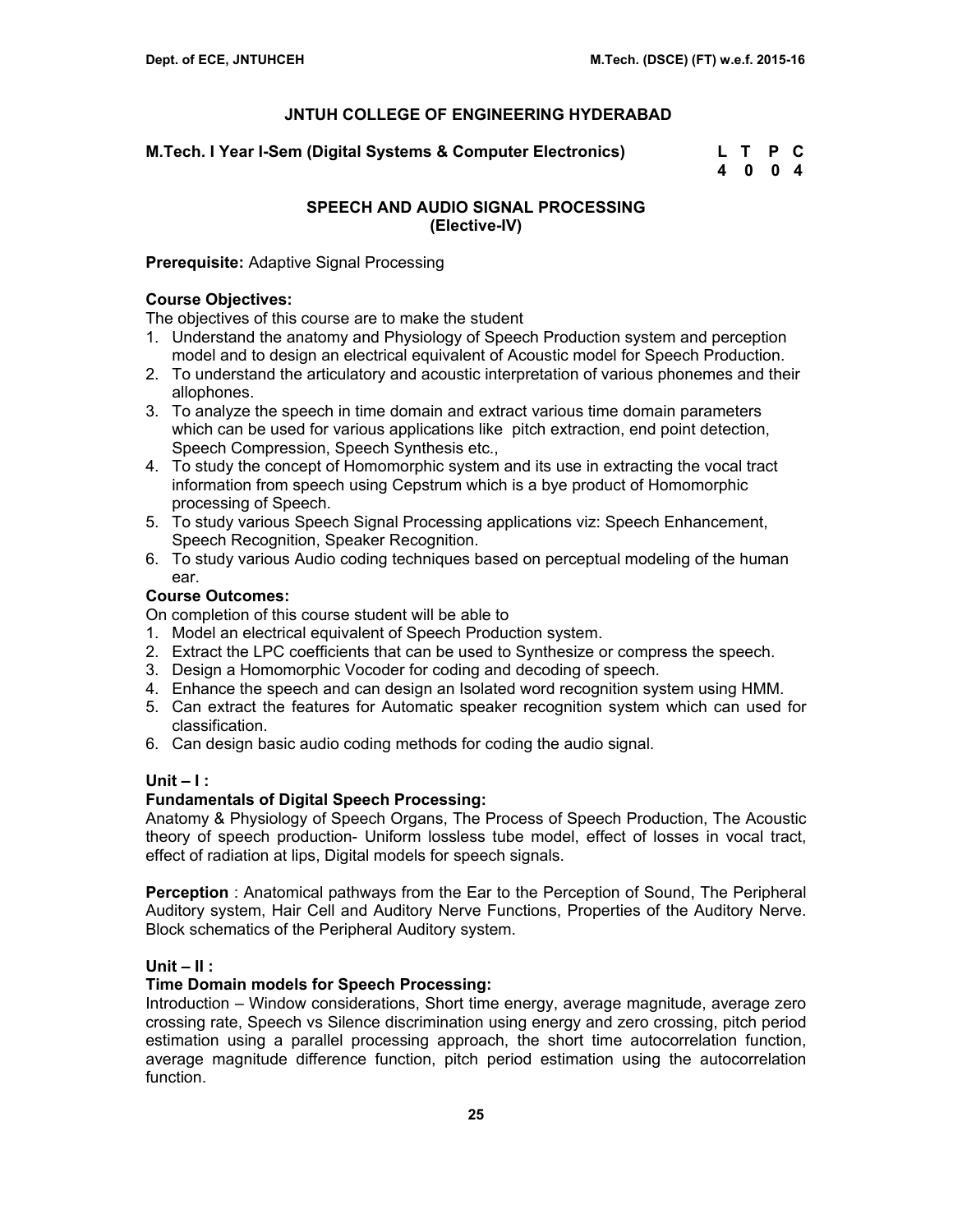# JNTUH COLLEGE OF ENGINEERING HYDERABAD

**M.Tech. I Year I-Sem (Digital Systems & Computer Electronics)**

| L | T | P | C |
|---|---|---|---|
| 4 | 0 | 0 | 4 |

## SPEECH AND AUDIO SIGNAL PROCESSING
## (Elective-IV)

**Prerequisite:** Adaptive Signal Processing

**Course Objectives:**
The objectives of this course are to make the student

1. Understand the anatomy and Physiology of Speech Production system and perception model and to design an electrical equivalent of Acoustic model for Speech Production.
2. To understand the articulatory and acoustic interpretation of various phonemes and their allophones.
3. To analyze the speech in time domain and extract various time domain parameters which can be used for various applications like pitch extraction, end point detection, Speech Compression, Speech Synthesis etc.,
4. To study the concept of Homomorphic system and its use in extracting the vocal tract information from speech using Cepstrum which is a bye product of Homomorphic processing of Speech.
5. To study various Speech Signal Processing applications viz: Speech Enhancement, Speech Recognition, Speaker Recognition.
6. To study various Audio coding techniques based on perceptual modeling of the human ear.

**Course Outcomes:**
On completion of this course student will be able to

1. Model an electrical equivalent of Speech Production system.
2. Extract the LPC coefficients that can be used to Synthesize or compress the speech.
3. Design a Homomorphic Vocoder for coding and decoding of speech.
4. Enhance the speech and can design an Isolated word recognition system using HMM.
5. Can extract the features for Automatic speaker recognition system which can used for classification.
6. Can design basic audio coding methods for coding the audio signal.

**Unit – I :**

**Fundamentals of Digital Speech Processing:**
Anatomy & Physiology of Speech Organs, The Process of Speech Production, The Acoustic theory of speech production- Uniform lossless tube model, effect of losses in vocal tract, effect of radiation at lips, Digital models for speech signals.

**Perception** : Anatomical pathways from the Ear to the Perception of Sound, The Peripheral Auditory system, Hair Cell and Auditory Nerve Functions, Properties of the Auditory Nerve. Block schematics of the Peripheral Auditory system.

**Unit – II :**

**Time Domain models for Speech Processing:**
Introduction – Window considerations, Short time energy, average magnitude, average zero crossing rate, Speech vs Silence discrimination using energy and zero crossing, pitch period estimation using a parallel processing approach, the short time autocorrelation function, average magnitude difference function, pitch period estimation using the autocorrelation function.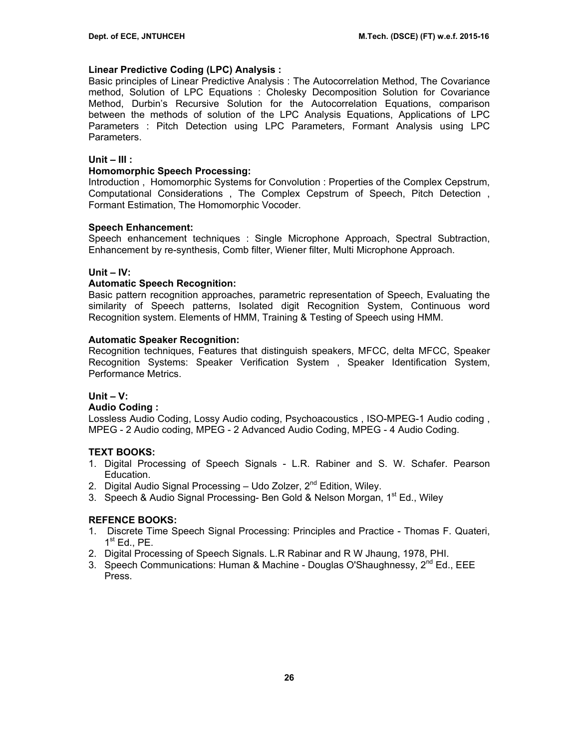**Linear Predictive Coding (LPC) Analysis :**
Basic principles of Linear Predictive Analysis : The Autocorrelation Method, The Covariance method, Solution of LPC Equations : Cholesky Decomposition Solution for Covariance Method, Durbin's Recursive Solution for the Autocorrelation Equations, comparison between the methods of solution of the LPC Analysis Equations, Applications of LPC Parameters : Pitch Detection using LPC Parameters, Formant Analysis using LPC Parameters.

**Unit – III :**

**Homomorphic Speech Processing:**
Introduction , Homomorphic Systems for Convolution : Properties of the Complex Cepstrum, Computational Considerations , The Complex Cepstrum of Speech, Pitch Detection , Formant Estimation, The Homomorphic Vocoder.

**Speech Enhancement:**
Speech enhancement techniques : Single Microphone Approach, Spectral Subtraction, Enhancement by re-synthesis, Comb filter, Wiener filter, Multi Microphone Approach.

**Unit – IV:**

**Automatic Speech Recognition:**
Basic pattern recognition approaches, parametric representation of Speech, Evaluating the similarity of Speech patterns, Isolated digit Recognition System, Continuous word Recognition system. Elements of HMM, Training & Testing of Speech using HMM.

**Automatic Speaker Recognition:**
Recognition techniques, Features that distinguish speakers, MFCC, delta MFCC, Speaker Recognition Systems: Speaker Verification System , Speaker Identification System, Performance Metrics.

**Unit – V:**

**Audio Coding :**
Lossless Audio Coding, Lossy Audio coding, Psychoacoustics , ISO-MPEG-1 Audio coding , MPEG - 2 Audio coding, MPEG - 2 Advanced Audio Coding, MPEG - 4 Audio Coding.

**TEXT BOOKS:**

1. Digital Processing of Speech Signals - L.R. Rabiner and S. W. Schafer. Pearson Education.
2. Digital Audio Signal Processing – Udo Zolzer, 2nd Edition, Wiley.
3. Speech & Audio Signal Processing- Ben Gold & Nelson Morgan, 1st Ed., Wiley

**REFENCE BOOKS:**

1. Discrete Time Speech Signal Processing: Principles and Practice - Thomas F. Quateri, 1st Ed., PE.
2. Digital Processing of Speech Signals. L.R Rabinar and R W Jhaung, 1978, PHI.
3. Speech Communications: Human & Machine - Douglas O'Shaughnessy, 2nd Ed., EEE Press.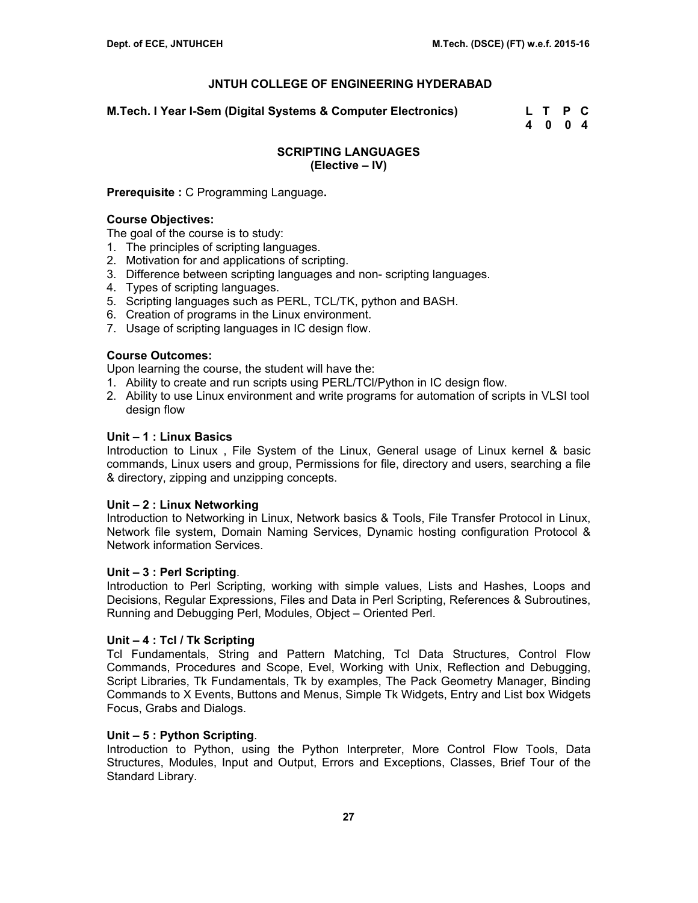# JNTUH COLLEGE OF ENGINEERING HYDERABAD

**M.Tech. I Year I-Sem (Digital Systems & Computer Electronics)**

| L | T | P | C |
|---|---|---|---|
| 4 | 0 | 0 | 4 |

## SCRIPTING LANGUAGES
### (Elective – IV)

**Prerequisite :** C Programming Language**.**

**Course Objectives:**

The goal of the course is to study:

1. The principles of scripting languages.
2. Motivation for and applications of scripting.
3. Difference between scripting languages and non- scripting languages.
4. Types of scripting languages.
5. Scripting languages such as PERL, TCL/TK, python and BASH.
6. Creation of programs in the Linux environment.
7. Usage of scripting languages in IC design flow.

**Course Outcomes:**

Upon learning the course, the student will have the:

1. Ability to create and run scripts using PERL/TCl/Python in IC design flow.
2. Ability to use Linux environment and write programs for automation of scripts in VLSI tool design flow

**Unit – 1 : Linux Basics**

Introduction to Linux , File System of the Linux, General usage of Linux kernel & basic commands, Linux users and group, Permissions for file, directory and users, searching a file & directory, zipping and unzipping concepts.

**Unit – 2 : Linux Networking**

Introduction to Networking in Linux, Network basics & Tools, File Transfer Protocol in Linux, Network file system, Domain Naming Services, Dynamic hosting configuration Protocol & Network information Services.

**Unit – 3 : Perl Scripting**.

Introduction to Perl Scripting, working with simple values, Lists and Hashes, Loops and Decisions, Regular Expressions, Files and Data in Perl Scripting, References & Subroutines, Running and Debugging Perl, Modules, Object – Oriented Perl.

**Unit – 4 : Tcl / Tk Scripting**

Tcl Fundamentals, String and Pattern Matching, Tcl Data Structures, Control Flow Commands, Procedures and Scope, Evel, Working with Unix, Reflection and Debugging, Script Libraries, Tk Fundamentals, Tk by examples, The Pack Geometry Manager, Binding Commands to X Events, Buttons and Menus, Simple Tk Widgets, Entry and List box Widgets Focus, Grabs and Dialogs.

**Unit – 5 : Python Scripting**.

Introduction to Python, using the Python Interpreter, More Control Flow Tools, Data Structures, Modules, Input and Output, Errors and Exceptions, Classes, Brief Tour of the Standard Library.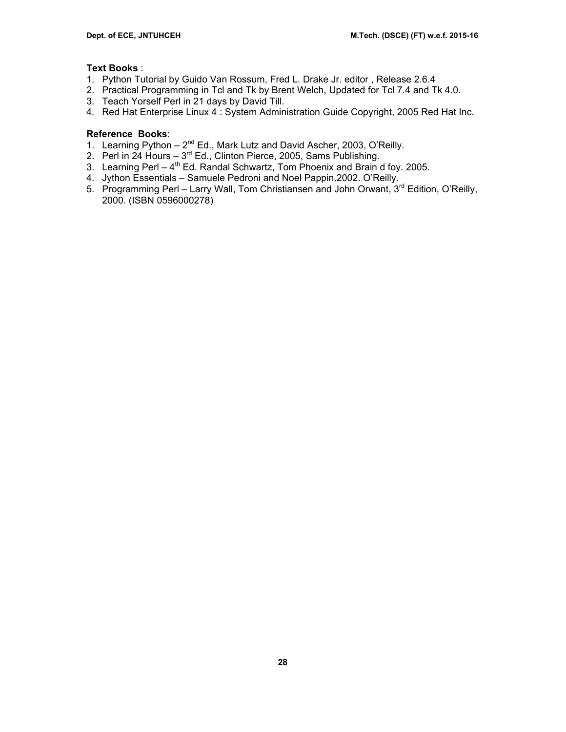**Text Books** :

1. Python Tutorial by Guido Van Rossum, Fred L. Drake Jr. editor , Release 2.6.4
2. Practical Programming in Tcl and Tk by Brent Welch, Updated for Tcl 7.4 and Tk 4.0.
3. Teach Yorself Perl in 21 days by David Till.
4. Red Hat Enterprise Linux 4 : System Administration Guide Copyright, 2005 Red Hat Inc.

**Reference Books**:

1. Learning Python – 2nd Ed., Mark Lutz and David Ascher, 2003, O'Reilly.
2. Perl in 24 Hours – 3rd Ed., Clinton Pierce, 2005, Sams Publishing.
3. Learning Perl – 4th Ed. Randal Schwartz, Tom Phoenix and Brain d foy. 2005.
4. Jython Essentials – Samuele Pedroni and Noel Pappin.2002. O'Reilly.
5. Programming Perl – Larry Wall, Tom Christiansen and John Orwant, 3rd Edition, O'Reilly, 2000. (ISBN 0596000278)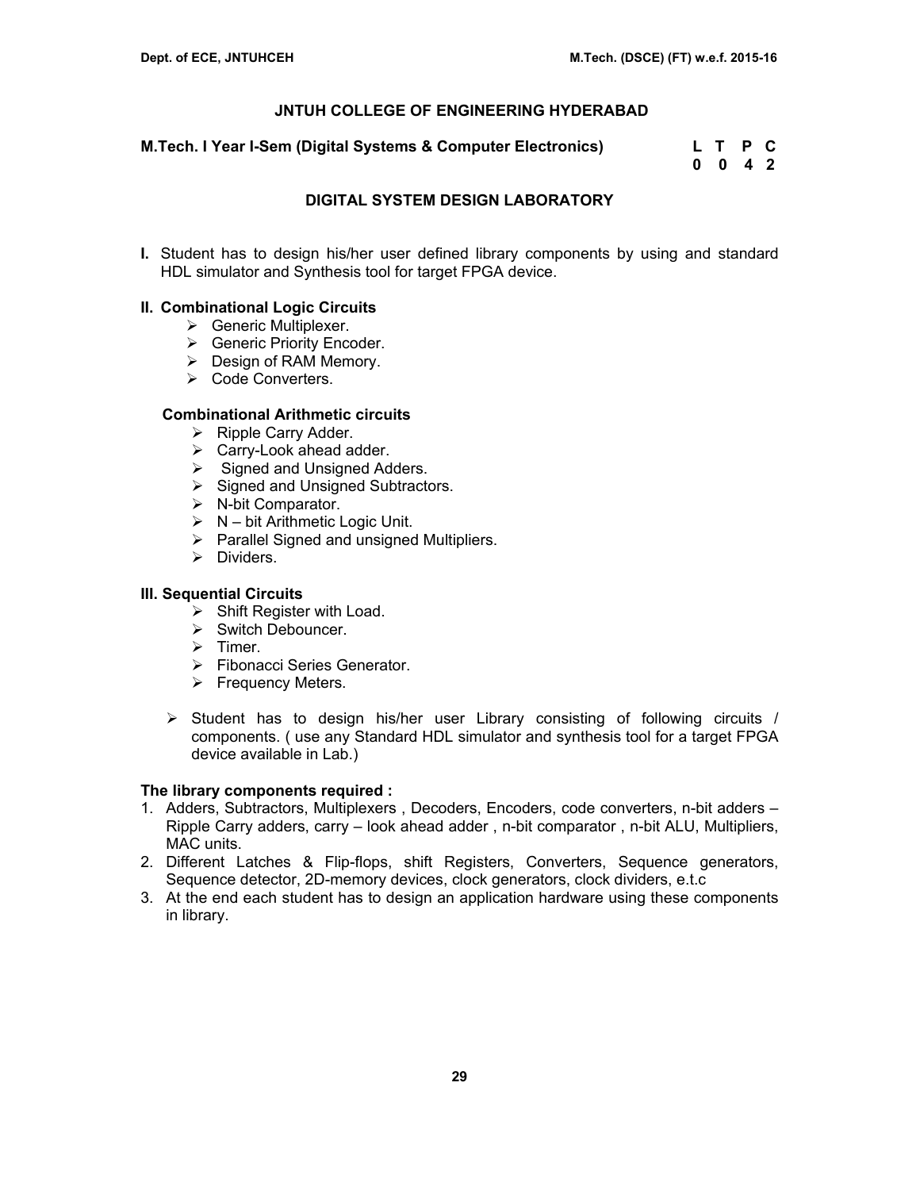## JNTUH COLLEGE OF ENGINEERING HYDERABAD

**M.Tech. I Year I-Sem (Digital Systems & Computer Electronics)**

| L | T | P | C |
|---|---|---|---|
| 0 | 0 | 4 | 2 |

### DIGITAL SYSTEM DESIGN LABORATORY

**I.** Student has to design his/her user defined library components by using and standard HDL simulator and Synthesis tool for target FPGA device.

**II. Combinational Logic Circuits**

- Generic Multiplexer.
- Generic Priority Encoder.
- Design of RAM Memory.
- Code Converters.

**Combinational Arithmetic circuits**

- Ripple Carry Adder.
- Carry-Look ahead adder.
- Signed and Unsigned Adders.
- Signed and Unsigned Subtractors.
- N-bit Comparator.
- N – bit Arithmetic Logic Unit.
- Parallel Signed and unsigned Multipliers.
- Dividers.

**III. Sequential Circuits**

- Shift Register with Load.
- Switch Debouncer.
- Timer.
- Fibonacci Series Generator.
- Frequency Meters.

- Student has to design his/her user Library consisting of following circuits / components. ( use any Standard HDL simulator and synthesis tool for a target FPGA device available in Lab.)

**The library components required :**

1. Adders, Subtractors, Multiplexers , Decoders, Encoders, code converters, n-bit adders – Ripple Carry adders, carry – look ahead adder , n-bit comparator , n-bit ALU, Multipliers, MAC units.
2. Different Latches & Flip-flops, shift Registers, Converters, Sequence generators, Sequence detector, 2D-memory devices, clock generators, clock dividers, e.t.c
3. At the end each student has to design an application hardware using these components in library.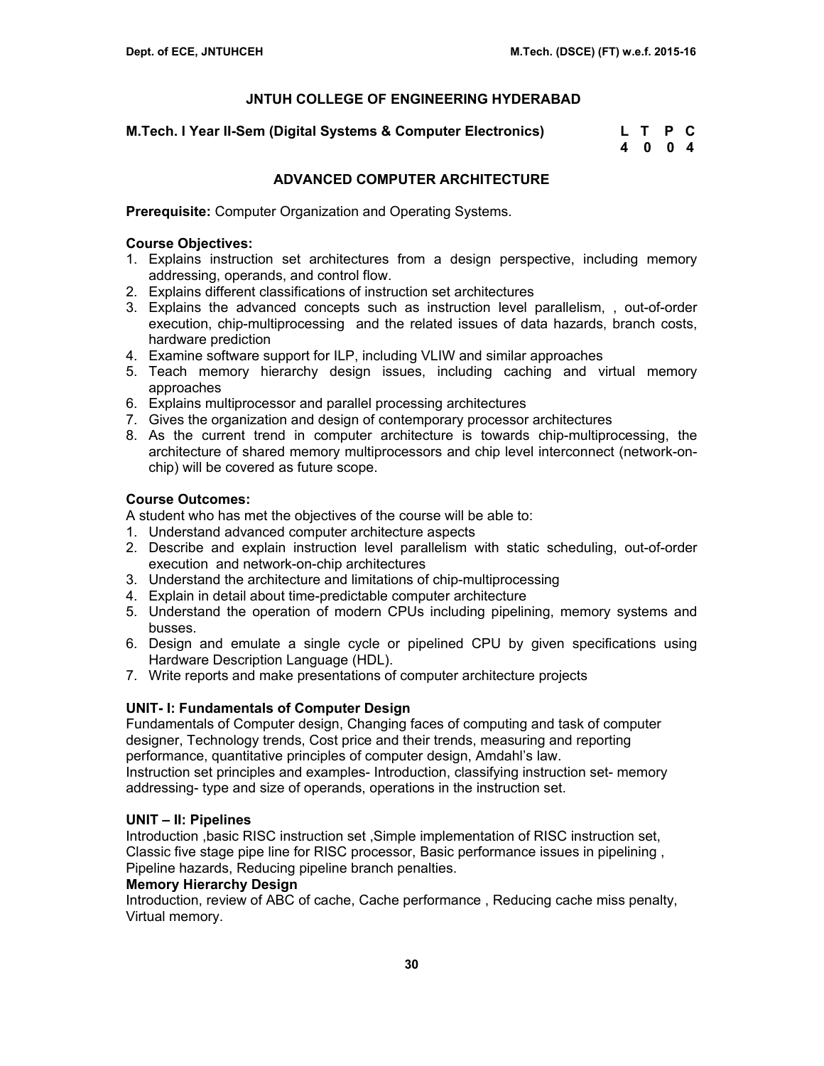## JNTUH COLLEGE OF ENGINEERING HYDERABAD

**M.Tech. I Year II-Sem (Digital Systems & Computer Electronics)**

| L | T | P | C |
|---|---|---|---|
| 4 | 0 | 0 | 4 |

## ADVANCED COMPUTER ARCHITECTURE

**Prerequisite:** Computer Organization and Operating Systems.

**Course Objectives:**

1. Explains instruction set architectures from a design perspective, including memory addressing, operands, and control flow.
2. Explains different classifications of instruction set architectures
3. Explains the advanced concepts such as instruction level parallelism, , out-of-order execution, chip-multiprocessing and the related issues of data hazards, branch costs, hardware prediction
4. Examine software support for ILP, including VLIW and similar approaches
5. Teach memory hierarchy design issues, including caching and virtual memory approaches
6. Explains multiprocessor and parallel processing architectures
7. Gives the organization and design of contemporary processor architectures
8. As the current trend in computer architecture is towards chip-multiprocessing, the architecture of shared memory multiprocessors and chip level interconnect (network-on-chip) will be covered as future scope.

**Course Outcomes:**

A student who has met the objectives of the course will be able to:

1. Understand advanced computer architecture aspects
2. Describe and explain instruction level parallelism with static scheduling, out-of-order execution and network-on-chip architectures
3. Understand the architecture and limitations of chip-multiprocessing
4. Explain in detail about time-predictable computer architecture
5. Understand the operation of modern CPUs including pipelining, memory systems and busses.
6. Design and emulate a single cycle or pipelined CPU by given specifications using Hardware Description Language (HDL).
7. Write reports and make presentations of computer architecture projects

**UNIT- I: Fundamentals of Computer Design**

Fundamentals of Computer design, Changing faces of computing and task of computer designer, Technology trends, Cost price and their trends, measuring and reporting performance, quantitative principles of computer design, Amdahl's law.
Instruction set principles and examples- Introduction, classifying instruction set- memory addressing- type and size of operands, operations in the instruction set.

**UNIT – II: Pipelines**

Introduction ,basic RISC instruction set ,Simple implementation of RISC instruction set, Classic five stage pipe line for RISC processor, Basic performance issues in pipelining , Pipeline hazards, Reducing pipeline branch penalties.

**Memory Hierarchy Design**

Introduction, review of ABC of cache, Cache performance , Reducing cache miss penalty, Virtual memory.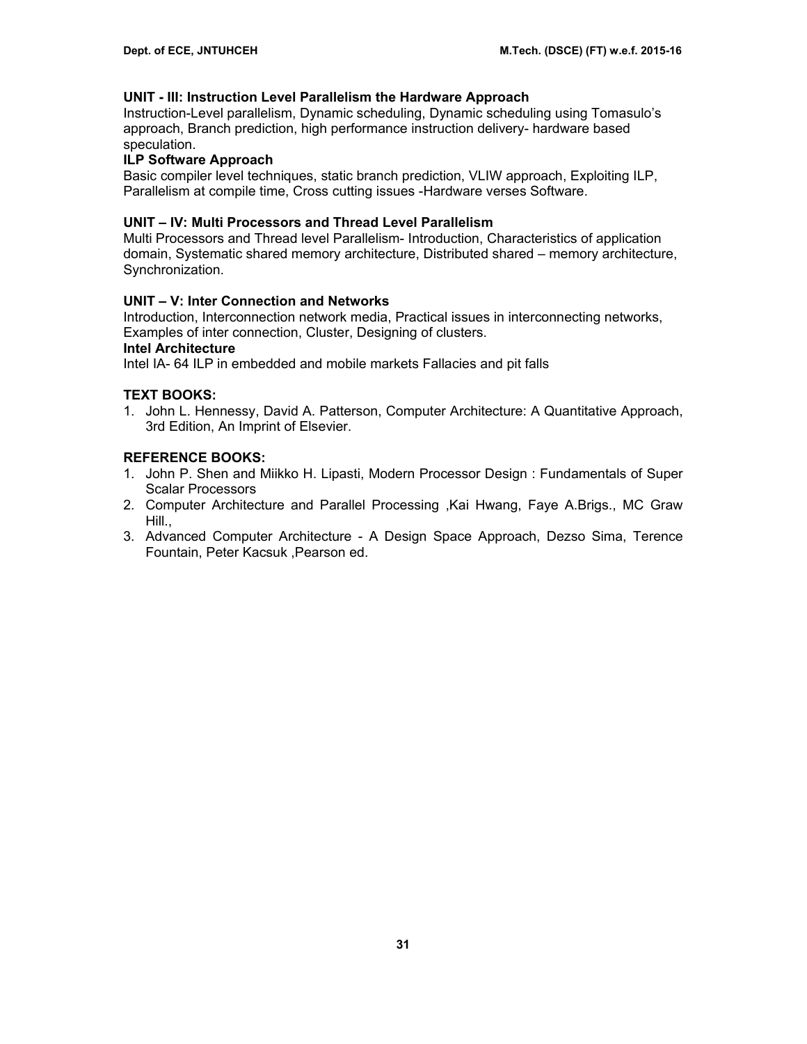**UNIT - III: Instruction Level Parallelism the Hardware Approach**

Instruction-Level parallelism, Dynamic scheduling, Dynamic scheduling using Tomasulo's approach, Branch prediction, high performance instruction delivery- hardware based speculation.

**ILP Software Approach**

Basic compiler level techniques, static branch prediction, VLIW approach, Exploiting ILP, Parallelism at compile time, Cross cutting issues -Hardware verses Software.

**UNIT – IV: Multi Processors and Thread Level Parallelism**

Multi Processors and Thread level Parallelism- Introduction, Characteristics of application domain, Systematic shared memory architecture, Distributed shared – memory architecture, Synchronization.

**UNIT – V: Inter Connection and Networks**

Introduction, Interconnection network media, Practical issues in interconnecting networks, Examples of inter connection, Cluster, Designing of clusters.

**Intel Architecture**

Intel IA- 64 ILP in embedded and mobile markets Fallacies and pit falls

**TEXT BOOKS:**

1. John L. Hennessy, David A. Patterson, Computer Architecture: A Quantitative Approach, 3rd Edition, An Imprint of Elsevier.

**REFERENCE BOOKS:**

1. John P. Shen and Miikko H. Lipasti, Modern Processor Design : Fundamentals of Super Scalar Processors
2. Computer Architecture and Parallel Processing ,Kai Hwang, Faye A.Brigs., MC Graw Hill.,
3. Advanced Computer Architecture - A Design Space Approach, Dezso Sima, Terence Fountain, Peter Kacsuk ,Pearson ed.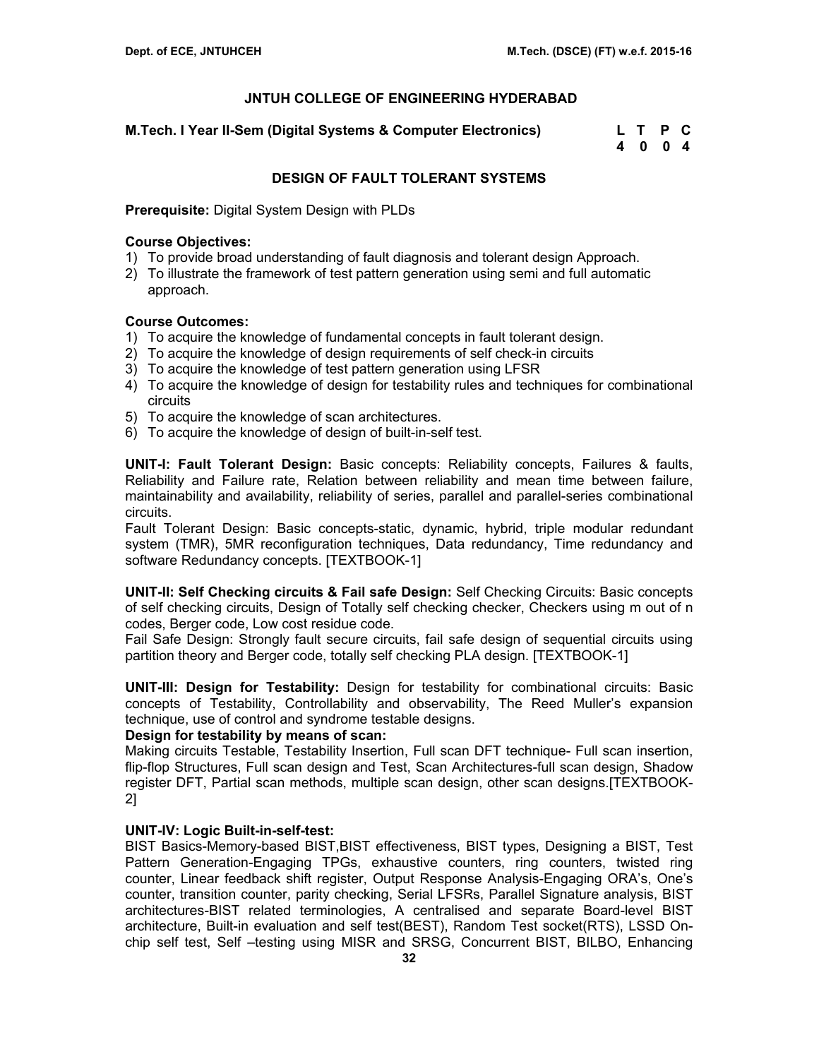# JNTUH COLLEGE OF ENGINEERING HYDERABAD

**M.Tech. I Year II-Sem (Digital Systems & Computer Electronics)**

| L | T | P | C |
|---|---|---|---|
| 4 | 0 | 0 | 4 |

## DESIGN OF FAULT TOLERANT SYSTEMS

**Prerequisite:** Digital System Design with PLDs

**Course Objectives:**

1) To provide broad understanding of fault diagnosis and tolerant design Approach.
2) To illustrate the framework of test pattern generation using semi and full automatic approach.

**Course Outcomes:**

1) To acquire the knowledge of fundamental concepts in fault tolerant design.
2) To acquire the knowledge of design requirements of self check-in circuits
3) To acquire the knowledge of test pattern generation using LFSR
4) To acquire the knowledge of design for testability rules and techniques for combinational circuits
5) To acquire the knowledge of scan architectures.
6) To acquire the knowledge of design of built-in-self test.

**UNIT-I: Fault Tolerant Design:** Basic concepts: Reliability concepts, Failures & faults, Reliability and Failure rate, Relation between reliability and mean time between failure, maintainability and availability, reliability of series, parallel and parallel-series combinational circuits.

Fault Tolerant Design: Basic concepts-static, dynamic, hybrid, triple modular redundant system (TMR), 5MR reconfiguration techniques, Data redundancy, Time redundancy and software Redundancy concepts. [TEXTBOOK-1]

**UNIT-II: Self Checking circuits & Fail safe Design:** Self Checking Circuits: Basic concepts of self checking circuits, Design of Totally self checking checker, Checkers using m out of n codes, Berger code, Low cost residue code.

Fail Safe Design: Strongly fault secure circuits, fail safe design of sequential circuits using partition theory and Berger code, totally self checking PLA design. [TEXTBOOK-1]

**UNIT-III: Design for Testability:** Design for testability for combinational circuits: Basic concepts of Testability, Controllability and observability, The Reed Muller's expansion technique, use of control and syndrome testable designs.

**Design for testability by means of scan:**

Making circuits Testable, Testability Insertion, Full scan DFT technique- Full scan insertion, flip-flop Structures, Full scan design and Test, Scan Architectures-full scan design, Shadow register DFT, Partial scan methods, multiple scan design, other scan designs.[TEXTBOOK-2]

**UNIT-IV: Logic Built-in-self-test:**

BIST Basics-Memory-based BIST,BIST effectiveness, BIST types, Designing a BIST, Test Pattern Generation-Engaging TPGs, exhaustive counters, ring counters, twisted ring counter, Linear feedback shift register, Output Response Analysis-Engaging ORA's, One's counter, transition counter, parity checking, Serial LFSRs, Parallel Signature analysis, BIST architectures-BIST related terminologies, A centralised and separate Board-level BIST architecture, Built-in evaluation and self test(BEST), Random Test socket(RTS), LSSD On-chip self test, Self –testing using MISR and SRSG, Concurrent BIST, BILBO, Enhancing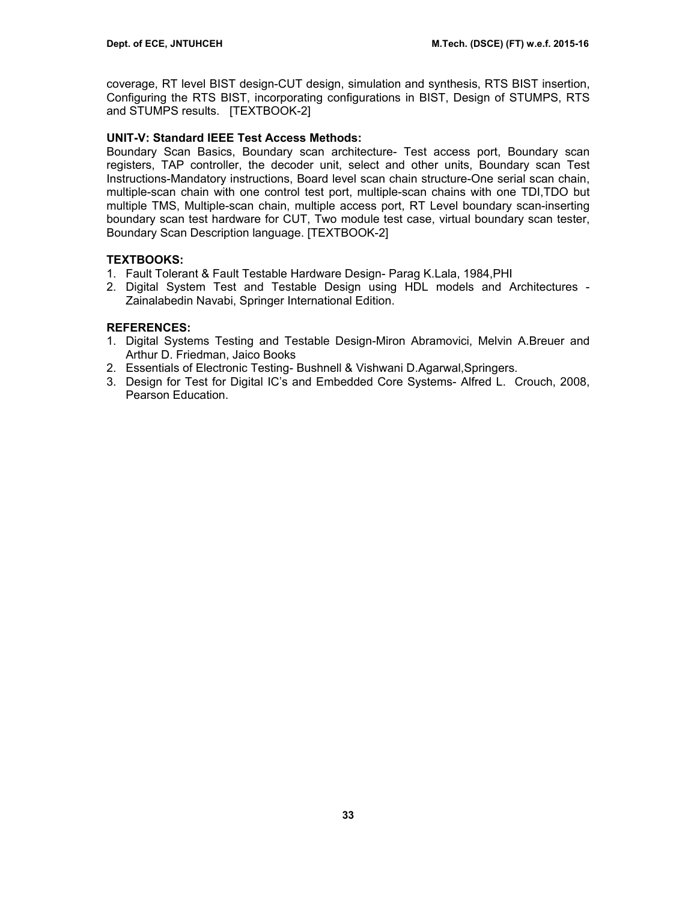coverage, RT level BIST design-CUT design, simulation and synthesis, RTS BIST insertion, Configuring the RTS BIST, incorporating configurations in BIST, Design of STUMPS, RTS and STUMPS results. [TEXTBOOK-2]

**UNIT-V: Standard IEEE Test Access Methods:**

Boundary Scan Basics, Boundary scan architecture- Test access port, Boundary scan registers, TAP controller, the decoder unit, select and other units, Boundary scan Test Instructions-Mandatory instructions, Board level scan chain structure-One serial scan chain, multiple-scan chain with one control test port, multiple-scan chains with one TDI,TDO but multiple TMS, Multiple-scan chain, multiple access port, RT Level boundary scan-inserting boundary scan test hardware for CUT, Two module test case, virtual boundary scan tester, Boundary Scan Description language. [TEXTBOOK-2]

**TEXTBOOKS:**

1. Fault Tolerant & Fault Testable Hardware Design- Parag K.Lala, 1984,PHI
2. Digital System Test and Testable Design using HDL models and Architectures - Zainalabedin Navabi, Springer International Edition.

**REFERENCES:**

1. Digital Systems Testing and Testable Design-Miron Abramovici, Melvin A.Breuer and Arthur D. Friedman, Jaico Books
2. Essentials of Electronic Testing- Bushnell & Vishwani D.Agarwal,Springers.
3. Design for Test for Digital IC's and Embedded Core Systems- Alfred L. Crouch, 2008, Pearson Education.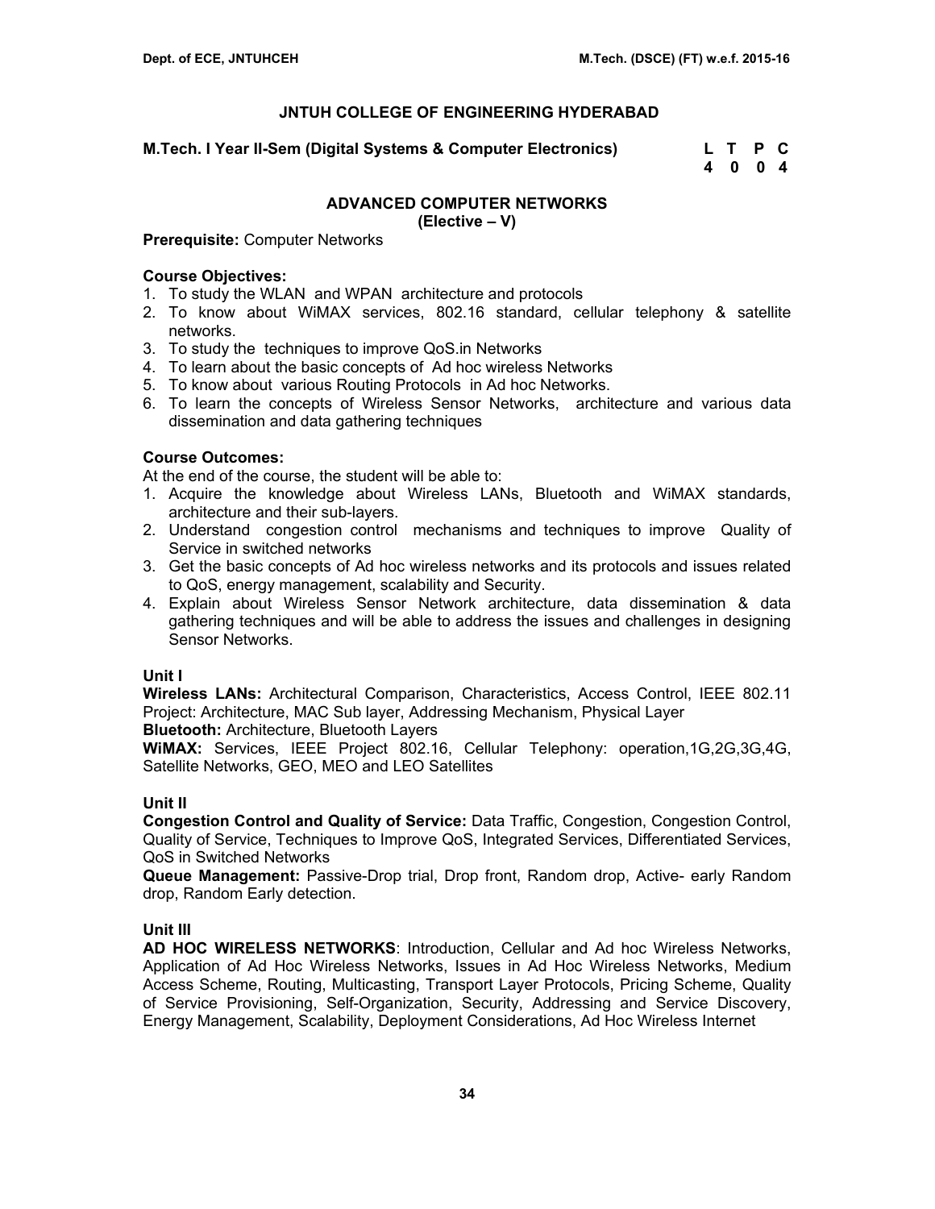# JNTUH COLLEGE OF ENGINEERING HYDERABAD

**M.Tech. I Year II-Sem (Digital Systems & Computer Electronics)**

| L | T | P | C |
|---|---|---|---|
| 4 | 0 | 0 | 4 |

## ADVANCED COMPUTER NETWORKS
### (Elective – V)

**Prerequisite:** Computer Networks

**Course Objectives:**

1. To study the WLAN and WPAN architecture and protocols
2. To know about WiMAX services, 802.16 standard, cellular telephony & satellite networks.
3. To study the techniques to improve QoS.in Networks
4. To learn about the basic concepts of Ad hoc wireless Networks
5. To know about various Routing Protocols in Ad hoc Networks.
6. To learn the concepts of Wireless Sensor Networks, architecture and various data dissemination and data gathering techniques

**Course Outcomes:**

At the end of the course, the student will be able to:

1. Acquire the knowledge about Wireless LANs, Bluetooth and WiMAX standards, architecture and their sub-layers.
2. Understand congestion control mechanisms and techniques to improve Quality of Service in switched networks
3. Get the basic concepts of Ad hoc wireless networks and its protocols and issues related to QoS, energy management, scalability and Security.
4. Explain about Wireless Sensor Network architecture, data dissemination & data gathering techniques and will be able to address the issues and challenges in designing Sensor Networks.

**Unit I**

**Wireless LANs:** Architectural Comparison, Characteristics, Access Control, IEEE 802.11 Project: Architecture, MAC Sub layer, Addressing Mechanism, Physical Layer

**Bluetooth:** Architecture, Bluetooth Layers

**WiMAX:** Services, IEEE Project 802.16, Cellular Telephony: operation,1G,2G,3G,4G, Satellite Networks, GEO, MEO and LEO Satellites

**Unit II**

**Congestion Control and Quality of Service:** Data Traffic, Congestion, Congestion Control, Quality of Service, Techniques to Improve QoS, Integrated Services, Differentiated Services, QoS in Switched Networks

**Queue Management:** Passive-Drop trial, Drop front, Random drop, Active- early Random drop, Random Early detection.

**Unit III**

**AD HOC WIRELESS NETWORKS**: Introduction, Cellular and Ad hoc Wireless Networks, Application of Ad Hoc Wireless Networks, Issues in Ad Hoc Wireless Networks, Medium Access Scheme, Routing, Multicasting, Transport Layer Protocols, Pricing Scheme, Quality of Service Provisioning, Self-Organization, Security, Addressing and Service Discovery, Energy Management, Scalability, Deployment Considerations, Ad Hoc Wireless Internet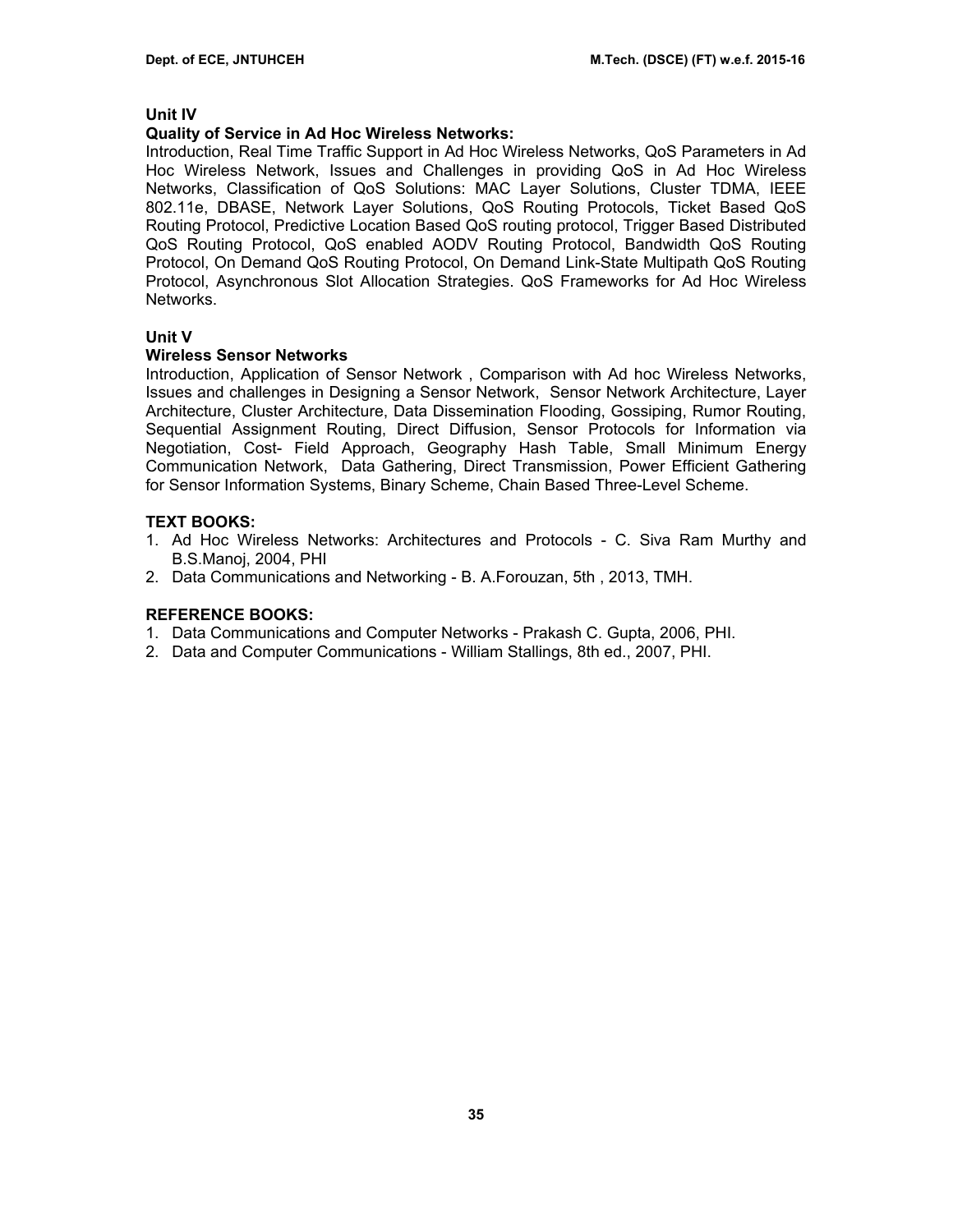**Unit IV**

**Quality of Service in Ad Hoc Wireless Networks:**

Introduction, Real Time Traffic Support in Ad Hoc Wireless Networks, QoS Parameters in Ad Hoc Wireless Network, Issues and Challenges in providing QoS in Ad Hoc Wireless Networks, Classification of QoS Solutions: MAC Layer Solutions, Cluster TDMA, IEEE 802.11e, DBASE, Network Layer Solutions, QoS Routing Protocols, Ticket Based QoS Routing Protocol, Predictive Location Based QoS routing protocol, Trigger Based Distributed QoS Routing Protocol, QoS enabled AODV Routing Protocol, Bandwidth QoS Routing Protocol, On Demand QoS Routing Protocol, On Demand Link-State Multipath QoS Routing Protocol, Asynchronous Slot Allocation Strategies. QoS Frameworks for Ad Hoc Wireless Networks.

**Unit V**

**Wireless Sensor Networks**

Introduction, Application of Sensor Network , Comparison with Ad hoc Wireless Networks, Issues and challenges in Designing a Sensor Network, Sensor Network Architecture, Layer Architecture, Cluster Architecture, Data Dissemination Flooding, Gossiping, Rumor Routing, Sequential Assignment Routing, Direct Diffusion, Sensor Protocols for Information via Negotiation, Cost- Field Approach, Geography Hash Table, Small Minimum Energy Communication Network, Data Gathering, Direct Transmission, Power Efficient Gathering for Sensor Information Systems, Binary Scheme, Chain Based Three-Level Scheme.

**TEXT BOOKS:**

1. Ad Hoc Wireless Networks: Architectures and Protocols - C. Siva Ram Murthy and B.S.Manoj, 2004, PHI
2. Data Communications and Networking - B. A.Forouzan, 5th , 2013, TMH.

**REFERENCE BOOKS:**

1. Data Communications and Computer Networks - Prakash C. Gupta, 2006, PHI.
2. Data and Computer Communications - William Stallings, 8th ed., 2007, PHI.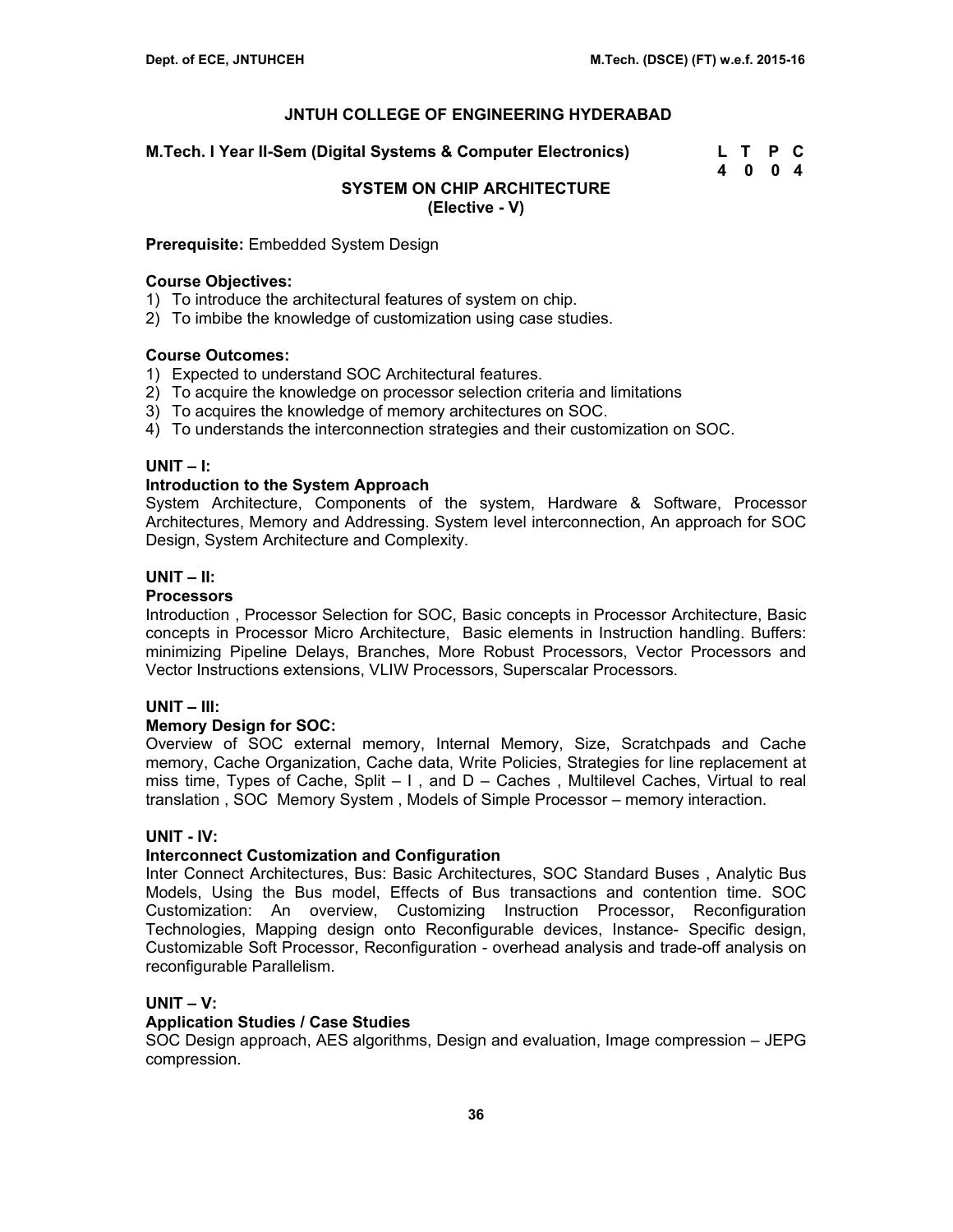# JNTUH COLLEGE OF ENGINEERING HYDERABAD

**M.Tech. I Year II-Sem (Digital Systems & Computer Electronics)**

| L | T | P | C |
|---|---|---|---|
| 4 | 0 | 0 | 4 |

## SYSTEM ON CHIP ARCHITECTURE
## (Elective - V)

**Prerequisite:** Embedded System Design

**Course Objectives:**

1) To introduce the architectural features of system on chip.
2) To imbibe the knowledge of customization using case studies.

**Course Outcomes:**

1) Expected to understand SOC Architectural features.
2) To acquire the knowledge on processor selection criteria and limitations
3) To acquires the knowledge of memory architectures on SOC.
4) To understands the interconnection strategies and their customization on SOC.

### UNIT – I:

**Introduction to the System Approach**

System Architecture, Components of the system, Hardware & Software, Processor Architectures, Memory and Addressing. System level interconnection, An approach for SOC Design, System Architecture and Complexity.

### UNIT – II:

**Processors**

Introduction , Processor Selection for SOC, Basic concepts in Processor Architecture, Basic concepts in Processor Micro Architecture, Basic elements in Instruction handling. Buffers: minimizing Pipeline Delays, Branches, More Robust Processors, Vector Processors and Vector Instructions extensions, VLIW Processors, Superscalar Processors.

### UNIT – III:

**Memory Design for SOC:**

Overview of SOC external memory, Internal Memory, Size, Scratchpads and Cache memory, Cache Organization, Cache data, Write Policies, Strategies for line replacement at miss time, Types of Cache, Split – I , and D – Caches , Multilevel Caches, Virtual to real translation , SOC Memory System , Models of Simple Processor – memory interaction.

### UNIT - IV:

**Interconnect Customization and Configuration**

Inter Connect Architectures, Bus: Basic Architectures, SOC Standard Buses , Analytic Bus Models, Using the Bus model, Effects of Bus transactions and contention time. SOC Customization: An overview, Customizing Instruction Processor, Reconfiguration Technologies, Mapping design onto Reconfigurable devices, Instance- Specific design, Customizable Soft Processor, Reconfiguration - overhead analysis and trade-off analysis on reconfigurable Parallelism.

### UNIT – V:

**Application Studies / Case Studies**

SOC Design approach, AES algorithms, Design and evaluation, Image compression – JEPG compression.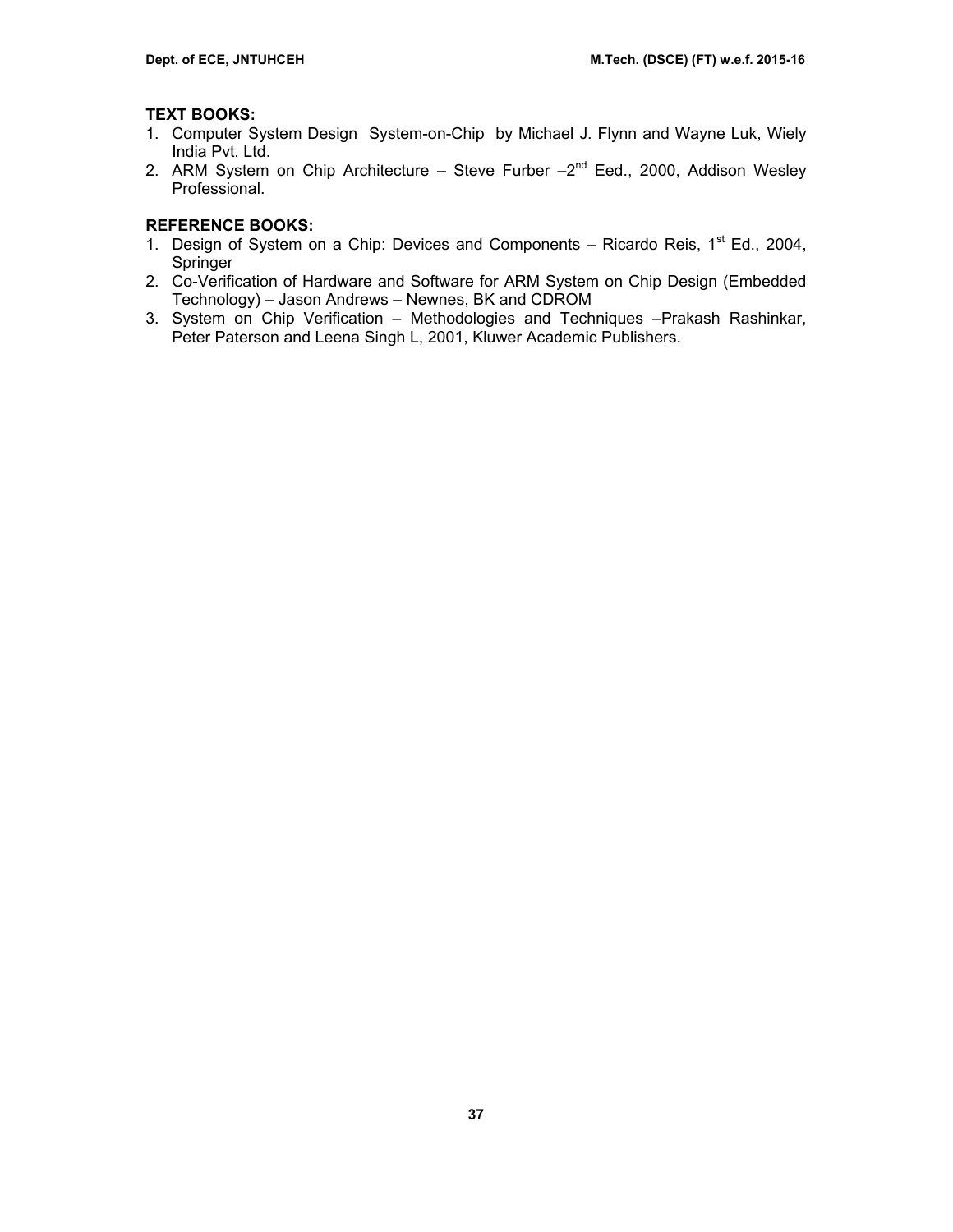**TEXT BOOKS:**

1. Computer System Design System-on-Chip by Michael J. Flynn and Wayne Luk, Wiely India Pvt. Ltd.
2. ARM System on Chip Architecture – Steve Furber –2nd Eed., 2000, Addison Wesley Professional.

**REFERENCE BOOKS:**

1. Design of System on a Chip: Devices and Components – Ricardo Reis, 1st Ed., 2004, Springer
2. Co-Verification of Hardware and Software for ARM System on Chip Design (Embedded Technology) – Jason Andrews – Newnes, BK and CDROM
3. System on Chip Verification – Methodologies and Techniques –Prakash Rashinkar, Peter Paterson and Leena Singh L, 2001, Kluwer Academic Publishers.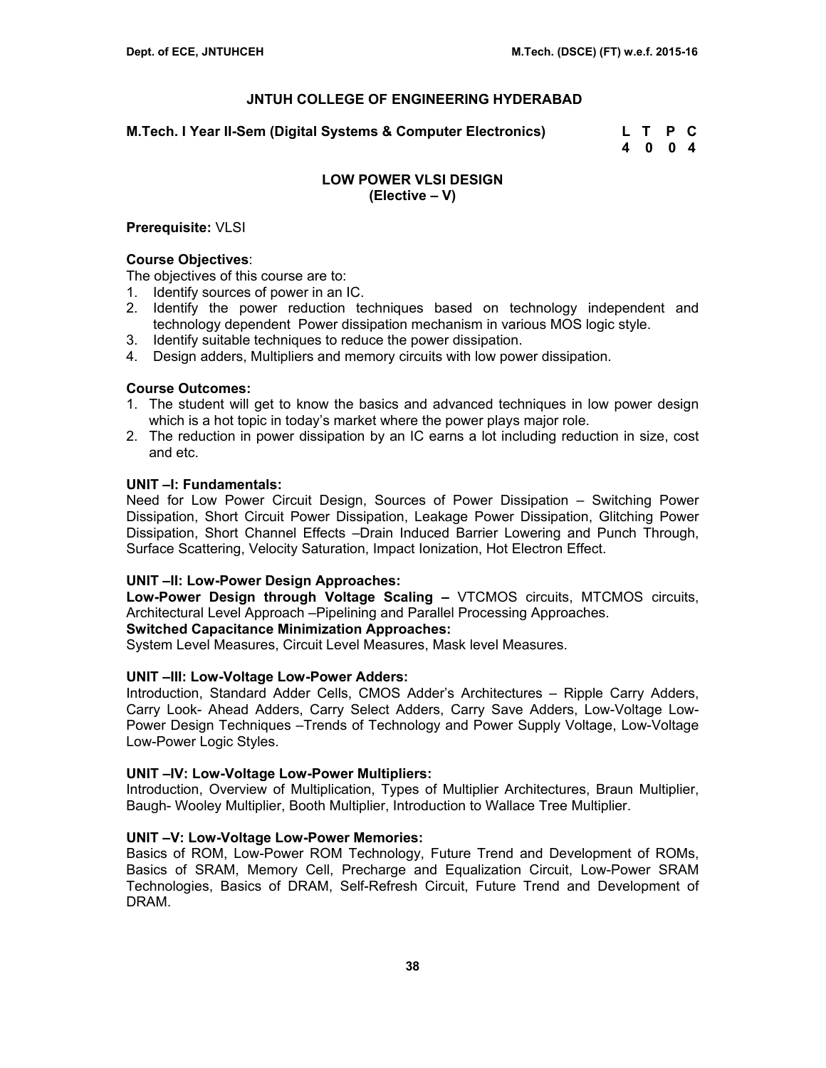# JNTUH COLLEGE OF ENGINEERING HYDERABAD

**M.Tech. I Year II-Sem (Digital Systems & Computer Electronics)**

| L | T | P | C |
|---|---|---|---|
| 4 | 0 | 0 | 4 |

## LOW POWER VLSI DESIGN
## (Elective – V)

**Prerequisite:** VLSI

**Course Objectives**:

The objectives of this course are to:

1. Identify sources of power in an IC.
2. Identify the power reduction techniques based on technology independent and technology dependent Power dissipation mechanism in various MOS logic style.
3. Identify suitable techniques to reduce the power dissipation.
4. Design adders, Multipliers and memory circuits with low power dissipation.

**Course Outcomes:**

1. The student will get to know the basics and advanced techniques in low power design which is a hot topic in today's market where the power plays major role.
2. The reduction in power dissipation by an IC earns a lot including reduction in size, cost and etc.

**UNIT –I: Fundamentals:**

Need for Low Power Circuit Design, Sources of Power Dissipation – Switching Power Dissipation, Short Circuit Power Dissipation, Leakage Power Dissipation, Glitching Power Dissipation, Short Channel Effects –Drain Induced Barrier Lowering and Punch Through, Surface Scattering, Velocity Saturation, Impact Ionization, Hot Electron Effect.

**UNIT –II: Low-Power Design Approaches:**

**Low-Power Design through Voltage Scaling –** VTCMOS circuits, MTCMOS circuits, Architectural Level Approach –Pipelining and Parallel Processing Approaches.

**Switched Capacitance Minimization Approaches:**

System Level Measures, Circuit Level Measures, Mask level Measures.

**UNIT –III: Low-Voltage Low-Power Adders:**

Introduction, Standard Adder Cells, CMOS Adder's Architectures – Ripple Carry Adders, Carry Look- Ahead Adders, Carry Select Adders, Carry Save Adders, Low-Voltage Low-Power Design Techniques –Trends of Technology and Power Supply Voltage, Low-Voltage Low-Power Logic Styles.

**UNIT –IV: Low-Voltage Low-Power Multipliers:**

Introduction, Overview of Multiplication, Types of Multiplier Architectures, Braun Multiplier, Baugh- Wooley Multiplier, Booth Multiplier, Introduction to Wallace Tree Multiplier.

**UNIT –V: Low-Voltage Low-Power Memories:**

Basics of ROM, Low-Power ROM Technology, Future Trend and Development of ROMs, Basics of SRAM, Memory Cell, Precharge and Equalization Circuit, Low-Power SRAM Technologies, Basics of DRAM, Self-Refresh Circuit, Future Trend and Development of DRAM.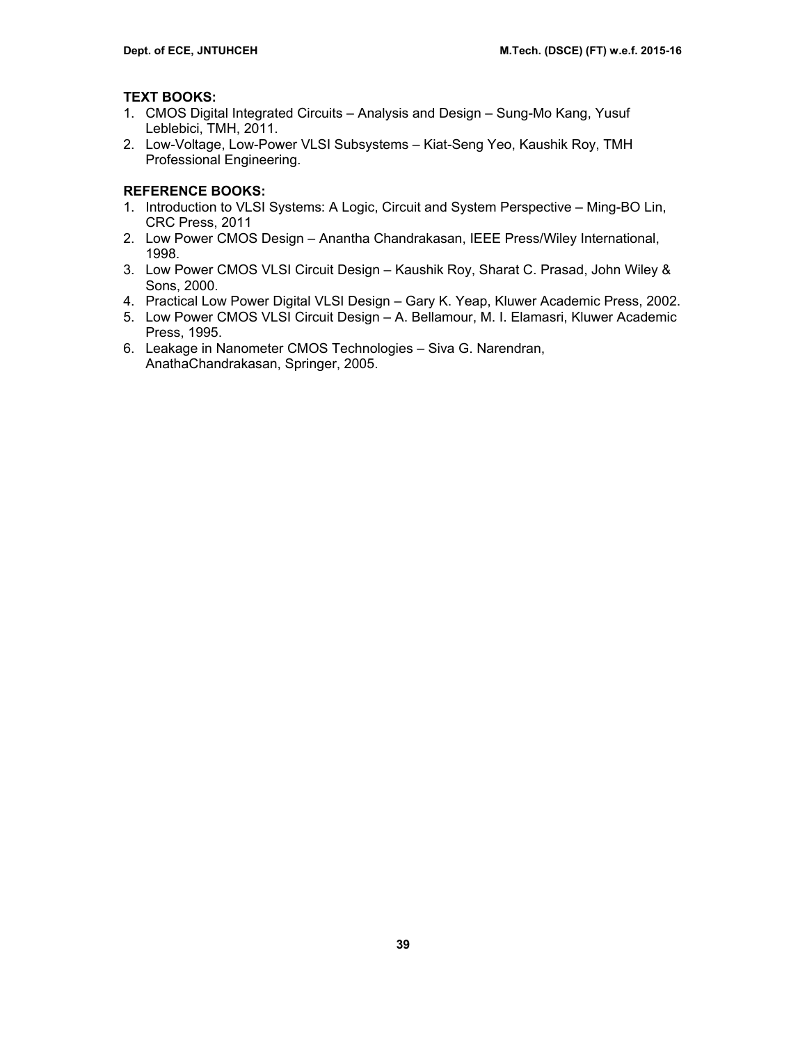**TEXT BOOKS:**

1. CMOS Digital Integrated Circuits – Analysis and Design – Sung-Mo Kang, Yusuf Leblebici, TMH, 2011.
2. Low-Voltage, Low-Power VLSI Subsystems – Kiat-Seng Yeo, Kaushik Roy, TMH Professional Engineering.

**REFERENCE BOOKS:**

1. Introduction to VLSI Systems: A Logic, Circuit and System Perspective – Ming-BO Lin, CRC Press, 2011
2. Low Power CMOS Design – Anantha Chandrakasan, IEEE Press/Wiley International, 1998.
3. Low Power CMOS VLSI Circuit Design – Kaushik Roy, Sharat C. Prasad, John Wiley & Sons, 2000.
4. Practical Low Power Digital VLSI Design – Gary K. Yeap, Kluwer Academic Press, 2002.
5. Low Power CMOS VLSI Circuit Design – A. Bellamour, M. I. Elamasri, Kluwer Academic Press, 1995.
6. Leakage in Nanometer CMOS Technologies – Siva G. Narendran, AnathaChandrakasan, Springer, 2005.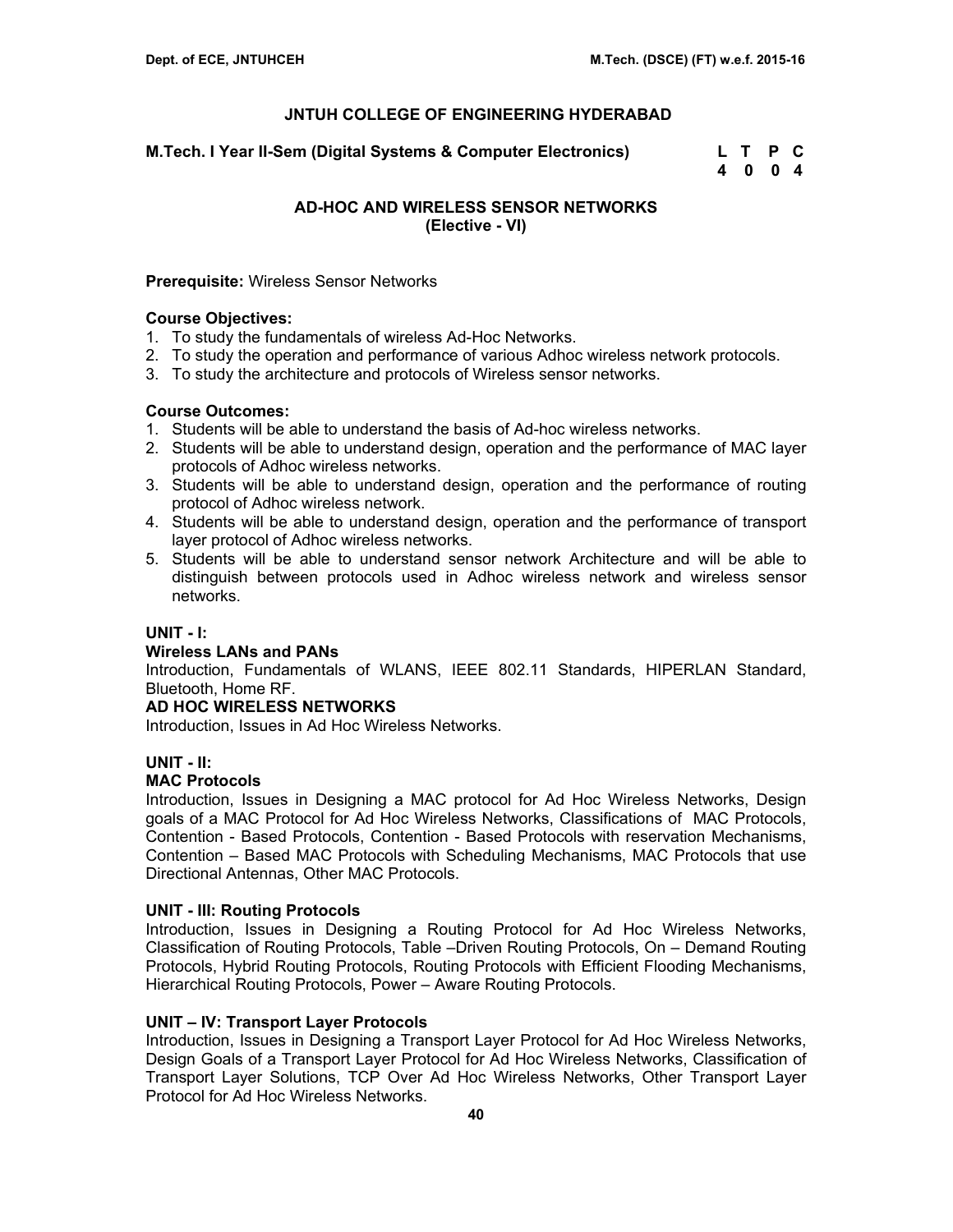# JNTUH COLLEGE OF ENGINEERING HYDERABAD

**M.Tech. I Year II-Sem (Digital Systems & Computer Electronics)**

| L | T | P | C |
|---|---|---|---|
| 4 | 0 | 0 | 4 |

## AD-HOC AND WIRELESS SENSOR NETWORKS
## (Elective - VI)

**Prerequisite:** Wireless Sensor Networks

**Course Objectives:**

1. To study the fundamentals of wireless Ad-Hoc Networks.
2. To study the operation and performance of various Adhoc wireless network protocols.
3. To study the architecture and protocols of Wireless sensor networks.

**Course Outcomes:**

1. Students will be able to understand the basis of Ad-hoc wireless networks.
2. Students will be able to understand design, operation and the performance of MAC layer protocols of Adhoc wireless networks.
3. Students will be able to understand design, operation and the performance of routing protocol of Adhoc wireless network.
4. Students will be able to understand design, operation and the performance of transport layer protocol of Adhoc wireless networks.
5. Students will be able to understand sensor network Architecture and will be able to distinguish between protocols used in Adhoc wireless network and wireless sensor networks.

### UNIT - I:

**Wireless LANs and PANs**

Introduction, Fundamentals of WLANS, IEEE 802.11 Standards, HIPERLAN Standard, Bluetooth, Home RF.

**AD HOC WIRELESS NETWORKS**

Introduction, Issues in Ad Hoc Wireless Networks.

### UNIT - II:

**MAC Protocols**

Introduction, Issues in Designing a MAC protocol for Ad Hoc Wireless Networks, Design goals of a MAC Protocol for Ad Hoc Wireless Networks, Classifications of MAC Protocols, Contention - Based Protocols, Contention - Based Protocols with reservation Mechanisms, Contention – Based MAC Protocols with Scheduling Mechanisms, MAC Protocols that use Directional Antennas, Other MAC Protocols.

### UNIT - III: Routing Protocols

Introduction, Issues in Designing a Routing Protocol for Ad Hoc Wireless Networks, Classification of Routing Protocols, Table –Driven Routing Protocols, On – Demand Routing Protocols, Hybrid Routing Protocols, Routing Protocols with Efficient Flooding Mechanisms, Hierarchical Routing Protocols, Power – Aware Routing Protocols.

### UNIT – IV: Transport Layer Protocols

Introduction, Issues in Designing a Transport Layer Protocol for Ad Hoc Wireless Networks, Design Goals of a Transport Layer Protocol for Ad Hoc Wireless Networks, Classification of Transport Layer Solutions, TCP Over Ad Hoc Wireless Networks, Other Transport Layer Protocol for Ad Hoc Wireless Networks.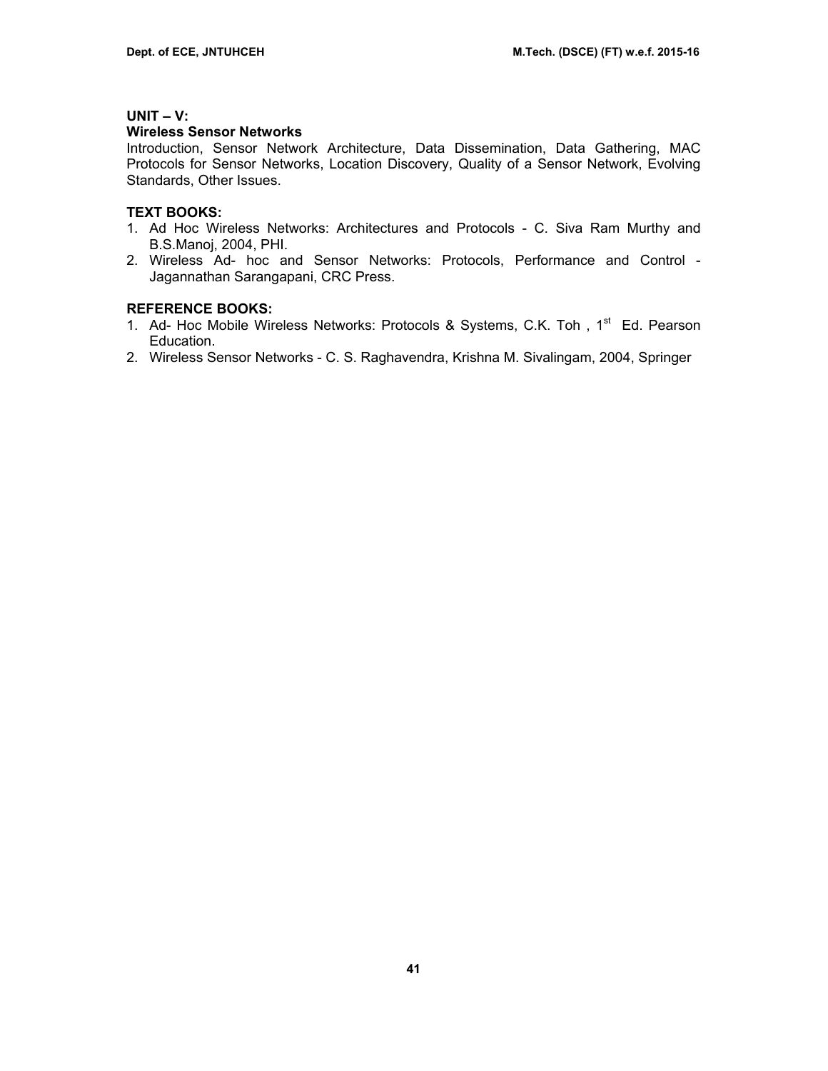**UNIT – V:**

**Wireless Sensor Networks**

Introduction, Sensor Network Architecture, Data Dissemination, Data Gathering, MAC Protocols for Sensor Networks, Location Discovery, Quality of a Sensor Network, Evolving Standards, Other Issues.

**TEXT BOOKS:**

1. Ad Hoc Wireless Networks: Architectures and Protocols - C. Siva Ram Murthy and B.S.Manoj, 2004, PHI.
2. Wireless Ad- hoc and Sensor Networks: Protocols, Performance and Control - Jagannathan Sarangapani, CRC Press.

**REFERENCE BOOKS:**

1. Ad- Hoc Mobile Wireless Networks: Protocols & Systems, C.K. Toh , 1st Ed. Pearson Education.
2. Wireless Sensor Networks - C. S. Raghavendra, Krishna M. Sivalingam, 2004, Springer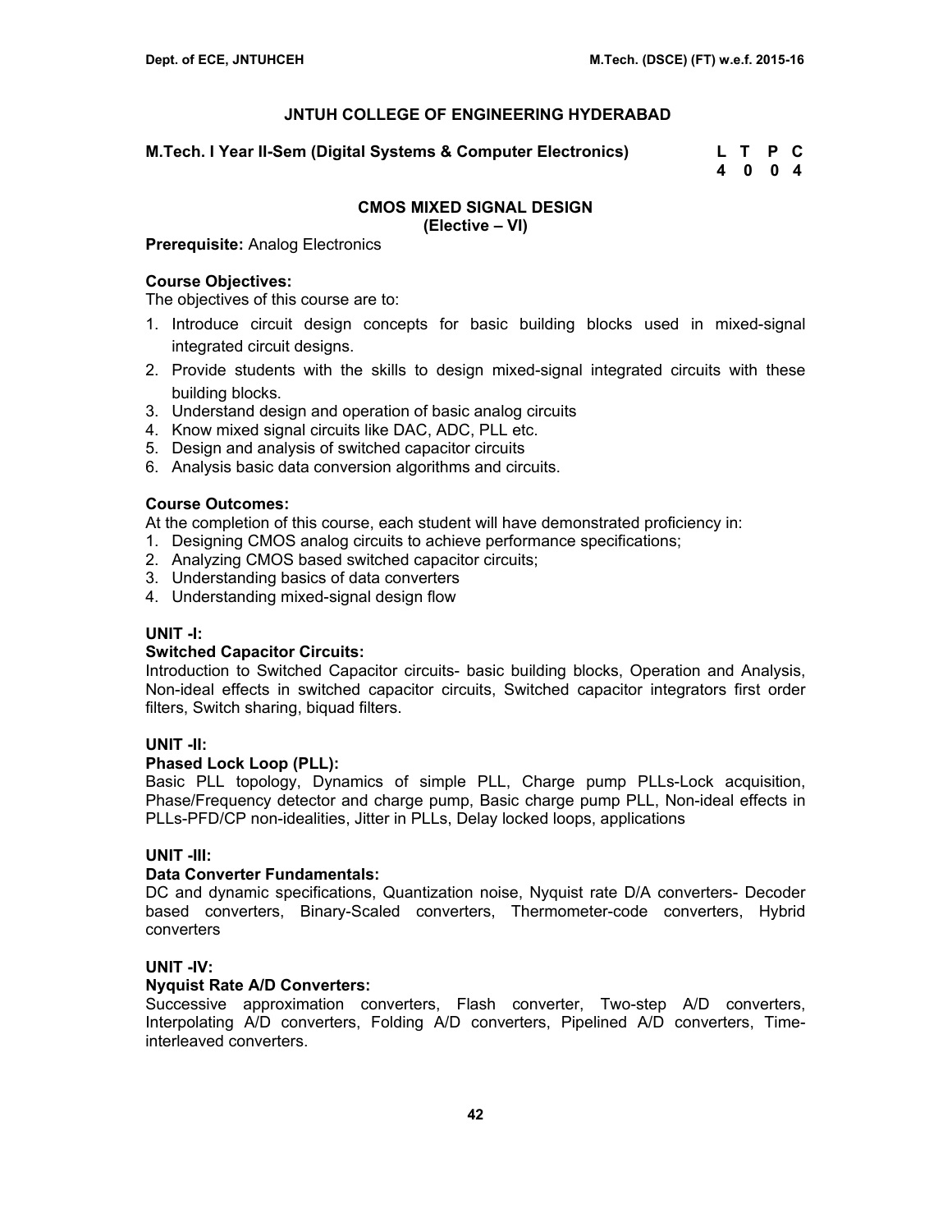## JNTUH COLLEGE OF ENGINEERING HYDERABAD

**M.Tech. I Year II-Sem (Digital Systems & Computer Electronics)**

| L | T | P | C |
|---|---|---|---|
| 4 | 0 | 0 | 4 |

### CMOS MIXED SIGNAL DESIGN
**(Elective – VI)**

**Prerequisite:** Analog Electronics

**Course Objectives:**
The objectives of this course are to:

1. Introduce circuit design concepts for basic building blocks used in mixed-signal integrated circuit designs.
2. Provide students with the skills to design mixed-signal integrated circuits with these building blocks.
3. Understand design and operation of basic analog circuits
4. Know mixed signal circuits like DAC, ADC, PLL etc.
5. Design and analysis of switched capacitor circuits
6. Analysis basic data conversion algorithms and circuits.

**Course Outcomes:**
At the completion of this course, each student will have demonstrated proficiency in:

1. Designing CMOS analog circuits to achieve performance specifications;
2. Analyzing CMOS based switched capacitor circuits;
3. Understanding basics of data converters
4. Understanding mixed-signal design flow

**UNIT -I:**

**Switched Capacitor Circuits:**
Introduction to Switched Capacitor circuits- basic building blocks, Operation and Analysis, Non-ideal effects in switched capacitor circuits, Switched capacitor integrators first order filters, Switch sharing, biquad filters.

**UNIT -II:**

**Phased Lock Loop (PLL):**
Basic PLL topology, Dynamics of simple PLL, Charge pump PLLs-Lock acquisition, Phase/Frequency detector and charge pump, Basic charge pump PLL, Non-ideal effects in PLLs-PFD/CP non-idealities, Jitter in PLLs, Delay locked loops, applications

**UNIT -III:**

**Data Converter Fundamentals:**
DC and dynamic specifications, Quantization noise, Nyquist rate D/A converters- Decoder based converters, Binary-Scaled converters, Thermometer-code converters, Hybrid converters

**UNIT -IV:**

**Nyquist Rate A/D Converters:**
Successive approximation converters, Flash converter, Two-step A/D converters, Interpolating A/D converters, Folding A/D converters, Pipelined A/D converters, Time-interleaved converters.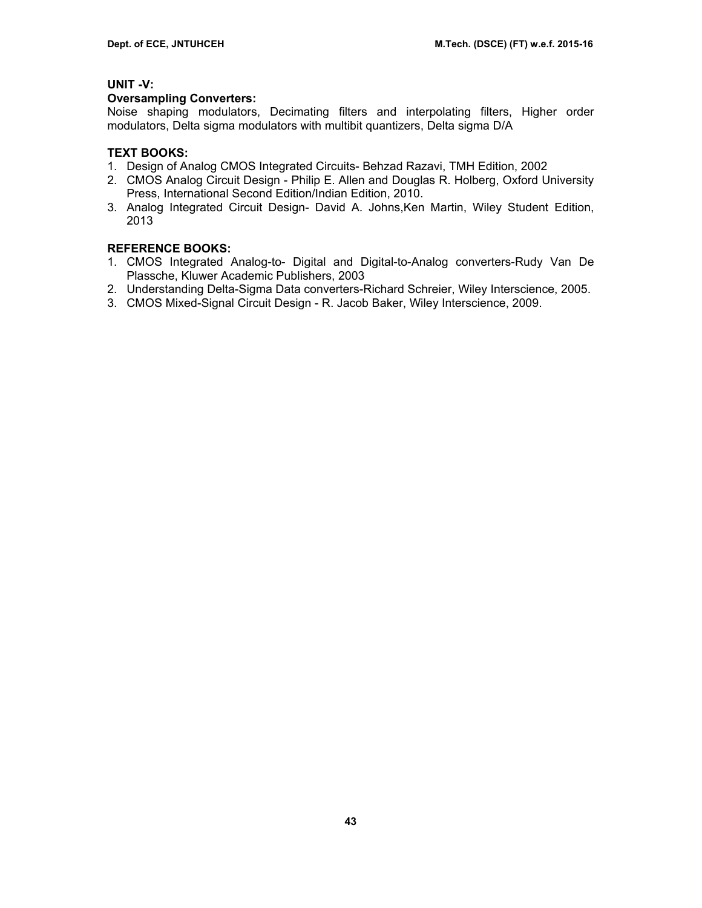**UNIT -V:**

**Oversampling Converters:**

Noise shaping modulators, Decimating filters and interpolating filters, Higher order modulators, Delta sigma modulators with multibit quantizers, Delta sigma D/A

**TEXT BOOKS:**

1. Design of Analog CMOS Integrated Circuits- Behzad Razavi, TMH Edition, 2002
2. CMOS Analog Circuit Design - Philip E. Allen and Douglas R. Holberg, Oxford University Press, International Second Edition/Indian Edition, 2010.
3. Analog Integrated Circuit Design- David A. Johns,Ken Martin, Wiley Student Edition, 2013

**REFERENCE BOOKS:**

1. CMOS Integrated Analog-to- Digital and Digital-to-Analog converters-Rudy Van De Plassche, Kluwer Academic Publishers, 2003
2. Understanding Delta-Sigma Data converters-Richard Schreier, Wiley Interscience, 2005.
3. CMOS Mixed-Signal Circuit Design - R. Jacob Baker, Wiley Interscience, 2009.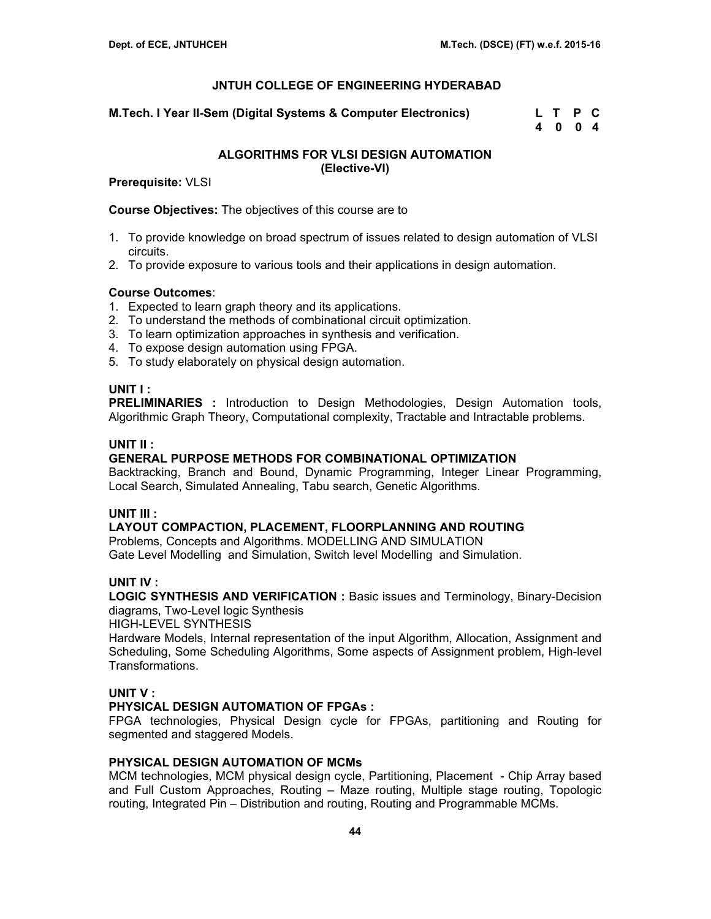## JNTUH COLLEGE OF ENGINEERING HYDERABAD

**M.Tech. I Year II-Sem (Digital Systems & Computer Electronics)**

| L | T | P | C |
|---|---|---|---|
| 4 | 0 | 0 | 4 |

### ALGORITHMS FOR VLSI DESIGN AUTOMATION
### (Elective-VI)

**Prerequisite:** VLSI

**Course Objectives:** The objectives of this course are to

1. To provide knowledge on broad spectrum of issues related to design automation of VLSI circuits.
2. To provide exposure to various tools and their applications in design automation.

**Course Outcomes**:

1. Expected to learn graph theory and its applications.
2. To understand the methods of combinational circuit optimization.
3. To learn optimization approaches in synthesis and verification.
4. To expose design automation using FPGA.
5. To study elaborately on physical design automation.

**UNIT I :**

**PRELIMINARIES :** Introduction to Design Methodologies, Design Automation tools, Algorithmic Graph Theory, Computational complexity, Tractable and Intractable problems.

**UNIT II :**

**GENERAL PURPOSE METHODS FOR COMBINATIONAL OPTIMIZATION**

Backtracking, Branch and Bound, Dynamic Programming, Integer Linear Programming, Local Search, Simulated Annealing, Tabu search, Genetic Algorithms.

**UNIT III :**

**LAYOUT COMPACTION, PLACEMENT, FLOORPLANNING AND ROUTING**

Problems, Concepts and Algorithms. MODELLING AND SIMULATION

Gate Level Modelling and Simulation, Switch level Modelling and Simulation.

**UNIT IV :**

**LOGIC SYNTHESIS AND VERIFICATION :** Basic issues and Terminology, Binary-Decision diagrams, Two-Level logic Synthesis

HIGH-LEVEL SYNTHESIS

Hardware Models, Internal representation of the input Algorithm, Allocation, Assignment and Scheduling, Some Scheduling Algorithms, Some aspects of Assignment problem, High-level Transformations.

**UNIT V :**

**PHYSICAL DESIGN AUTOMATION OF FPGAs :**

FPGA technologies, Physical Design cycle for FPGAs, partitioning and Routing for segmented and staggered Models.

**PHYSICAL DESIGN AUTOMATION OF MCMs**

MCM technologies, MCM physical design cycle, Partitioning, Placement - Chip Array based and Full Custom Approaches, Routing – Maze routing, Multiple stage routing, Topologic routing, Integrated Pin – Distribution and routing, Routing and Programmable MCMs.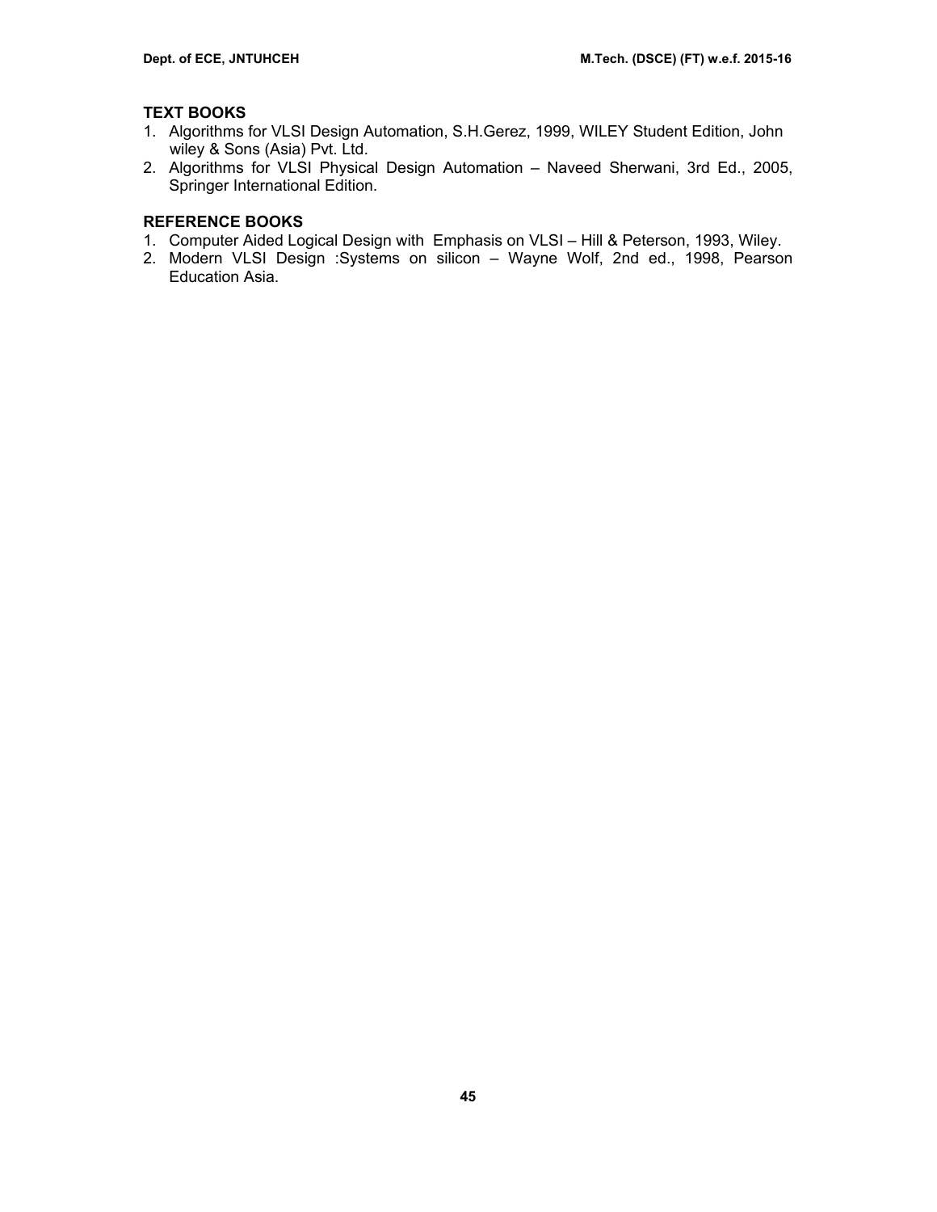**TEXT BOOKS**

1. Algorithms for VLSI Design Automation, S.H.Gerez, 1999, WILEY Student Edition, John wiley & Sons (Asia) Pvt. Ltd.
2. Algorithms for VLSI Physical Design Automation – Naveed Sherwani, 3rd Ed., 2005, Springer International Edition.

**REFERENCE BOOKS**

1. Computer Aided Logical Design with Emphasis on VLSI – Hill & Peterson, 1993, Wiley.
2. Modern VLSI Design :Systems on silicon – Wayne Wolf, 2nd ed., 1998, Pearson Education Asia.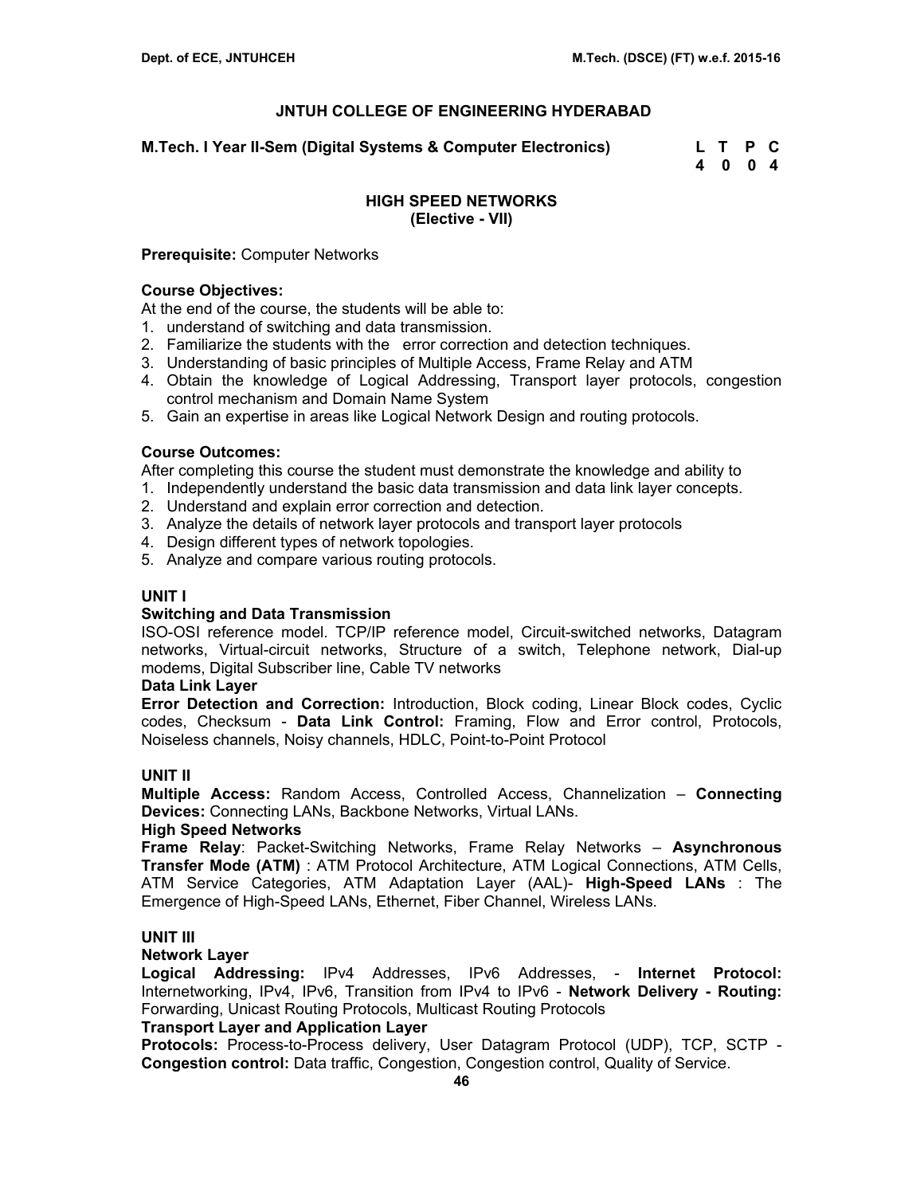## JNTUH COLLEGE OF ENGINEERING HYDERABAD

**M.Tech. I Year II-Sem (Digital Systems & Computer Electronics)**

| L | T | P | C |
|---|---|---|---|
| 4 | 0 | 0 | 4 |

### HIGH SPEED NETWORKS
### (Elective - VII)

**Prerequisite:** Computer Networks

**Course Objectives:**

At the end of the course, the students will be able to:

1. understand of switching and data transmission.
2. Familiarize the students with the error correction and detection techniques.
3. Understanding of basic principles of Multiple Access, Frame Relay and ATM
4. Obtain the knowledge of Logical Addressing, Transport layer protocols, congestion control mechanism and Domain Name System
5. Gain an expertise in areas like Logical Network Design and routing protocols.

**Course Outcomes:**

After completing this course the student must demonstrate the knowledge and ability to

1. Independently understand the basic data transmission and data link layer concepts.
2. Understand and explain error correction and detection.
3. Analyze the details of network layer protocols and transport layer protocols
4. Design different types of network topologies.
5. Analyze and compare various routing protocols.

**UNIT I**

**Switching and Data Transmission**

ISO-OSI reference model. TCP/IP reference model, Circuit-switched networks, Datagram networks, Virtual-circuit networks, Structure of a switch, Telephone network, Dial-up modems, Digital Subscriber line, Cable TV networks

**Data Link Layer**

**Error Detection and Correction:** Introduction, Block coding, Linear Block codes, Cyclic codes, Checksum - **Data Link Control:** Framing, Flow and Error control, Protocols, Noiseless channels, Noisy channels, HDLC, Point-to-Point Protocol

**UNIT II**

**Multiple Access:** Random Access, Controlled Access, Channelization – **Connecting Devices:** Connecting LANs, Backbone Networks, Virtual LANs.

**High Speed Networks**

**Frame Relay**: Packet-Switching Networks, Frame Relay Networks – **Asynchronous Transfer Mode (ATM)** : ATM Protocol Architecture, ATM Logical Connections, ATM Cells, ATM Service Categories, ATM Adaptation Layer (AAL)- **High-Speed LANs** : The Emergence of High-Speed LANs, Ethernet, Fiber Channel, Wireless LANs.

**UNIT III**

**Network Layer**

**Logical Addressing:** IPv4 Addresses, IPv6 Addresses, - **Internet Protocol:** Internetworking, IPv4, IPv6, Transition from IPv4 to IPv6 - **Network Delivery - Routing:** Forwarding, Unicast Routing Protocols, Multicast Routing Protocols

**Transport Layer and Application Layer**

**Protocols:** Process-to-Process delivery, User Datagram Protocol (UDP), TCP, SCTP - **Congestion control:** Data traffic, Congestion, Congestion control, Quality of Service.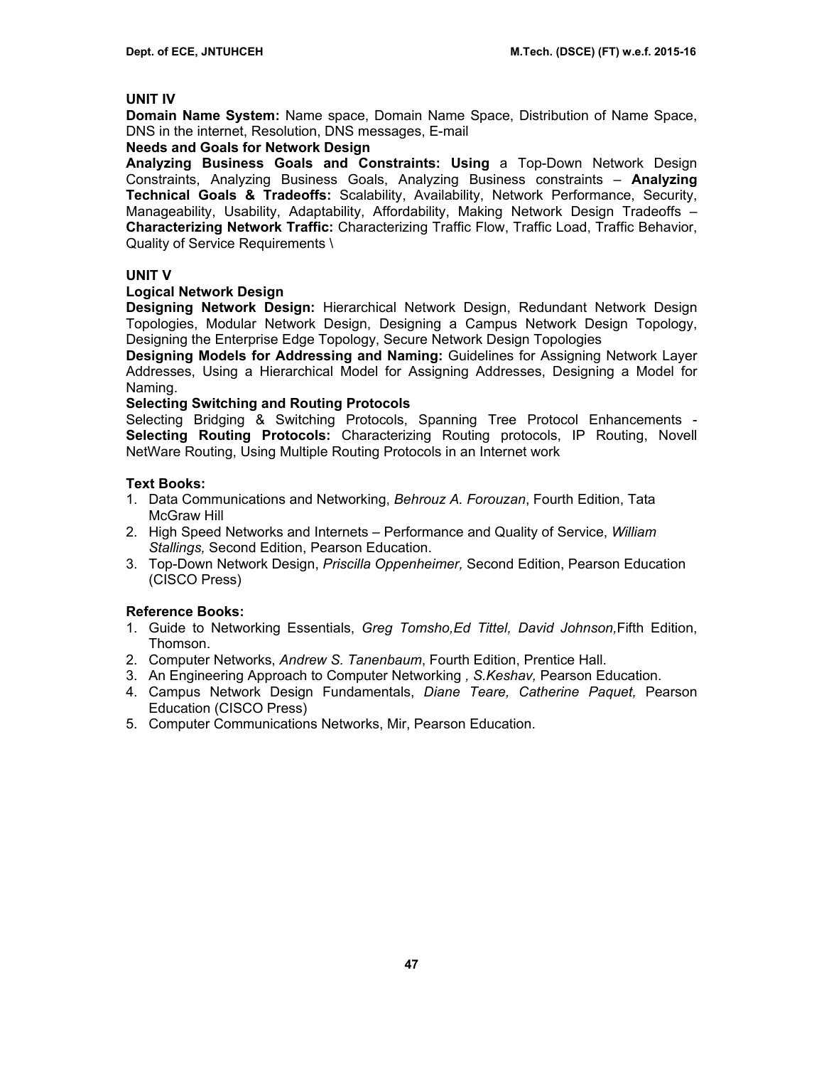## UNIT IV

**Domain Name System:** Name space, Domain Name Space, Distribution of Name Space, DNS in the internet, Resolution, DNS messages, E-mail

**Needs and Goals for Network Design**

**Analyzing Business Goals and Constraints: Using** a Top-Down Network Design Constraints, Analyzing Business Goals, Analyzing Business constraints – **Analyzing Technical Goals & Tradeoffs:** Scalability, Availability, Network Performance, Security, Manageability, Usability, Adaptability, Affordability, Making Network Design Tradeoffs – **Characterizing Network Traffic:** Characterizing Traffic Flow, Traffic Load, Traffic Behavior, Quality of Service Requirements \

## UNIT V

**Logical Network Design**

**Designing Network Design:** Hierarchical Network Design, Redundant Network Design Topologies, Modular Network Design, Designing a Campus Network Design Topology, Designing the Enterprise Edge Topology, Secure Network Design Topologies

**Designing Models for Addressing and Naming:** Guidelines for Assigning Network Layer Addresses, Using a Hierarchical Model for Assigning Addresses, Designing a Model for Naming.

**Selecting Switching and Routing Protocols**

Selecting Bridging & Switching Protocols, Spanning Tree Protocol Enhancements - **Selecting Routing Protocols:** Characterizing Routing protocols, IP Routing, Novell NetWare Routing, Using Multiple Routing Protocols in an Internet work

**Text Books:**

1. Data Communications and Networking, *Behrouz A. Forouzan*, Fourth Edition, Tata McGraw Hill
2. High Speed Networks and Internets – Performance and Quality of Service, *William Stallings,* Second Edition, Pearson Education.
3. Top-Down Network Design, *Priscilla Oppenheimer,* Second Edition, Pearson Education (CISCO Press)

**Reference Books:**

1. Guide to Networking Essentials, *Greg Tomsho,Ed Tittel, David Johnson,*Fifth Edition, Thomson.
2. Computer Networks, *Andrew S. Tanenbaum*, Fourth Edition, Prentice Hall.
3. An Engineering Approach to Computer Networking *, S.Keshav,* Pearson Education.
4. Campus Network Design Fundamentals, *Diane Teare, Catherine Paquet,* Pearson Education (CISCO Press)
5. Computer Communications Networks, Mir, Pearson Education.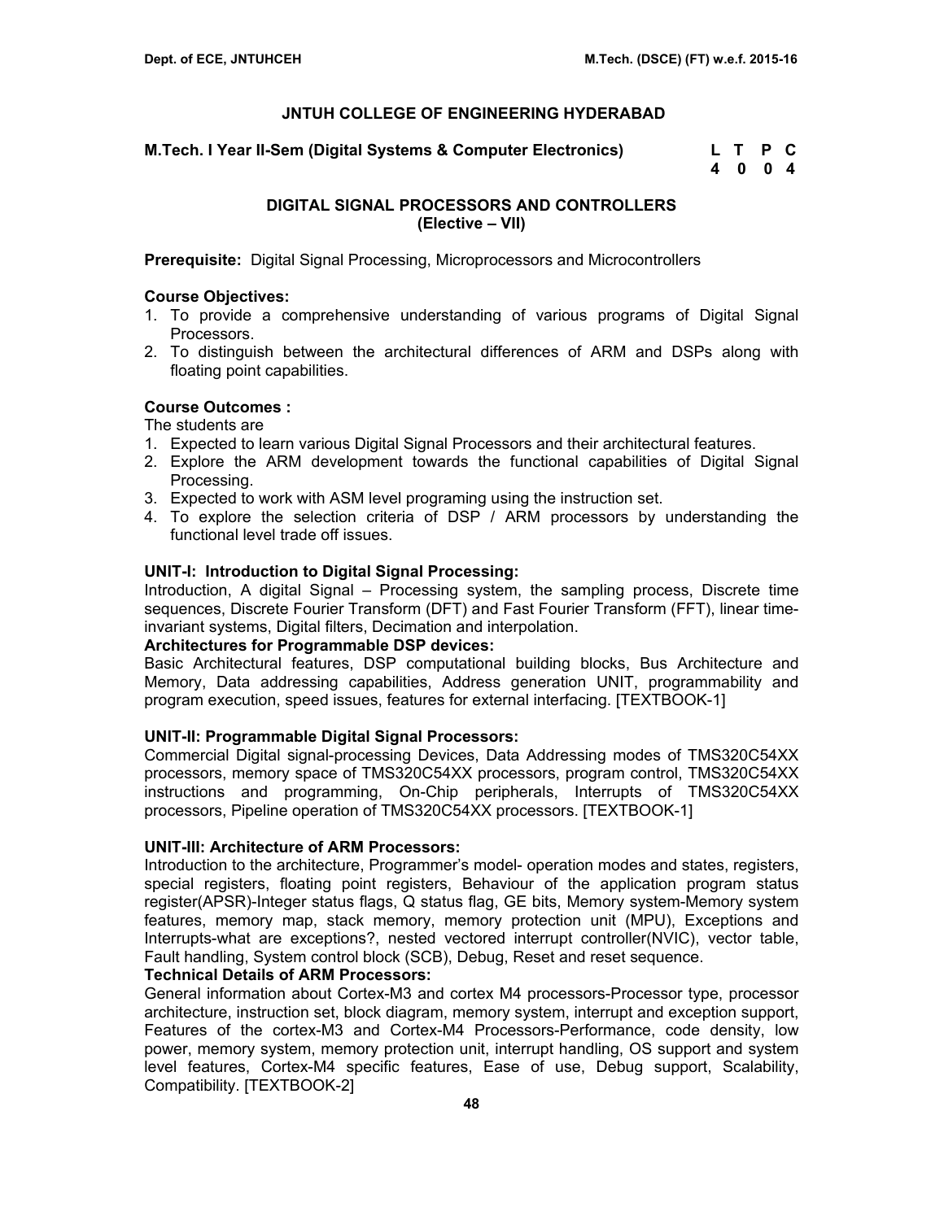# JNTUH COLLEGE OF ENGINEERING HYDERABAD

**M.Tech. I Year II-Sem (Digital Systems & Computer Electronics)**

| L | T | P | C |
|---|---|---|---|
| 4 | 0 | 0 | 4 |

## DIGITAL SIGNAL PROCESSORS AND CONTROLLERS
## (Elective – VII)

**Prerequisite:** Digital Signal Processing, Microprocessors and Microcontrollers

**Course Objectives:**

1. To provide a comprehensive understanding of various programs of Digital Signal Processors.
2. To distinguish between the architectural differences of ARM and DSPs along with floating point capabilities.

**Course Outcomes :**

The students are

1. Expected to learn various Digital Signal Processors and their architectural features.
2. Explore the ARM development towards the functional capabilities of Digital Signal Processing.
3. Expected to work with ASM level programing using the instruction set.
4. To explore the selection criteria of DSP / ARM processors by understanding the functional level trade off issues.

**UNIT-I: Introduction to Digital Signal Processing:**

Introduction, A digital Signal – Processing system, the sampling process, Discrete time sequences, Discrete Fourier Transform (DFT) and Fast Fourier Transform (FFT), linear time-invariant systems, Digital filters, Decimation and interpolation.

**Architectures for Programmable DSP devices:**

Basic Architectural features, DSP computational building blocks, Bus Architecture and Memory, Data addressing capabilities, Address generation UNIT, programmability and program execution, speed issues, features for external interfacing. [TEXTBOOK-1]

**UNIT-II: Programmable Digital Signal Processors:**

Commercial Digital signal-processing Devices, Data Addressing modes of TMS320C54XX processors, memory space of TMS320C54XX processors, program control, TMS320C54XX instructions and programming, On-Chip peripherals, Interrupts of TMS320C54XX processors, Pipeline operation of TMS320C54XX processors. [TEXTBOOK-1]

**UNIT-III: Architecture of ARM Processors:**

Introduction to the architecture, Programmer's model- operation modes and states, registers, special registers, floating point registers, Behaviour of the application program status register(APSR)-Integer status flags, Q status flag, GE bits, Memory system-Memory system features, memory map, stack memory, memory protection unit (MPU), Exceptions and Interrupts-what are exceptions?, nested vectored interrupt controller(NVIC), vector table, Fault handling, System control block (SCB), Debug, Reset and reset sequence.

**Technical Details of ARM Processors:**

General information about Cortex-M3 and cortex M4 processors-Processor type, processor architecture, instruction set, block diagram, memory system, interrupt and exception support, Features of the cortex-M3 and Cortex-M4 Processors-Performance, code density, low power, memory system, memory protection unit, interrupt handling, OS support and system level features, Cortex-M4 specific features, Ease of use, Debug support, Scalability, Compatibility. [TEXTBOOK-2]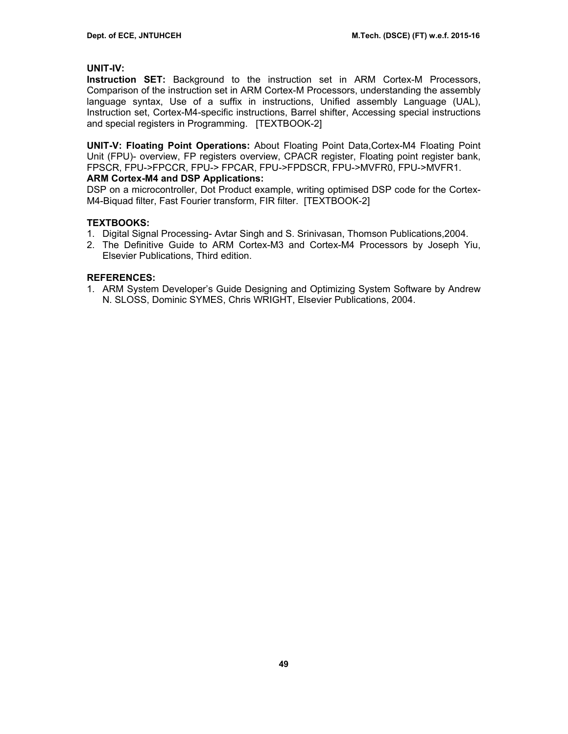**UNIT-IV:**

**Instruction SET:** Background to the instruction set in ARM Cortex-M Processors, Comparison of the instruction set in ARM Cortex-M Processors, understanding the assembly language syntax, Use of a suffix in instructions, Unified assembly Language (UAL), Instruction set, Cortex-M4-specific instructions, Barrel shifter, Accessing special instructions and special registers in Programming. [TEXTBOOK-2]

**UNIT-V: Floating Point Operations:** About Floating Point Data,Cortex-M4 Floating Point Unit (FPU)- overview, FP registers overview, CPACR register, Floating point register bank, FPSCR, FPU->FPCCR, FPU-> FPCAR, FPU->FPDSCR, FPU->MVFR0, FPU->MVFR1.

**ARM Cortex-M4 and DSP Applications:**

DSP on a microcontroller, Dot Product example, writing optimised DSP code for the Cortex-M4-Biquad filter, Fast Fourier transform, FIR filter. [TEXTBOOK-2]

**TEXTBOOKS:**

1. Digital Signal Processing- Avtar Singh and S. Srinivasan, Thomson Publications,2004.
2. The Definitive Guide to ARM Cortex-M3 and Cortex-M4 Processors by Joseph Yiu, Elsevier Publications, Third edition.

**REFERENCES:**

1. ARM System Developer's Guide Designing and Optimizing System Software by Andrew N. SLOSS, Dominic SYMES, Chris WRIGHT, Elsevier Publications, 2004.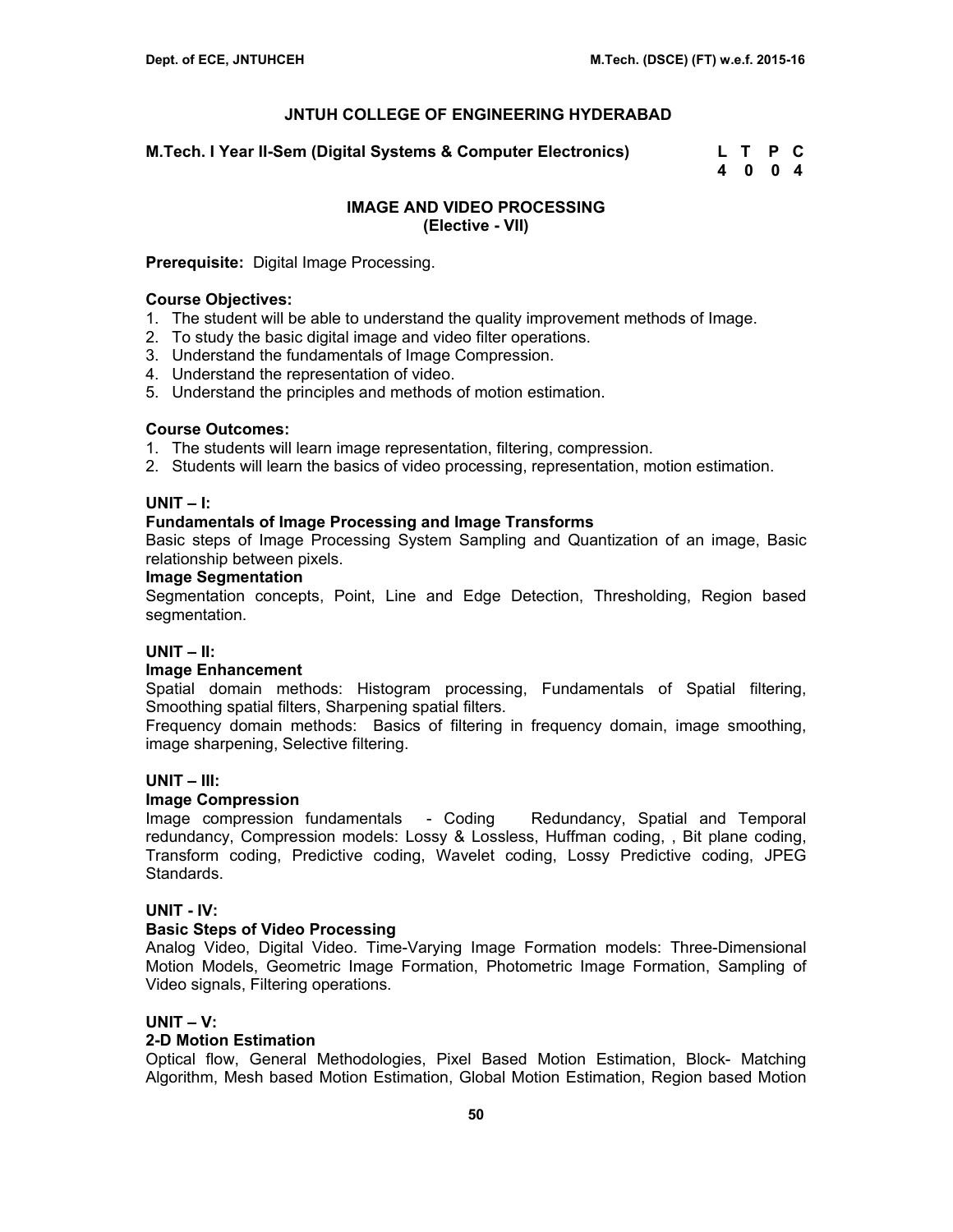# JNTUH COLLEGE OF ENGINEERING HYDERABAD

**M.Tech. I Year II-Sem (Digital Systems & Computer Electronics)**

| L | T | P | C |
|---|---|---|---|
| 4 | 0 | 0 | 4 |

## IMAGE AND VIDEO PROCESSING
## (Elective - VII)

**Prerequisite:** Digital Image Processing.

**Course Objectives:**
1. The student will be able to understand the quality improvement methods of Image.
2. To study the basic digital image and video filter operations.
3. Understand the fundamentals of Image Compression.
4. Understand the representation of video.
5. Understand the principles and methods of motion estimation.

**Course Outcomes:**
1. The students will learn image representation, filtering, compression.
2. Students will learn the basics of video processing, representation, motion estimation.

### UNIT – I:

**Fundamentals of Image Processing and Image Transforms**

Basic steps of Image Processing System Sampling and Quantization of an image, Basic relationship between pixels.

**Image Segmentation**

Segmentation concepts, Point, Line and Edge Detection, Thresholding, Region based segmentation.

### UNIT – II:

**Image Enhancement**

Spatial domain methods: Histogram processing, Fundamentals of Spatial filtering, Smoothing spatial filters, Sharpening spatial filters.

Frequency domain methods: Basics of filtering in frequency domain, image smoothing, image sharpening, Selective filtering.

### UNIT – III:

**Image Compression**

Image compression fundamentals - Coding Redundancy, Spatial and Temporal redundancy, Compression models: Lossy & Lossless, Huffman coding, , Bit plane coding, Transform coding, Predictive coding, Wavelet coding, Lossy Predictive coding, JPEG Standards.

### UNIT - IV:

**Basic Steps of Video Processing**

Analog Video, Digital Video. Time-Varying Image Formation models: Three-Dimensional Motion Models, Geometric Image Formation, Photometric Image Formation, Sampling of Video signals, Filtering operations.

### UNIT – V:

**2-D Motion Estimation**

Optical flow, General Methodologies, Pixel Based Motion Estimation, Block- Matching Algorithm, Mesh based Motion Estimation, Global Motion Estimation, Region based Motion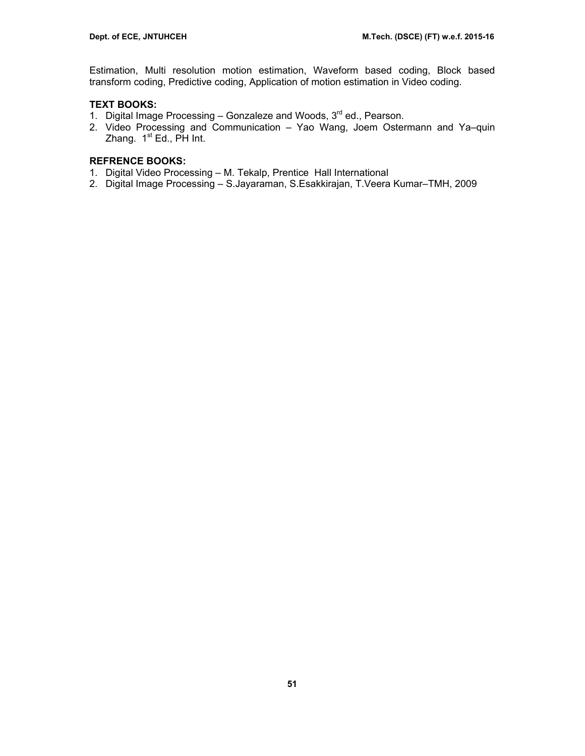Estimation, Multi resolution motion estimation, Waveform based coding, Block based transform coding, Predictive coding, Application of motion estimation in Video coding.

**TEXT BOOKS:**

1. Digital Image Processing – Gonzaleze and Woods, 3rd ed., Pearson.
2. Video Processing and Communication – Yao Wang, Joem Ostermann and Ya–quin Zhang. 1st Ed., PH Int.

**REFRENCE BOOKS:**

1. Digital Video Processing – M. Tekalp, Prentice Hall International
2. Digital Image Processing – S.Jayaraman, S.Esakkirajan, T.Veera Kumar–TMH, 2009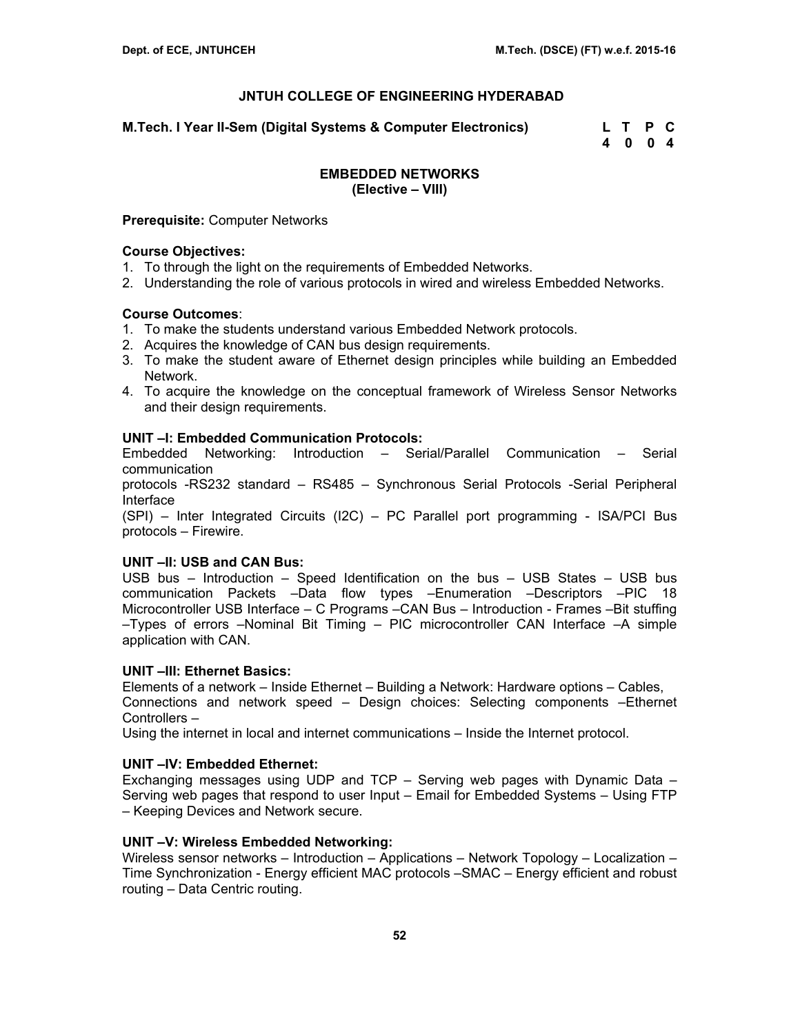## JNTUH COLLEGE OF ENGINEERING HYDERABAD

**M.Tech. I Year II-Sem (Digital Systems & Computer Electronics)**

| L | T | P | C |
|---|---|---|---|
| 4 | 0 | 0 | 4 |

### EMBEDDED NETWORKS
### (Elective – VIII)

**Prerequisite:** Computer Networks

**Course Objectives:**

1. To through the light on the requirements of Embedded Networks.
2. Understanding the role of various protocols in wired and wireless Embedded Networks.

**Course Outcomes**:

1. To make the students understand various Embedded Network protocols.
2. Acquires the knowledge of CAN bus design requirements.
3. To make the student aware of Ethernet design principles while building an Embedded Network.
4. To acquire the knowledge on the conceptual framework of Wireless Sensor Networks and their design requirements.

**UNIT –I: Embedded Communication Protocols:**

Embedded Networking: Introduction – Serial/Parallel Communication – Serial communication protocols -RS232 standard – RS485 – Synchronous Serial Protocols -Serial Peripheral Interface (SPI) – Inter Integrated Circuits (I2C) – PC Parallel port programming - ISA/PCI Bus protocols – Firewire.

**UNIT –II: USB and CAN Bus:**

USB bus – Introduction – Speed Identification on the bus – USB States – USB bus communication Packets –Data flow types –Enumeration –Descriptors –PIC 18 Microcontroller USB Interface – C Programs –CAN Bus – Introduction - Frames –Bit stuffing –Types of errors –Nominal Bit Timing – PIC microcontroller CAN Interface –A simple application with CAN.

**UNIT –III: Ethernet Basics:**

Elements of a network – Inside Ethernet – Building a Network: Hardware options – Cables, Connections and network speed – Design choices: Selecting components –Ethernet Controllers –
Using the internet in local and internet communications – Inside the Internet protocol.

**UNIT –IV: Embedded Ethernet:**

Exchanging messages using UDP and TCP – Serving web pages with Dynamic Data – Serving web pages that respond to user Input – Email for Embedded Systems – Using FTP – Keeping Devices and Network secure.

**UNIT –V: Wireless Embedded Networking:**

Wireless sensor networks – Introduction – Applications – Network Topology – Localization – Time Synchronization - Energy efficient MAC protocols –SMAC – Energy efficient and robust routing – Data Centric routing.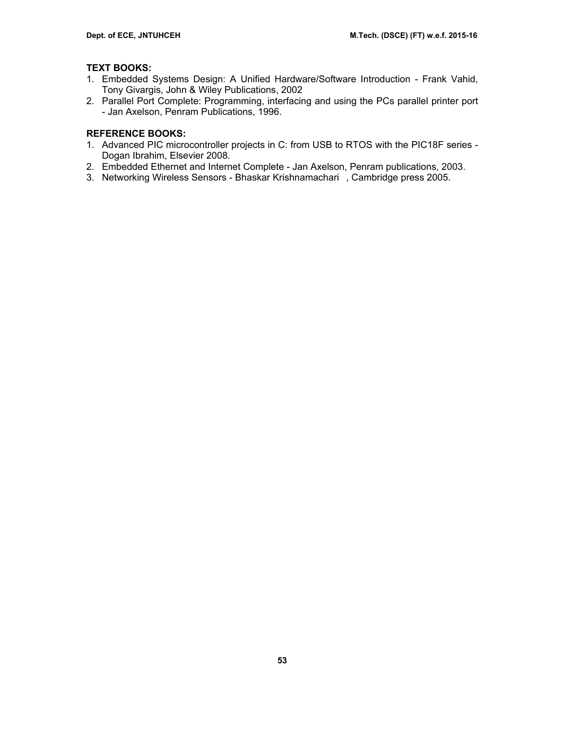**TEXT BOOKS:**

1. Embedded Systems Design: A Unified Hardware/Software Introduction - Frank Vahid, Tony Givargis, John & Wiley Publications, 2002
2. Parallel Port Complete: Programming, interfacing and using the PCs parallel printer port - Jan Axelson, Penram Publications, 1996.

**REFERENCE BOOKS:**

1. Advanced PIC microcontroller projects in C: from USB to RTOS with the PIC18F series - Dogan Ibrahim, Elsevier 2008.
2. Embedded Ethernet and Internet Complete - Jan Axelson, Penram publications, 2003.
3. Networking Wireless Sensors - Bhaskar Krishnamachari , Cambridge press 2005.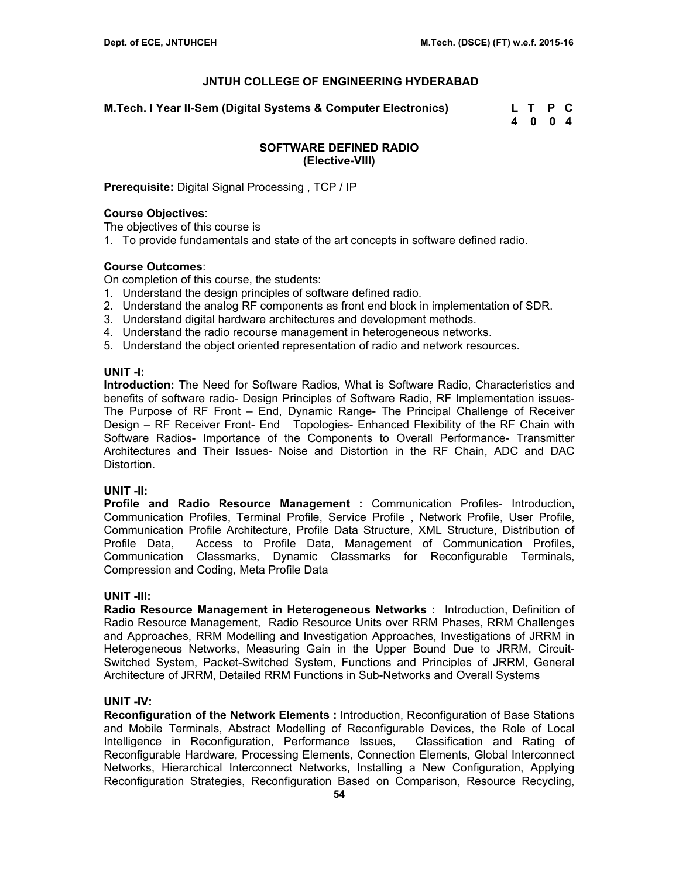# JNTUH COLLEGE OF ENGINEERING HYDERABAD

**M.Tech. I Year II-Sem (Digital Systems & Computer Electronics)**

| L | T | P | C |
|---|---|---|---|
| 4 | 0 | 0 | 4 |

## SOFTWARE DEFINED RADIO
### (Elective-VIII)

**Prerequisite:** Digital Signal Processing , TCP / IP

**Course Objectives**:

The objectives of this course is

1. To provide fundamentals and state of the art concepts in software defined radio.

**Course Outcomes**:

On completion of this course, the students:

1. Understand the design principles of software defined radio.
2. Understand the analog RF components as front end block in implementation of SDR.
3. Understand digital hardware architectures and development methods.
4. Understand the radio recourse management in heterogeneous networks.
5. Understand the object oriented representation of radio and network resources.

**UNIT -I:**

**Introduction:** The Need for Software Radios, What is Software Radio, Characteristics and benefits of software radio- Design Principles of Software Radio, RF Implementation issues- The Purpose of RF Front – End, Dynamic Range- The Principal Challenge of Receiver Design – RF Receiver Front- End Topologies- Enhanced Flexibility of the RF Chain with Software Radios- Importance of the Components to Overall Performance- Transmitter Architectures and Their Issues- Noise and Distortion in the RF Chain, ADC and DAC Distortion.

**UNIT -II:**

**Profile and Radio Resource Management :** Communication Profiles- Introduction, Communication Profiles, Terminal Profile, Service Profile , Network Profile, User Profile, Communication Profile Architecture, Profile Data Structure, XML Structure, Distribution of Profile Data, Access to Profile Data, Management of Communication Profiles, Communication Classmarks, Dynamic Classmarks for Reconfigurable Terminals, Compression and Coding, Meta Profile Data

**UNIT -III:**

**Radio Resource Management in Heterogeneous Networks :** Introduction, Definition of Radio Resource Management, Radio Resource Units over RRM Phases, RRM Challenges and Approaches, RRM Modelling and Investigation Approaches, Investigations of JRRM in Heterogeneous Networks, Measuring Gain in the Upper Bound Due to JRRM, Circuit-Switched System, Packet-Switched System, Functions and Principles of JRRM, General Architecture of JRRM, Detailed RRM Functions in Sub-Networks and Overall Systems

**UNIT -IV:**

**Reconfiguration of the Network Elements :** Introduction, Reconfiguration of Base Stations and Mobile Terminals, Abstract Modelling of Reconfigurable Devices, the Role of Local Intelligence in Reconfiguration, Performance Issues, Classification and Rating of Reconfigurable Hardware, Processing Elements, Connection Elements, Global Interconnect Networks, Hierarchical Interconnect Networks, Installing a New Configuration, Applying Reconfiguration Strategies, Reconfiguration Based on Comparison, Resource Recycling,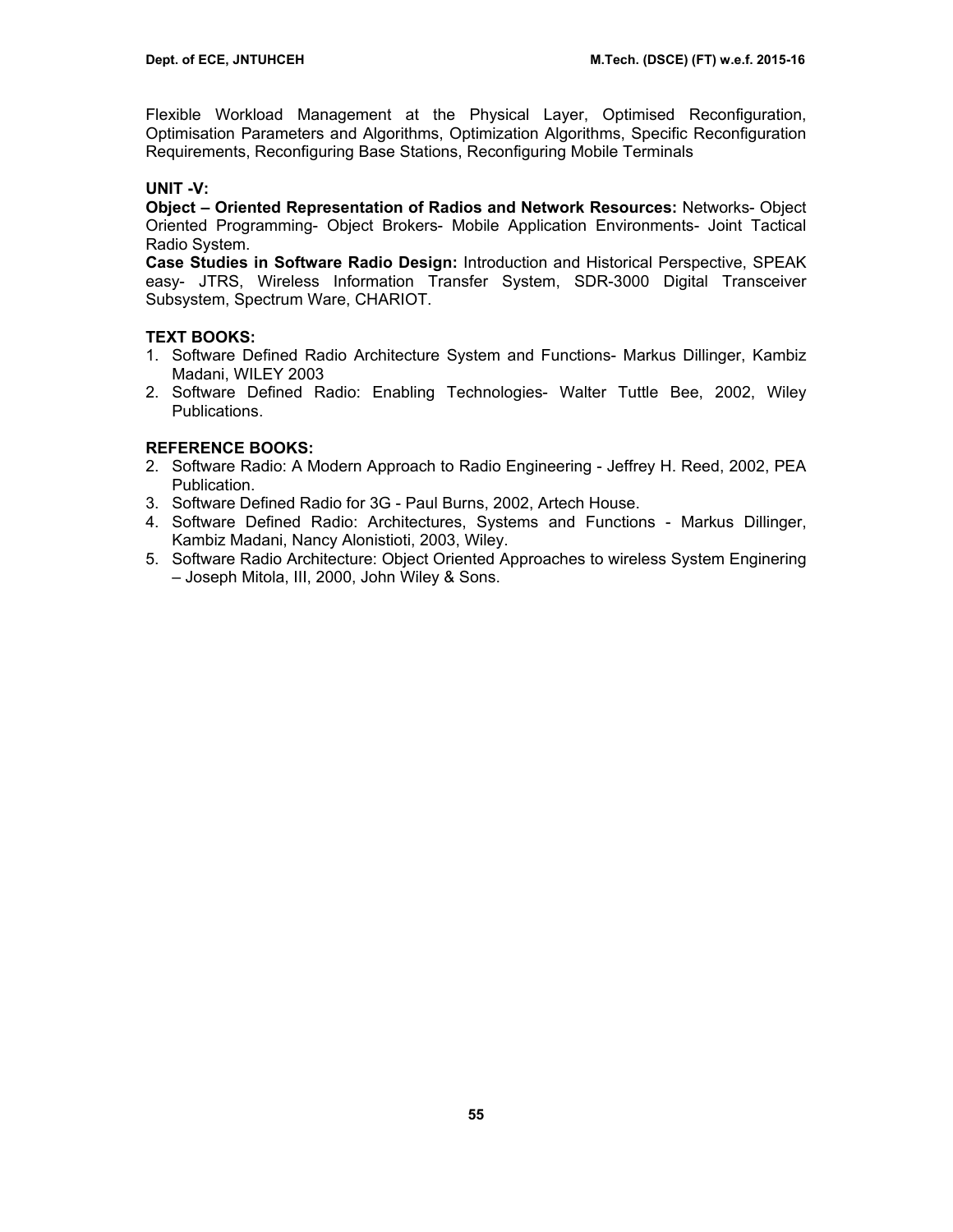Flexible Workload Management at the Physical Layer, Optimised Reconfiguration, Optimisation Parameters and Algorithms, Optimization Algorithms, Specific Reconfiguration Requirements, Reconfiguring Base Stations, Reconfiguring Mobile Terminals

**UNIT -V:**

**Object – Oriented Representation of Radios and Network Resources:** Networks- Object Oriented Programming- Object Brokers- Mobile Application Environments- Joint Tactical Radio System.

**Case Studies in Software Radio Design:** Introduction and Historical Perspective, SPEAK easy- JTRS, Wireless Information Transfer System, SDR-3000 Digital Transceiver Subsystem, Spectrum Ware, CHARIOT.

**TEXT BOOKS:**

1. Software Defined Radio Architecture System and Functions- Markus Dillinger, Kambiz Madani, WILEY 2003
2. Software Defined Radio: Enabling Technologies- Walter Tuttle Bee, 2002, Wiley Publications.

**REFERENCE BOOKS:**

2. Software Radio: A Modern Approach to Radio Engineering - Jeffrey H. Reed, 2002, PEA Publication.
3. Software Defined Radio for 3G - Paul Burns, 2002, Artech House.
4. Software Defined Radio: Architectures, Systems and Functions - Markus Dillinger, Kambiz Madani, Nancy Alonistioti, 2003, Wiley.
5. Software Radio Architecture: Object Oriented Approaches to wireless System Enginering – Joseph Mitola, III, 2000, John Wiley & Sons.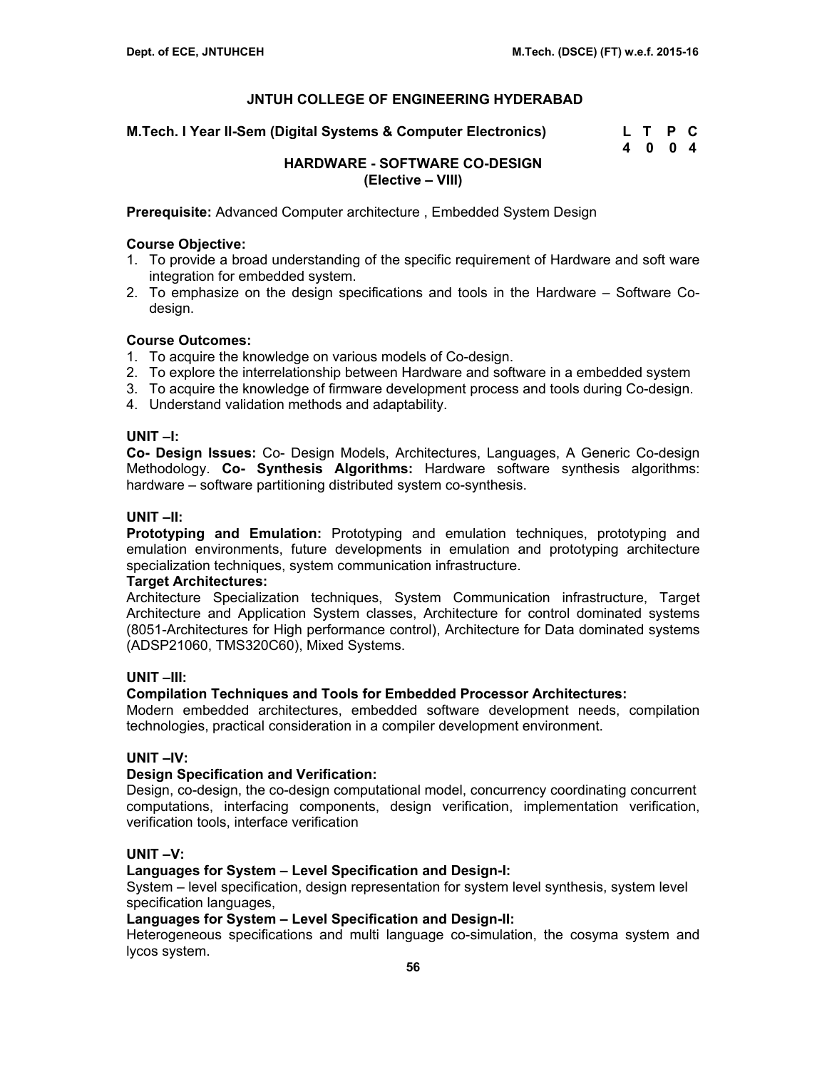**JNTUH COLLEGE OF ENGINEERING HYDERABAD**

**M.Tech. I Year II-Sem (Digital Systems & Computer Electronics)**

| L | T | P | C |
|---|---|---|---|
| 4 | 0 | 0 | 4 |

## HARDWARE - SOFTWARE CO-DESIGN
## (Elective – VIII)

**Prerequisite:** Advanced Computer architecture , Embedded System Design

**Course Objective:**

1. To provide a broad understanding of the specific requirement of Hardware and soft ware integration for embedded system.
2. To emphasize on the design specifications and tools in the Hardware – Software Co-design.

**Course Outcomes:**

1. To acquire the knowledge on various models of Co-design.
2. To explore the interrelationship between Hardware and software in a embedded system
3. To acquire the knowledge of firmware development process and tools during Co-design.
4. Understand validation methods and adaptability.

### UNIT –I:

**Co- Design Issues:** Co- Design Models, Architectures, Languages, A Generic Co-design Methodology. **Co- Synthesis Algorithms:** Hardware software synthesis algorithms: hardware – software partitioning distributed system co-synthesis.

### UNIT –II:

**Prototyping and Emulation:** Prototyping and emulation techniques, prototyping and emulation environments, future developments in emulation and prototyping architecture specialization techniques, system communication infrastructure.

**Target Architectures:**

Architecture Specialization techniques, System Communication infrastructure, Target Architecture and Application System classes, Architecture for control dominated systems (8051-Architectures for High performance control), Architecture for Data dominated systems (ADSP21060, TMS320C60), Mixed Systems.

### UNIT –III:

**Compilation Techniques and Tools for Embedded Processor Architectures:**

Modern embedded architectures, embedded software development needs, compilation technologies, practical consideration in a compiler development environment.

### UNIT –IV:

**Design Specification and Verification:**

Design, co-design, the co-design computational model, concurrency coordinating concurrent computations, interfacing components, design verification, implementation verification, verification tools, interface verification

### UNIT –V:

**Languages for System – Level Specification and Design-I:**

System – level specification, design representation for system level synthesis, system level specification languages,

**Languages for System – Level Specification and Design-II:**

Heterogeneous specifications and multi language co-simulation, the cosyma system and lycos system.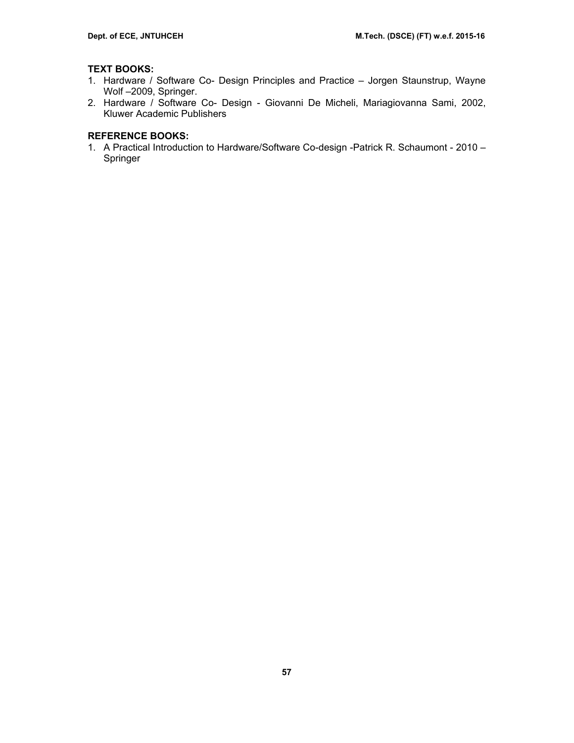**TEXT BOOKS:**

1. Hardware / Software Co- Design Principles and Practice – Jorgen Staunstrup, Wayne Wolf –2009, Springer.
2. Hardware / Software Co- Design - Giovanni De Micheli, Mariagiovanna Sami, 2002, Kluwer Academic Publishers

**REFERENCE BOOKS:**

1. A Practical Introduction to Hardware/Software Co-design -Patrick R. Schaumont - 2010 – Springer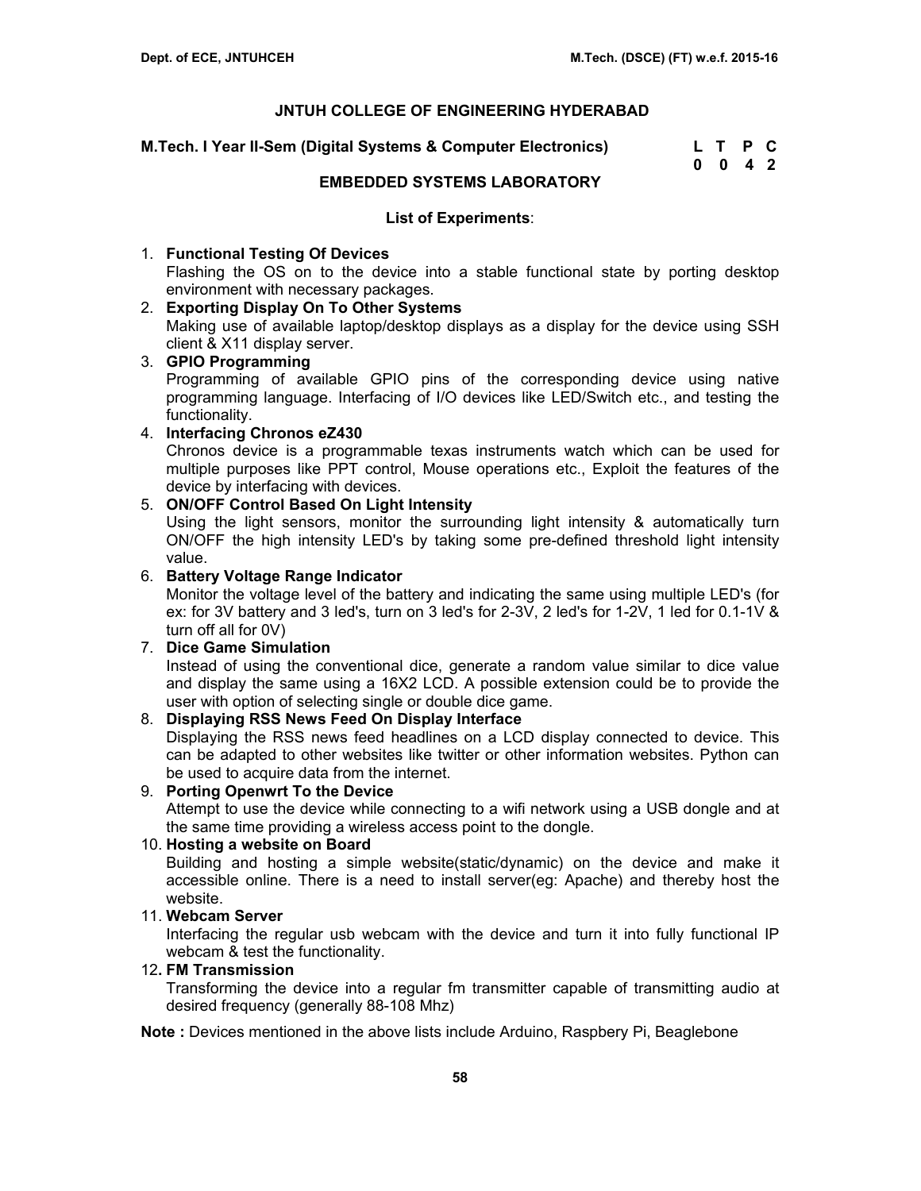# JNTUH COLLEGE OF ENGINEERING HYDERABAD

**M.Tech. I Year II-Sem (Digital Systems & Computer Electronics)**

| L | T | P | C |
|---|---|---|---|
| 0 | 0 | 4 | 2 |

## EMBEDDED SYSTEMS LABORATORY

**List of Experiments**:

1. **Functional Testing Of Devices**
   Flashing the OS on to the device into a stable functional state by porting desktop environment with necessary packages.
2. **Exporting Display On To Other Systems**
   Making use of available laptop/desktop displays as a display for the device using SSH client & X11 display server.
3. **GPIO Programming**
   Programming of available GPIO pins of the corresponding device using native programming language. Interfacing of I/O devices like LED/Switch etc., and testing the functionality.
4. **Interfacing Chronos eZ430**
   Chronos device is a programmable texas instruments watch which can be used for multiple purposes like PPT control, Mouse operations etc., Exploit the features of the device by interfacing with devices.
5. **ON/OFF Control Based On Light Intensity**
   Using the light sensors, monitor the surrounding light intensity & automatically turn ON/OFF the high intensity LED's by taking some pre-defined threshold light intensity value.
6. **Battery Voltage Range Indicator**
   Monitor the voltage level of the battery and indicating the same using multiple LED's (for ex: for 3V battery and 3 led's, turn on 3 led's for 2-3V, 2 led's for 1-2V, 1 led for 0.1-1V & turn off all for 0V)
7. **Dice Game Simulation**
   Instead of using the conventional dice, generate a random value similar to dice value and display the same using a 16X2 LCD. A possible extension could be to provide the user with option of selecting single or double dice game.
8. **Displaying RSS News Feed On Display Interface**
   Displaying the RSS news feed headlines on a LCD display connected to device. This can be adapted to other websites like twitter or other information websites. Python can be used to acquire data from the internet.
9. **Porting Openwrt To the Device**
   Attempt to use the device while connecting to a wifi network using a USB dongle and at the same time providing a wireless access point to the dongle.
10. **Hosting a website on Board**
    Building and hosting a simple website(static/dynamic) on the device and make it accessible online. There is a need to install server(eg: Apache) and thereby host the website.
11. **Webcam Server**
    Interfacing the regular usb webcam with the device and turn it into fully functional IP webcam & test the functionality.
12. **FM Transmission**
    Transforming the device into a regular fm transmitter capable of transmitting audio at desired frequency (generally 88-108 Mhz)

**Note :** Devices mentioned in the above lists include Arduino, Raspbery Pi, Beaglebone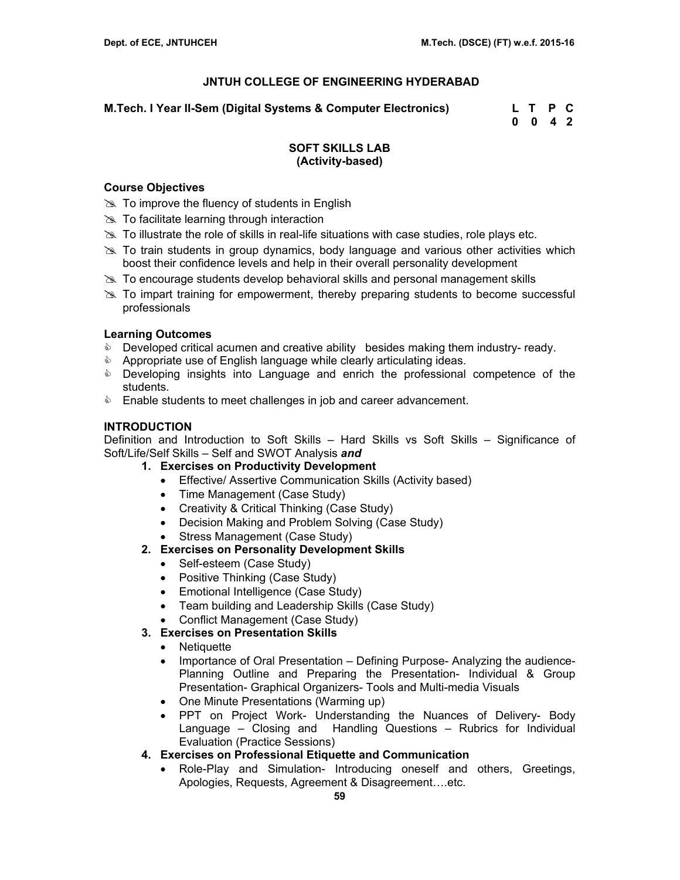## JNTUH COLLEGE OF ENGINEERING HYDERABAD

**M.Tech. I Year II-Sem (Digital Systems & Computer Electronics)**

| L | T | P | C |
|---|---|---|---|
| 0 | 0 | 4 | 2 |

### SOFT SKILLS LAB
### (Activity-based)

**Course Objectives**

- To improve the fluency of students in English
- To facilitate learning through interaction
- To illustrate the role of skills in real-life situations with case studies, role plays etc.
- To train students in group dynamics, body language and various other activities which boost their confidence levels and help in their overall personality development
- To encourage students develop behavioral skills and personal management skills
- To impart training for empowerment, thereby preparing students to become successful professionals

**Learning Outcomes**

- Developed critical acumen and creative ability besides making them industry- ready.
- Appropriate use of English language while clearly articulating ideas.
- Developing insights into Language and enrich the professional competence of the students.
- Enable students to meet challenges in job and career advancement.

**INTRODUCTION**

Definition and Introduction to Soft Skills – Hard Skills vs Soft Skills – Significance of Soft/Life/Self Skills – Self and SWOT Analysis ***and***

1. **Exercises on Productivity Development**
   - Effective/ Assertive Communication Skills (Activity based)
   - Time Management (Case Study)
   - Creativity & Critical Thinking (Case Study)
   - Decision Making and Problem Solving (Case Study)
   - Stress Management (Case Study)
2. **Exercises on Personality Development Skills**
   - Self-esteem (Case Study)
   - Positive Thinking (Case Study)
   - Emotional Intelligence (Case Study)
   - Team building and Leadership Skills (Case Study)
   - Conflict Management (Case Study)
3. **Exercises on Presentation Skills**
   - Netiquette
   - Importance of Oral Presentation – Defining Purpose- Analyzing the audience- Planning Outline and Preparing the Presentation- Individual & Group Presentation- Graphical Organizers- Tools and Multi-media Visuals
   - One Minute Presentations (Warming up)
   - PPT on Project Work- Understanding the Nuances of Delivery- Body Language – Closing and Handling Questions – Rubrics for Individual Evaluation (Practice Sessions)
4. **Exercises on Professional Etiquette and Communication**
   - Role-Play and Simulation- Introducing oneself and others, Greetings, Apologies, Requests, Agreement & Disagreement….etc.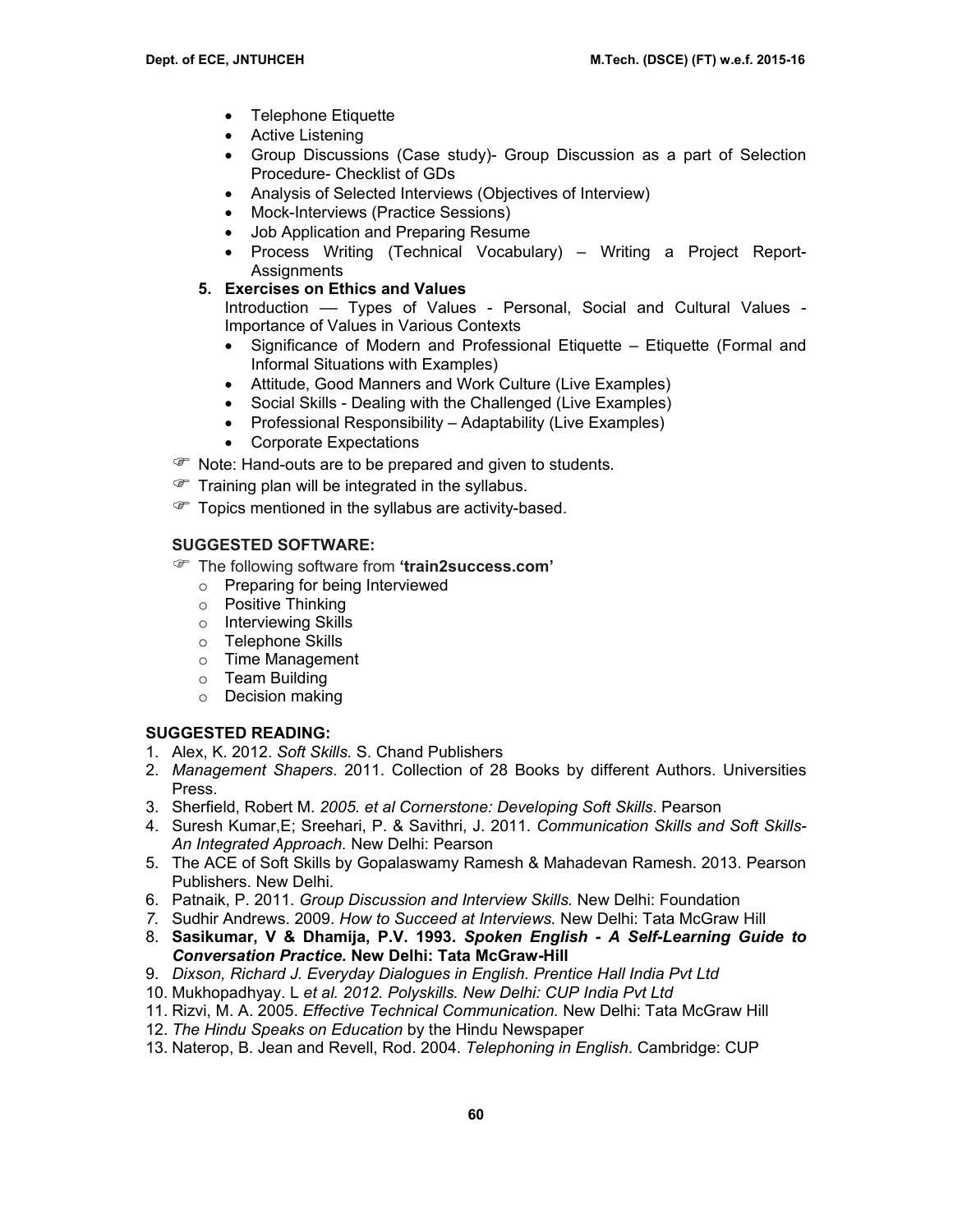- Telephone Etiquette
- Active Listening
- Group Discussions (Case study)- Group Discussion as a part of Selection Procedure- Checklist of GDs
- Analysis of Selected Interviews (Objectives of Interview)
- Mock-Interviews (Practice Sessions)
- Job Application and Preparing Resume
- Process Writing (Technical Vocabulary) – Writing a Project Report- Assignments

**5. Exercises on Ethics and Values**

Introduction –– Types of Values - Personal, Social and Cultural Values - Importance of Values in Various Contexts

- Significance of Modern and Professional Etiquette – Etiquette (Formal and Informal Situations with Examples)
- Attitude, Good Manners and Work Culture (Live Examples)
- Social Skills - Dealing with the Challenged (Live Examples)
- Professional Responsibility – Adaptability (Live Examples)
- Corporate Expectations

☞ Note: Hand-outs are to be prepared and given to students.

☞ Training plan will be integrated in the syllabus.

☞ Topics mentioned in the syllabus are activity-based.

**SUGGESTED SOFTWARE:**

☞ The following software from **'train2success.com'**

- Preparing for being Interviewed
- Positive Thinking
- Interviewing Skills
- Telephone Skills
- Time Management
- Team Building
- Decision making

**SUGGESTED READING:**

1. Alex, K. 2012. *Soft Skills.* S. Chand Publishers
2. *Management Shapers*. 2011. Collection of 28 Books by different Authors. Universities Press.
3. Sherfield, Robert M. *2005. et al Cornerstone: Developing Soft Skills*. Pearson
4. Suresh Kumar,E; Sreehari, P. & Savithri, J. 2011. *Communication Skills and Soft Skills- An Integrated Approach.* New Delhi: Pearson
5. The ACE of Soft Skills by Gopalaswamy Ramesh & Mahadevan Ramesh. 2013. Pearson Publishers. New Delhi.
6. Patnaik, P. 2011. *Group Discussion and Interview Skills.* New Delhi: Foundation
7. Sudhir Andrews. 2009. *How to Succeed at Interviews.* New Delhi: Tata McGraw Hill
8. **Sasikumar, V & Dhamija, P.V. 1993. *Spoken English - A Self-Learning Guide to Conversation Practice.* New Delhi: Tata McGraw-Hill**
9. *Dixson, Richard J. Everyday Dialogues in English. Prentice Hall India Pvt Ltd*
10. Mukhopadhyay. L *et al. 2012. Polyskills. New Delhi: CUP India Pvt Ltd*
11. Rizvi, M. A. 2005. *Effective Technical Communication.* New Delhi: Tata McGraw Hill
12. *The Hindu Speaks on Education* by the Hindu Newspaper
13. Naterop, B. Jean and Revell, Rod. 2004. *Telephoning in English*. Cambridge: CUP